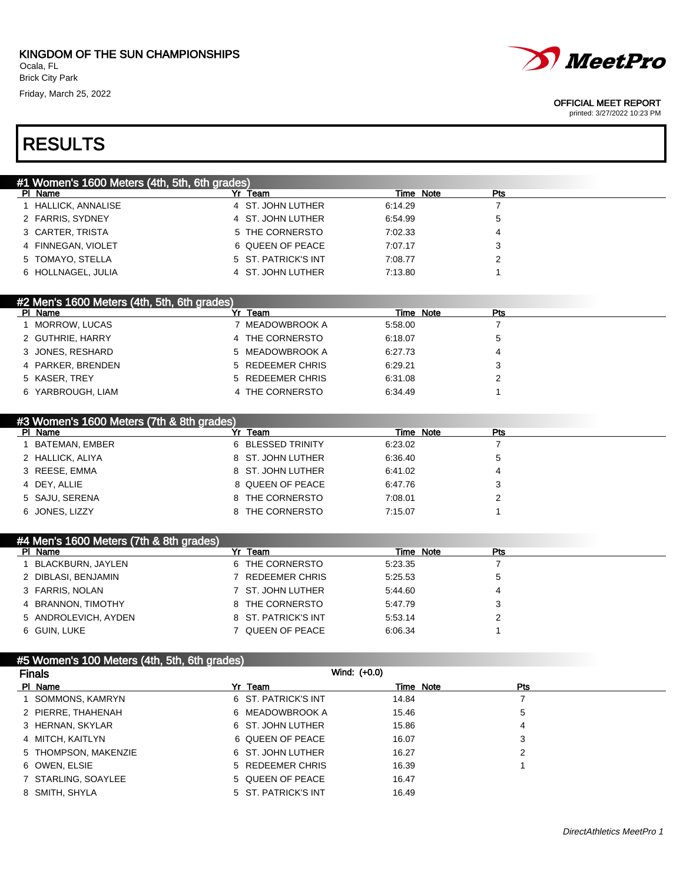KINGDOM OF THE SUN CHAMPIONSHIPS
Ocala, FL
Brick City Park
Friday, March 25, 2022

OFFICIAL MEET REPORT
printed: 3/27/2022 10:23 PM

# RESULTS

## #1 Women's 1600 Meters (4th, 5th, 6th grades)

| Pl | Name | Yr | Team | Time | Note | Pts |
|---|---|---|---|---|---|---|
| 1 | HALLICK, ANNALISE | 4 | ST. JOHN LUTHER | 6:14.29 | | 7 |
| 2 | FARRIS, SYDNEY | 4 | ST. JOHN LUTHER | 6:54.99 | | 5 |
| 3 | CARTER, TRISTA | 5 | THE CORNERSTO | 7:02.33 | | 4 |
| 4 | FINNEGAN, VIOLET | 6 | QUEEN OF PEACE | 7:07.17 | | 3 |
| 5 | TOMAYO, STELLA | 5 | ST. PATRICK'S INT | 7:08.77 | | 2 |
| 6 | HOLLNAGEL, JULIA | 4 | ST. JOHN LUTHER | 7:13.80 | | 1 |

## #2 Men's 1600 Meters (4th, 5th, 6th grades)

| Pl | Name | Yr | Team | Time | Note | Pts |
|---|---|---|---|---|---|---|
| 1 | MORROW, LUCAS | 7 | MEADOWBROOK A | 5:58.00 | | 7 |
| 2 | GUTHRIE, HARRY | 4 | THE CORNERSTO | 6:18.07 | | 5 |
| 3 | JONES, RESHARD | 5 | MEADOWBROOK A | 6:27.73 | | 4 |
| 4 | PARKER, BRENDEN | 5 | REDEEMER CHRIS | 6:29.21 | | 3 |
| 5 | KASER, TREY | 5 | REDEEMER CHRIS | 6:31.08 | | 2 |
| 6 | YARBROUGH, LIAM | 4 | THE CORNERSTO | 6:34.49 | | 1 |

## #3 Women's 1600 Meters (7th & 8th grades)

| Pl | Name | Yr | Team | Time | Note | Pts |
|---|---|---|---|---|---|---|
| 1 | BATEMAN, EMBER | 6 | BLESSED TRINITY | 6:23.02 | | 7 |
| 2 | HALLICK, ALIYA | 8 | ST. JOHN LUTHER | 6:36.40 | | 5 |
| 3 | REESE, EMMA | 8 | ST. JOHN LUTHER | 6:41.02 | | 4 |
| 4 | DEY, ALLIE | 8 | QUEEN OF PEACE | 6:47.76 | | 3 |
| 5 | SAJU, SERENA | 8 | THE CORNERSTO | 7:08.01 | | 2 |
| 6 | JONES, LIZZY | 8 | THE CORNERSTO | 7:15.07 | | 1 |

## #4 Men's 1600 Meters (7th & 8th grades)

| Pl | Name | Yr | Team | Time | Note | Pts |
|---|---|---|---|---|---|---|
| 1 | BLACKBURN, JAYLEN | 6 | THE CORNERSTO | 5:23.35 | | 7 |
| 2 | DIBLASI, BENJAMIN | 7 | REDEEMER CHRIS | 5:25.53 | | 5 |
| 3 | FARRIS, NOLAN | 7 | ST. JOHN LUTHER | 5:44.60 | | 4 |
| 4 | BRANNON, TIMOTHY | 8 | THE CORNERSTO | 5:47.79 | | 3 |
| 5 | ANDROLEVICH, AYDEN | 8 | ST. PATRICK'S INT | 5:53.14 | | 2 |
| 6 | GUIN, LUKE | 7 | QUEEN OF PEACE | 6:06.34 | | 1 |

## #5 Women's 100 Meters (4th, 5th, 6th grades)

### Finals

Wind: (+0.0)

| Pl | Name | Yr | Team | Time | Note | Pts |
|---|---|---|---|---|---|---|
| 1 | SOMMONS, KAMRYN | 6 | ST. PATRICK'S INT | 14.84 | | 7 |
| 2 | PIERRE, THAHENAH | 6 | MEADOWBROOK A | 15.46 | | 5 |
| 3 | HERNAN, SKYLAR | 6 | ST. JOHN LUTHER | 15.86 | | 4 |
| 4 | MITCH, KAITLYN | 6 | QUEEN OF PEACE | 16.07 | | 3 |
| 5 | THOMPSON, MAKENZIE | 6 | ST. JOHN LUTHER | 16.27 | | 2 |
| 6 | OWEN, ELSIE | 5 | REDEEMER CHRIS | 16.39 | | 1 |
| 7 | STARLING, SOAYLEE | 5 | QUEEN OF PEACE | 16.47 | | |
| 8 | SMITH, SHYLA | 5 | ST. PATRICK'S INT | 16.49 | | |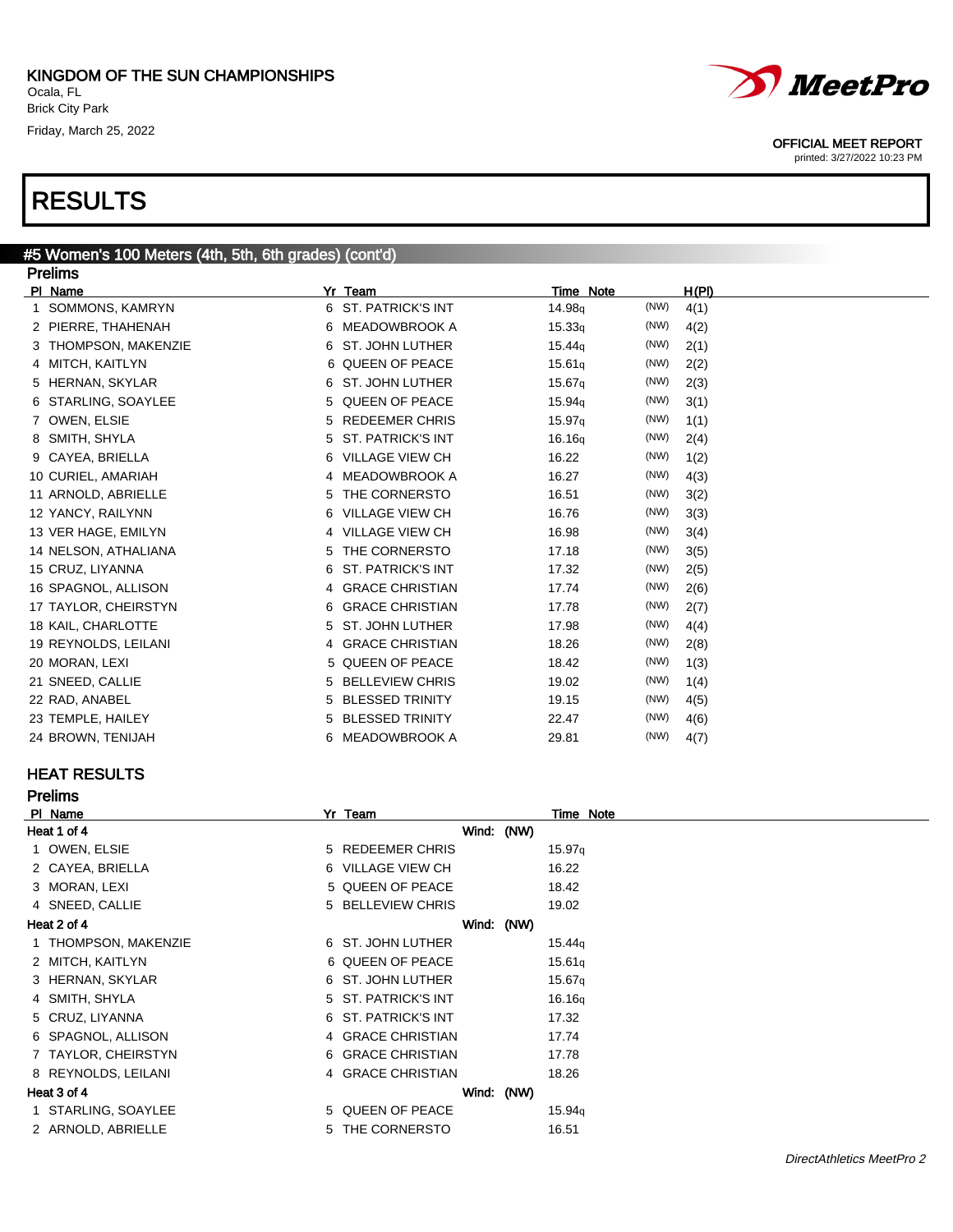KINGDOM OF THE SUN CHAMPIONSHIPS
Ocala, FL
Brick City Park
Friday, March 25, 2022

OFFICIAL MEET REPORT
printed: 3/27/2022 10:23 PM

# RESULTS

## #5 Women's 100 Meters (4th, 5th, 6th grades) (cont'd)

### Prelims

| Pl | Name | Yr | Team | Time | Note | | H(Pl) |
|---|---|---|---|---|---|---|---|
| 1 | SOMMONS, KAMRYN | 6 | ST. PATRICK'S INT | 14.98q | | (NW) | 4(1) |
| 2 | PIERRE, THAHENAH | 6 | MEADOWBROOK A | 15.33q | | (NW) | 4(2) |
| 3 | THOMPSON, MAKENZIE | 6 | ST. JOHN LUTHER | 15.44q | | (NW) | 2(1) |
| 4 | MITCH, KAITLYN | 6 | QUEEN OF PEACE | 15.61q | | (NW) | 2(2) |
| 5 | HERNAN, SKYLAR | 6 | ST. JOHN LUTHER | 15.67q | | (NW) | 2(3) |
| 6 | STARLING, SOAYLEE | 5 | QUEEN OF PEACE | 15.94q | | (NW) | 3(1) |
| 7 | OWEN, ELSIE | 5 | REDEEMER CHRIS | 15.97q | | (NW) | 1(1) |
| 8 | SMITH, SHYLA | 5 | ST. PATRICK'S INT | 16.16q | | (NW) | 2(4) |
| 9 | CAYEA, BRIELLA | 6 | VILLAGE VIEW CH | 16.22 | | (NW) | 1(2) |
| 10 | CURIEL, AMARIAH | 4 | MEADOWBROOK A | 16.27 | | (NW) | 4(3) |
| 11 | ARNOLD, ABRIELLE | 5 | THE CORNERSTO | 16.51 | | (NW) | 3(2) |
| 12 | YANCY, RAILYNN | 6 | VILLAGE VIEW CH | 16.76 | | (NW) | 3(3) |
| 13 | VER HAGE, EMILYN | 4 | VILLAGE VIEW CH | 16.98 | | (NW) | 3(4) |
| 14 | NELSON, ATHALIANA | 5 | THE CORNERSTO | 17.18 | | (NW) | 3(5) |
| 15 | CRUZ, LIYANNA | 6 | ST. PATRICK'S INT | 17.32 | | (NW) | 2(5) |
| 16 | SPAGNOL, ALLISON | 4 | GRACE CHRISTIAN | 17.74 | | (NW) | 2(6) |
| 17 | TAYLOR, CHEIRSTYN | 6 | GRACE CHRISTIAN | 17.78 | | (NW) | 2(7) |
| 18 | KAIL, CHARLOTTE | 5 | ST. JOHN LUTHER | 17.98 | | (NW) | 4(4) |
| 19 | REYNOLDS, LEILANI | 4 | GRACE CHRISTIAN | 18.26 | | (NW) | 2(8) |
| 20 | MORAN, LEXI | 5 | QUEEN OF PEACE | 18.42 | | (NW) | 1(3) |
| 21 | SNEED, CALLIE | 5 | BELLEVIEW CHRIS | 19.02 | | (NW) | 1(4) |
| 22 | RAD, ANABEL | 5 | BLESSED TRINITY | 19.15 | | (NW) | 4(5) |
| 23 | TEMPLE, HAILEY | 5 | BLESSED TRINITY | 22.47 | | (NW) | 4(6) |
| 24 | BROWN, TENIJAH | 6 | MEADOWBROOK A | 29.81 | | (NW) | 4(7) |

## HEAT RESULTS

### Prelims

| Pl | Name | Yr | Team | Time | Note |
|---|---|---|---|---|---|
| **Heat 1 of 4** | | | Wind: (NW) | | |
| 1 | OWEN, ELSIE | 5 | REDEEMER CHRIS | 15.97q | |
| 2 | CAYEA, BRIELLA | 6 | VILLAGE VIEW CH | 16.22 | |
| 3 | MORAN, LEXI | 5 | QUEEN OF PEACE | 18.42 | |
| 4 | SNEED, CALLIE | 5 | BELLEVIEW CHRIS | 19.02 | |
| **Heat 2 of 4** | | | Wind: (NW) | | |
| 1 | THOMPSON, MAKENZIE | 6 | ST. JOHN LUTHER | 15.44q | |
| 2 | MITCH, KAITLYN | 6 | QUEEN OF PEACE | 15.61q | |
| 3 | HERNAN, SKYLAR | 6 | ST. JOHN LUTHER | 15.67q | |
| 4 | SMITH, SHYLA | 5 | ST. PATRICK'S INT | 16.16q | |
| 5 | CRUZ, LIYANNA | 6 | ST. PATRICK'S INT | 17.32 | |
| 6 | SPAGNOL, ALLISON | 4 | GRACE CHRISTIAN | 17.74 | |
| 7 | TAYLOR, CHEIRSTYN | 6 | GRACE CHRISTIAN | 17.78 | |
| 8 | REYNOLDS, LEILANI | 4 | GRACE CHRISTIAN | 18.26 | |
| **Heat 3 of 4** | | | Wind: (NW) | | |
| 1 | STARLING, SOAYLEE | 5 | QUEEN OF PEACE | 15.94q | |
| 2 | ARNOLD, ABRIELLE | 5 | THE CORNERSTO | 16.51 | |

*DirectAthletics MeetPro 2*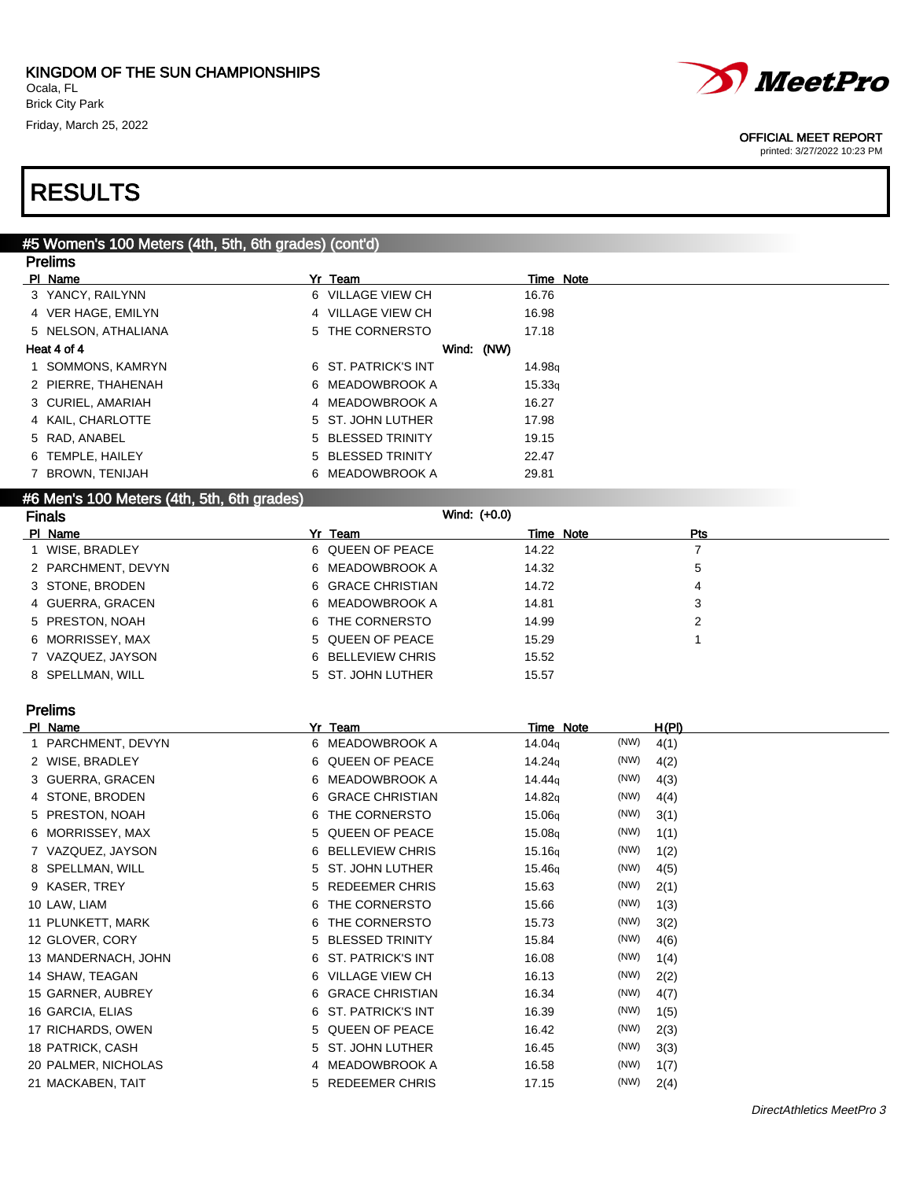KINGDOM OF THE SUN CHAMPIONSHIPS
Ocala, FL
Brick City Park
Friday, March 25, 2022

OFFICIAL MEET REPORT
printed: 3/27/2022 10:23 PM

# RESULTS

## #5 Women's 100 Meters (4th, 5th, 6th grades) (cont'd)

### Prelims

| Pl | Name | Yr | Team | Time | Note |
|---|---|---|---|---|---|
| 3 | YANCY, RAILYNN | 6 | VILLAGE VIEW CH | 16.76 | |
| 4 | VER HAGE, EMILYN | 4 | VILLAGE VIEW CH | 16.98 | |
| 5 | NELSON, ATHALIANA | 5 | THE CORNERSTO | 17.18 | |

Heat 4 of 4 — Wind: (NW)

| Pl | Name | Yr | Team | Time | Note |
|---|---|---|---|---|---|
| 1 | SOMMONS, KAMRYN | 6 | ST. PATRICK'S INT | 14.98q | |
| 2 | PIERRE, THAHENAH | 6 | MEADOWBROOK A | 15.33q | |
| 3 | CURIEL, AMARIAH | 4 | MEADOWBROOK A | 16.27 | |
| 4 | KAIL, CHARLOTTE | 5 | ST. JOHN LUTHER | 17.98 | |
| 5 | RAD, ANABEL | 5 | BLESSED TRINITY | 19.15 | |
| 6 | TEMPLE, HAILEY | 5 | BLESSED TRINITY | 22.47 | |
| 7 | BROWN, TENIJAH | 6 | MEADOWBROOK A | 29.81 | |

## #6 Men's 100 Meters (4th, 5th, 6th grades)

### Finals

Wind: (+0.0)

| Pl | Name | Yr | Team | Time | Note | Pts |
|---|---|---|---|---|---|---|
| 1 | WISE, BRADLEY | 6 | QUEEN OF PEACE | 14.22 | | 7 |
| 2 | PARCHMENT, DEVYN | 6 | MEADOWBROOK A | 14.32 | | 5 |
| 3 | STONE, BRODEN | 6 | GRACE CHRISTIAN | 14.72 | | 4 |
| 4 | GUERRA, GRACEN | 6 | MEADOWBROOK A | 14.81 | | 3 |
| 5 | PRESTON, NOAH | 6 | THE CORNERSTO | 14.99 | | 2 |
| 6 | MORRISSEY, MAX | 5 | QUEEN OF PEACE | 15.29 | | 1 |
| 7 | VAZQUEZ, JAYSON | 6 | BELLEVIEW CHRIS | 15.52 | | |
| 8 | SPELLMAN, WILL | 5 | ST. JOHN LUTHER | 15.57 | | |

### Prelims

| Pl | Name | Yr | Team | Time | Note | | H(Pl) |
|---|---|---|---|---|---|---|---|
| 1 | PARCHMENT, DEVYN | 6 | MEADOWBROOK A | 14.04q | | (NW) | 4(1) |
| 2 | WISE, BRADLEY | 6 | QUEEN OF PEACE | 14.24q | | (NW) | 4(2) |
| 3 | GUERRA, GRACEN | 6 | MEADOWBROOK A | 14.44q | | (NW) | 4(3) |
| 4 | STONE, BRODEN | 6 | GRACE CHRISTIAN | 14.82q | | (NW) | 4(4) |
| 5 | PRESTON, NOAH | 6 | THE CORNERSTO | 15.06q | | (NW) | 3(1) |
| 6 | MORRISSEY, MAX | 5 | QUEEN OF PEACE | 15.08q | | (NW) | 1(1) |
| 7 | VAZQUEZ, JAYSON | 6 | BELLEVIEW CHRIS | 15.16q | | (NW) | 1(2) |
| 8 | SPELLMAN, WILL | 5 | ST. JOHN LUTHER | 15.46q | | (NW) | 4(5) |
| 9 | KASER, TREY | 5 | REDEEMER CHRIS | 15.63 | | (NW) | 2(1) |
| 10 | LAW, LIAM | 6 | THE CORNERSTO | 15.66 | | (NW) | 1(3) |
| 11 | PLUNKETT, MARK | 6 | THE CORNERSTO | 15.73 | | (NW) | 3(2) |
| 12 | GLOVER, CORY | 5 | BLESSED TRINITY | 15.84 | | (NW) | 4(6) |
| 13 | MANDERNACH, JOHN | 6 | ST. PATRICK'S INT | 16.08 | | (NW) | 1(4) |
| 14 | SHAW, TEAGAN | 6 | VILLAGE VIEW CH | 16.13 | | (NW) | 2(2) |
| 15 | GARNER, AUBREY | 6 | GRACE CHRISTIAN | 16.34 | | (NW) | 4(7) |
| 16 | GARCIA, ELIAS | 6 | ST. PATRICK'S INT | 16.39 | | (NW) | 1(5) |
| 17 | RICHARDS, OWEN | 5 | QUEEN OF PEACE | 16.42 | | (NW) | 2(3) |
| 18 | PATRICK, CASH | 5 | ST. JOHN LUTHER | 16.45 | | (NW) | 3(3) |
| 20 | PALMER, NICHOLAS | 4 | MEADOWBROOK A | 16.58 | | (NW) | 1(7) |
| 21 | MACKABEN, TAIT | 5 | REDEEMER CHRIS | 17.15 | | (NW) | 2(4) |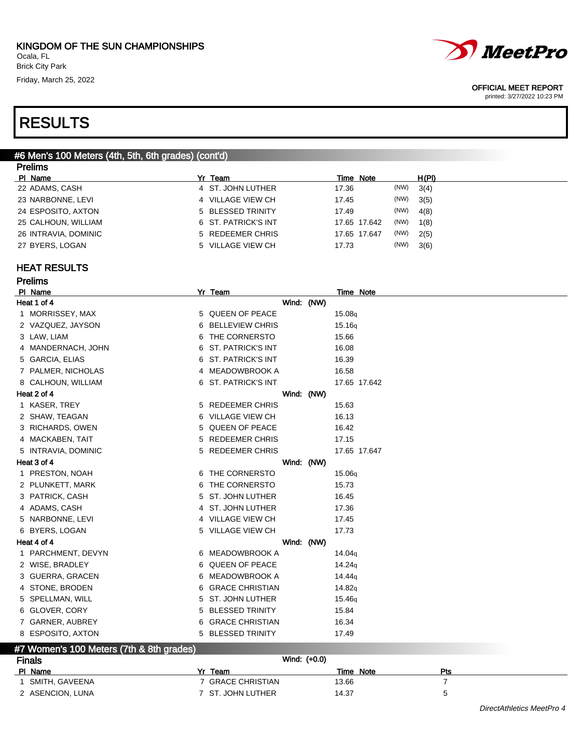KINGDOM OF THE SUN CHAMPIONSHIPS
Ocala, FL
Brick City Park
Friday, March 25, 2022

OFFICIAL MEET REPORT
printed: 3/27/2022 10:23 PM

# RESULTS

## #6 Men's 100 Meters (4th, 5th, 6th grades) (cont'd)

### Prelims

| Pl | Name | Yr | Team | Time | Note | | H(Pl) |
|---|---|---|---|---|---|---|---|
| 22 | ADAMS, CASH | 4 | ST. JOHN LUTHER | 17.36 | | (NW) | 3(4) |
| 23 | NARBONNE, LEVI | 4 | VILLAGE VIEW CH | 17.45 | | (NW) | 3(5) |
| 24 | ESPOSITO, AXTON | 5 | BLESSED TRINITY | 17.49 | | (NW) | 4(8) |
| 25 | CALHOUN, WILLIAM | 6 | ST. PATRICK'S INT | 17.65 | 17.642 | (NW) | 1(8) |
| 26 | INTRAVIA, DOMINIC | 5 | REDEEMER CHRIS | 17.65 | 17.647 | (NW) | 2(5) |
| 27 | BYERS, LOGAN | 5 | VILLAGE VIEW CH | 17.73 | | (NW) | 3(6) |

### HEAT RESULTS

### Prelims

| Pl | Name | Yr | Team | Time | Note |
|---|---|---|---|---|---|
| **Heat 1 of 4** | | | Wind: (NW) | | |
| 1 | MORRISSEY, MAX | 5 | QUEEN OF PEACE | 15.08q | |
| 2 | VAZQUEZ, JAYSON | 6 | BELLEVIEW CHRIS | 15.16q | |
| 3 | LAW, LIAM | 6 | THE CORNERSTO | 15.66 | |
| 4 | MANDERNACH, JOHN | 6 | ST. PATRICK'S INT | 16.08 | |
| 5 | GARCIA, ELIAS | 6 | ST. PATRICK'S INT | 16.39 | |
| 7 | PALMER, NICHOLAS | 4 | MEADOWBROOK A | 16.58 | |
| 8 | CALHOUN, WILLIAM | 6 | ST. PATRICK'S INT | 17.65 | 17.642 |
| **Heat 2 of 4** | | | Wind: (NW) | | |
| 1 | KASER, TREY | 5 | REDEEMER CHRIS | 15.63 | |
| 2 | SHAW, TEAGAN | 6 | VILLAGE VIEW CH | 16.13 | |
| 3 | RICHARDS, OWEN | 5 | QUEEN OF PEACE | 16.42 | |
| 4 | MACKABEN, TAIT | 5 | REDEEMER CHRIS | 17.15 | |
| 5 | INTRAVIA, DOMINIC | 5 | REDEEMER CHRIS | 17.65 | 17.647 |
| **Heat 3 of 4** | | | Wind: (NW) | | |
| 1 | PRESTON, NOAH | 6 | THE CORNERSTO | 15.06q | |
| 2 | PLUNKETT, MARK | 6 | THE CORNERSTO | 15.73 | |
| 3 | PATRICK, CASH | 5 | ST. JOHN LUTHER | 16.45 | |
| 4 | ADAMS, CASH | 4 | ST. JOHN LUTHER | 17.36 | |
| 5 | NARBONNE, LEVI | 4 | VILLAGE VIEW CH | 17.45 | |
| 6 | BYERS, LOGAN | 5 | VILLAGE VIEW CH | 17.73 | |
| **Heat 4 of 4** | | | Wind: (NW) | | |
| 1 | PARCHMENT, DEVYN | 6 | MEADOWBROOK A | 14.04q | |
| 2 | WISE, BRADLEY | 6 | QUEEN OF PEACE | 14.24q | |
| 3 | GUERRA, GRACEN | 6 | MEADOWBROOK A | 14.44q | |
| 4 | STONE, BRODEN | 6 | GRACE CHRISTIAN | 14.82q | |
| 5 | SPELLMAN, WILL | 5 | ST. JOHN LUTHER | 15.46q | |
| 6 | GLOVER, CORY | 5 | BLESSED TRINITY | 15.84 | |
| 7 | GARNER, AUBREY | 6 | GRACE CHRISTIAN | 16.34 | |
| 8 | ESPOSITO, AXTON | 5 | BLESSED TRINITY | 17.49 | |

## #7 Women's 100 Meters (7th & 8th grades)

### Finals

Wind: (+0.0)

| Pl | Name | Yr | Team | Time | Note | Pts |
|---|---|---|---|---|---|---|
| 1 | SMITH, GAVEENA | 7 | GRACE CHRISTIAN | 13.66 | | 7 |
| 2 | ASENCION, LUNA | 7 | ST. JOHN LUTHER | 14.37 | | 5 |

DirectAthletics MeetPro 4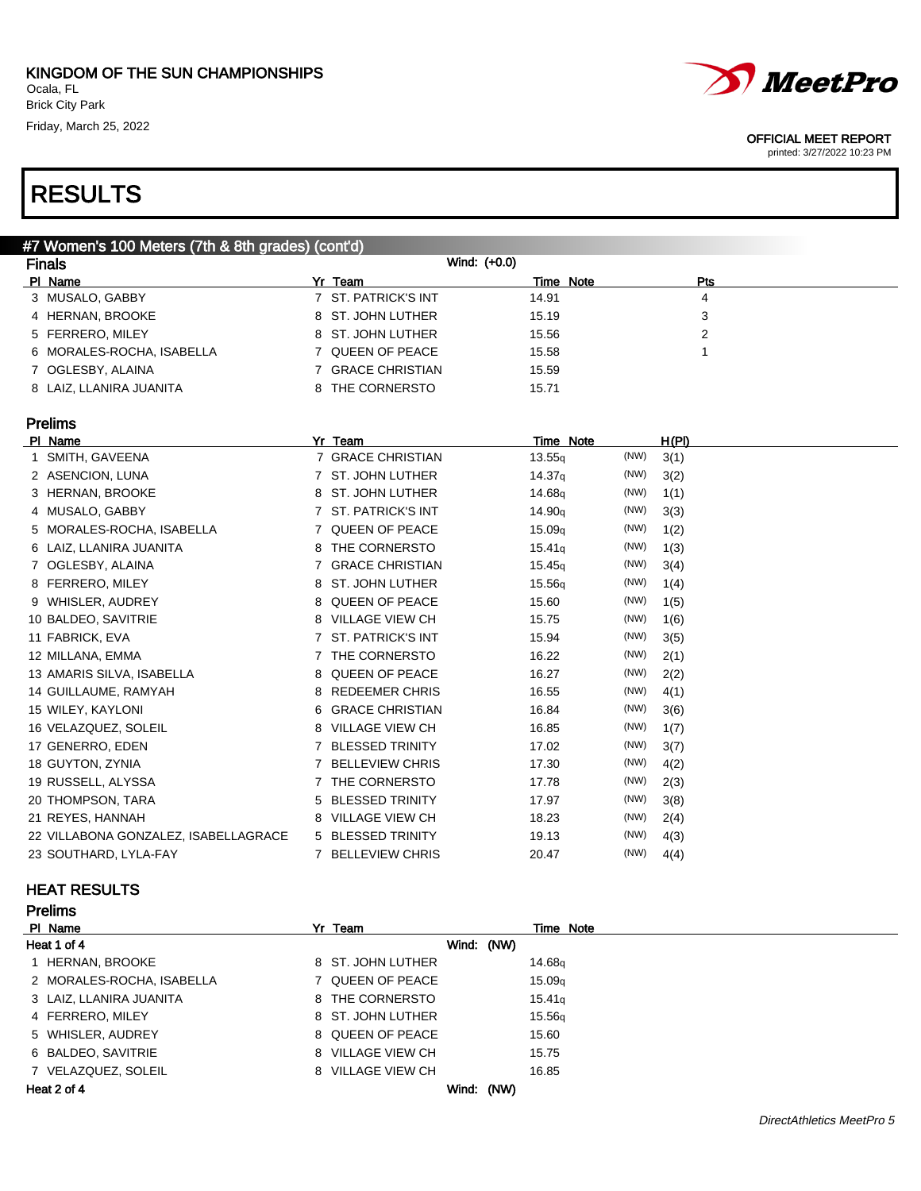KINGDOM OF THE SUN CHAMPIONSHIPS
Ocala, FL
Brick City Park
Friday, March 25, 2022

OFFICIAL MEET REPORT
printed: 3/27/2022 10:23 PM

# RESULTS

## #7 Women's 100 Meters (7th & 8th grades) (cont'd)

### Finals

Wind: (+0.0)

| Pl | Name | Yr | Team | Time | Note | Pts |
|---|---|---|---|---|---|---|
| 3 | MUSALO, GABBY | 7 | ST. PATRICK'S INT | 14.91 | | 4 |
| 4 | HERNAN, BROOKE | 8 | ST. JOHN LUTHER | 15.19 | | 3 |
| 5 | FERRERO, MILEY | 8 | ST. JOHN LUTHER | 15.56 | | 2 |
| 6 | MORALES-ROCHA, ISABELLA | 7 | QUEEN OF PEACE | 15.58 | | 1 |
| 7 | OGLESBY, ALAINA | 7 | GRACE CHRISTIAN | 15.59 | | |
| 8 | LAIZ, LLANIRA JUANITA | 8 | THE CORNERSTO | 15.71 | | |

### Prelims

| Pl | Name | Yr | Team | Time | Note | | H(Pl) |
|---|---|---|---|---|---|---|---|
| 1 | SMITH, GAVEENA | 7 | GRACE CHRISTIAN | 13.55q | | (NW) | 3(1) |
| 2 | ASENCION, LUNA | 7 | ST. JOHN LUTHER | 14.37q | | (NW) | 3(2) |
| 3 | HERNAN, BROOKE | 8 | ST. JOHN LUTHER | 14.68q | | (NW) | 1(1) |
| 4 | MUSALO, GABBY | 7 | ST. PATRICK'S INT | 14.90q | | (NW) | 3(3) |
| 5 | MORALES-ROCHA, ISABELLA | 7 | QUEEN OF PEACE | 15.09q | | (NW) | 1(2) |
| 6 | LAIZ, LLANIRA JUANITA | 8 | THE CORNERSTO | 15.41q | | (NW) | 1(3) |
| 7 | OGLESBY, ALAINA | 7 | GRACE CHRISTIAN | 15.45q | | (NW) | 3(4) |
| 8 | FERRERO, MILEY | 8 | ST. JOHN LUTHER | 15.56q | | (NW) | 1(4) |
| 9 | WHISLER, AUDREY | 8 | QUEEN OF PEACE | 15.60 | | (NW) | 1(5) |
| 10 | BALDEO, SAVITRIE | 8 | VILLAGE VIEW CH | 15.75 | | (NW) | 1(6) |
| 11 | FABRICK, EVA | 7 | ST. PATRICK'S INT | 15.94 | | (NW) | 3(5) |
| 12 | MILLANA, EMMA | 7 | THE CORNERSTO | 16.22 | | (NW) | 2(1) |
| 13 | AMARIS SILVA, ISABELLA | 8 | QUEEN OF PEACE | 16.27 | | (NW) | 2(2) |
| 14 | GUILLAUME, RAMYAH | 8 | REDEEMER CHRIS | 16.55 | | (NW) | 4(1) |
| 15 | WILEY, KAYLONI | 6 | GRACE CHRISTIAN | 16.84 | | (NW) | 3(6) |
| 16 | VELAZQUEZ, SOLEIL | 8 | VILLAGE VIEW CH | 16.85 | | (NW) | 1(7) |
| 17 | GENERRO, EDEN | 7 | BLESSED TRINITY | 17.02 | | (NW) | 3(7) |
| 18 | GUYTON, ZYNIA | 7 | BELLEVIEW CHRIS | 17.30 | | (NW) | 4(2) |
| 19 | RUSSELL, ALYSSA | 7 | THE CORNERSTO | 17.78 | | (NW) | 2(3) |
| 20 | THOMPSON, TARA | 5 | BLESSED TRINITY | 17.97 | | (NW) | 3(8) |
| 21 | REYES, HANNAH | 8 | VILLAGE VIEW CH | 18.23 | | (NW) | 2(4) |
| 22 | VILLABONA GONZALEZ, ISABELLAGRACE | 5 | BLESSED TRINITY | 19.13 | | (NW) | 4(3) |
| 23 | SOUTHARD, LYLA-FAY | 7 | BELLEVIEW CHRIS | 20.47 | | (NW) | 4(4) |

## HEAT RESULTS

### Prelims

| Pl | Name | Yr | Team | Time | Note |
|---|---|---|---|---|---|
| **Heat 1 of 4** | | | Wind: (NW) | | |
| 1 | HERNAN, BROOKE | 8 | ST. JOHN LUTHER | 14.68q | |
| 2 | MORALES-ROCHA, ISABELLA | 7 | QUEEN OF PEACE | 15.09q | |
| 3 | LAIZ, LLANIRA JUANITA | 8 | THE CORNERSTO | 15.41q | |
| 4 | FERRERO, MILEY | 8 | ST. JOHN LUTHER | 15.56q | |
| 5 | WHISLER, AUDREY | 8 | QUEEN OF PEACE | 15.60 | |
| 6 | BALDEO, SAVITRIE | 8 | VILLAGE VIEW CH | 15.75 | |
| 7 | VELAZQUEZ, SOLEIL | 8 | VILLAGE VIEW CH | 16.85 | |
| **Heat 2 of 4** | | | Wind: (NW) | | |

DirectAthletics MeetPro 5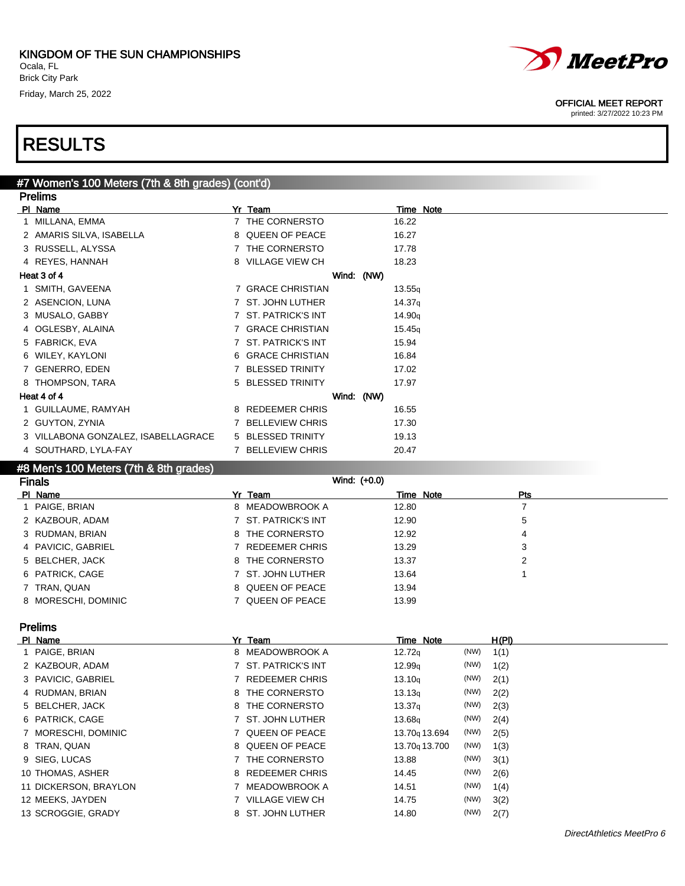KINGDOM OF THE SUN CHAMPIONSHIPS
Ocala, FL
Brick City Park
Friday, March 25, 2022

OFFICIAL MEET REPORT
printed: 3/27/2022 10:23 PM

# RESULTS

## #7 Women's 100 Meters (7th & 8th grades) (cont'd)

### Prelims

| Pl | Name | Yr | Team | Time | Note |
|---|---|---|---|---|---|
| 1 | MILLANA, EMMA | 7 | THE CORNERSTO | 16.22 | |
| 2 | AMARIS SILVA, ISABELLA | 8 | QUEEN OF PEACE | 16.27 | |
| 3 | RUSSELL, ALYSSA | 7 | THE CORNERSTO | 17.78 | |
| 4 | REYES, HANNAH | 8 | VILLAGE VIEW CH | 18.23 | |

**Heat 3 of 4** — Wind: (NW)

| Pl | Name | Yr | Team | Time | Note |
|---|---|---|---|---|---|
| 1 | SMITH, GAVEENA | 7 | GRACE CHRISTIAN | 13.55q | |
| 2 | ASENCION, LUNA | 7 | ST. JOHN LUTHER | 14.37q | |
| 3 | MUSALO, GABBY | 7 | ST. PATRICK'S INT | 14.90q | |
| 4 | OGLESBY, ALAINA | 7 | GRACE CHRISTIAN | 15.45q | |
| 5 | FABRICK, EVA | 7 | ST. PATRICK'S INT | 15.94 | |
| 6 | WILEY, KAYLONI | 6 | GRACE CHRISTIAN | 16.84 | |
| 7 | GENERRO, EDEN | 7 | BLESSED TRINITY | 17.02 | |
| 8 | THOMPSON, TARA | 5 | BLESSED TRINITY | 17.97 | |

**Heat 4 of 4** — Wind: (NW)

| Pl | Name | Yr | Team | Time | Note |
|---|---|---|---|---|---|
| 1 | GUILLAUME, RAMYAH | 8 | REDEEMER CHRIS | 16.55 | |
| 2 | GUYTON, ZYNIA | 7 | BELLEVIEW CHRIS | 17.30 | |
| 3 | VILLABONA GONZALEZ, ISABELLAGRACE | 5 | BLESSED TRINITY | 19.13 | |
| 4 | SOUTHARD, LYLA-FAY | 7 | BELLEVIEW CHRIS | 20.47 | |

## #8 Men's 100 Meters (7th & 8th grades)

### Finals

Wind: (+0.0)

| Pl | Name | Yr | Team | Time | Note | Pts |
|---|---|---|---|---|---|---|
| 1 | PAIGE, BRIAN | 8 | MEADOWBROOK A | 12.80 | | 7 |
| 2 | KAZBOUR, ADAM | 7 | ST. PATRICK'S INT | 12.90 | | 5 |
| 3 | RUDMAN, BRIAN | 8 | THE CORNERSTO | 12.92 | | 4 |
| 4 | PAVICIC, GABRIEL | 7 | REDEEMER CHRIS | 13.29 | | 3 |
| 5 | BELCHER, JACK | 8 | THE CORNERSTO | 13.37 | | 2 |
| 6 | PATRICK, CAGE | 7 | ST. JOHN LUTHER | 13.64 | | 1 |
| 7 | TRAN, QUAN | 8 | QUEEN OF PEACE | 13.94 | | |
| 8 | MORESCHI, DOMINIC | 7 | QUEEN OF PEACE | 13.99 | | |

### Prelims

| Pl | Name | Yr | Team | Time | Note | Wind | H(Pl) |
|---|---|---|---|---|---|---|---|
| 1 | PAIGE, BRIAN | 8 | MEADOWBROOK A | 12.72q | | (NW) | 1(1) |
| 2 | KAZBOUR, ADAM | 7 | ST. PATRICK'S INT | 12.99q | | (NW) | 1(2) |
| 3 | PAVICIC, GABRIEL | 7 | REDEEMER CHRIS | 13.10q | | (NW) | 2(1) |
| 4 | RUDMAN, BRIAN | 8 | THE CORNERSTO | 13.13q | | (NW) | 2(2) |
| 5 | BELCHER, JACK | 8 | THE CORNERSTO | 13.37q | | (NW) | 2(3) |
| 6 | PATRICK, CAGE | 7 | ST. JOHN LUTHER | 13.68q | | (NW) | 2(4) |
| 7 | MORESCHI, DOMINIC | 7 | QUEEN OF PEACE | 13.70q | 13.694 | (NW) | 2(5) |
| 8 | TRAN, QUAN | 8 | QUEEN OF PEACE | 13.70q | 13.700 | (NW) | 1(3) |
| 9 | SIEG, LUCAS | 7 | THE CORNERSTO | 13.88 | | (NW) | 3(1) |
| 10 | THOMAS, ASHER | 8 | REDEEMER CHRIS | 14.45 | | (NW) | 2(6) |
| 11 | DICKERSON, BRAYLON | 7 | MEADOWBROOK A | 14.51 | | (NW) | 1(4) |
| 12 | MEEKS, JAYDEN | 7 | VILLAGE VIEW CH | 14.75 | | (NW) | 3(2) |
| 13 | SCROGGIE, GRADY | 8 | ST. JOHN LUTHER | 14.80 | | (NW) | 2(7) |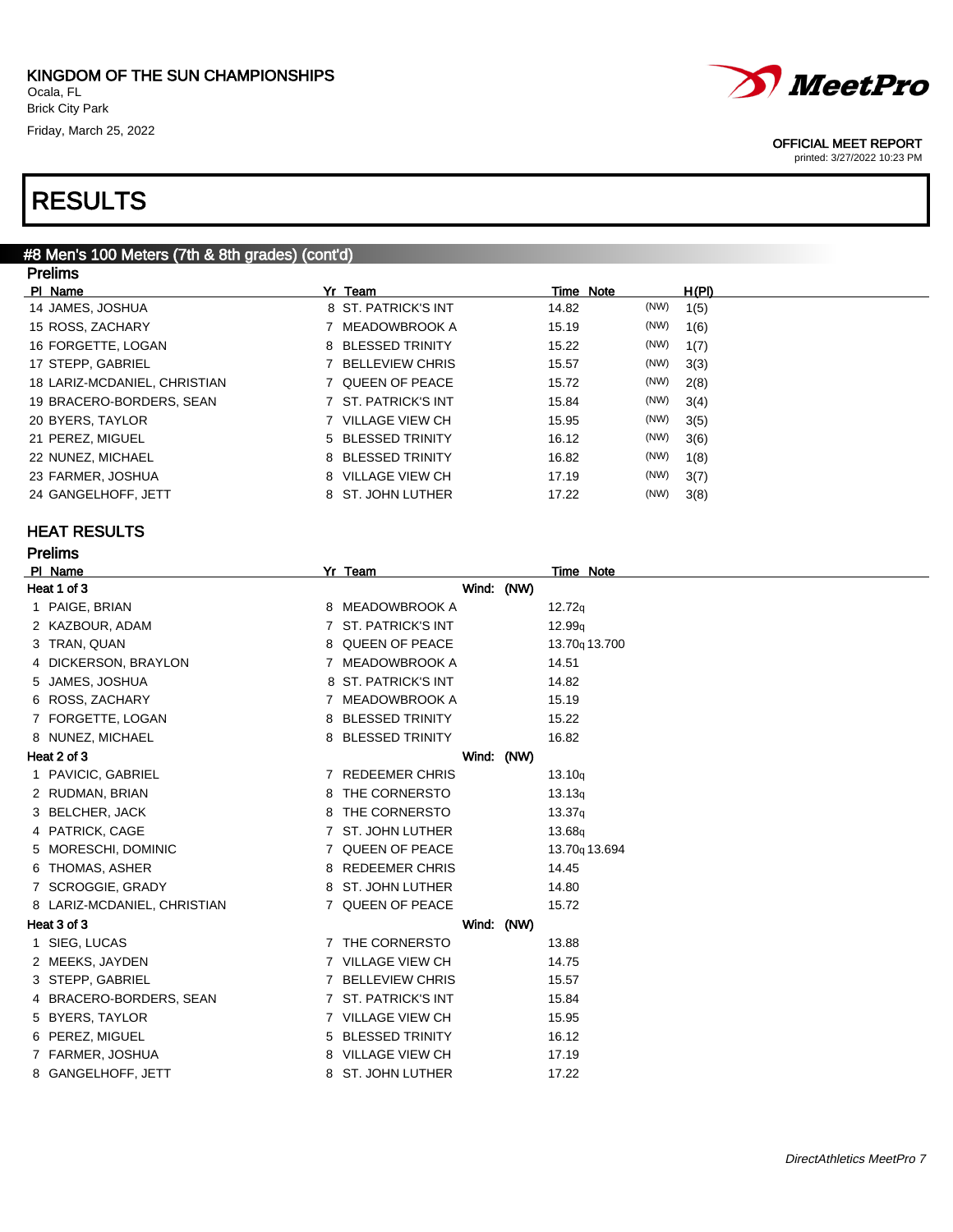# KINGDOM OF THE SUN CHAMPIONSHIPS

Ocala, FL
Brick City Park
Friday, March 25, 2022

OFFICIAL MEET REPORT
printed: 3/27/2022 10:23 PM

# RESULTS

## #8 Men's 100 Meters (7th & 8th grades) (cont'd)

### Prelims

| Pl | Name | Yr | Team | Time | Note | | H(Pl) |
|---|---|---|---|---|---|---|---|
| 14 | JAMES, JOSHUA | 8 | ST. PATRICK'S INT | 14.82 | | (NW) | 1(5) |
| 15 | ROSS, ZACHARY | 7 | MEADOWBROOK A | 15.19 | | (NW) | 1(6) |
| 16 | FORGETTE, LOGAN | 8 | BLESSED TRINITY | 15.22 | | (NW) | 1(7) |
| 17 | STEPP, GABRIEL | 7 | BELLEVIEW CHRIS | 15.57 | | (NW) | 3(3) |
| 18 | LARIZ-MCDANIEL, CHRISTIAN | 7 | QUEEN OF PEACE | 15.72 | | (NW) | 2(8) |
| 19 | BRACERO-BORDERS, SEAN | 7 | ST. PATRICK'S INT | 15.84 | | (NW) | 3(4) |
| 20 | BYERS, TAYLOR | 7 | VILLAGE VIEW CH | 15.95 | | (NW) | 3(5) |
| 21 | PEREZ, MIGUEL | 5 | BLESSED TRINITY | 16.12 | | (NW) | 3(6) |
| 22 | NUNEZ, MICHAEL | 8 | BLESSED TRINITY | 16.82 | | (NW) | 1(8) |
| 23 | FARMER, JOSHUA | 8 | VILLAGE VIEW CH | 17.19 | | (NW) | 3(7) |
| 24 | GANGELHOFF, JETT | 8 | ST. JOHN LUTHER | 17.22 | | (NW) | 3(8) |

## HEAT RESULTS

### Prelims

| Pl | Name | Yr | Team | Time | Note |
|---|---|---|---|---|---|
| **Heat 1 of 3** | | | Wind: (NW) | | |
| 1 | PAIGE, BRIAN | 8 | MEADOWBROOK A | 12.72q | |
| 2 | KAZBOUR, ADAM | 7 | ST. PATRICK'S INT | 12.99q | |
| 3 | TRAN, QUAN | 8 | QUEEN OF PEACE | 13.70q | 13.700 |
| 4 | DICKERSON, BRAYLON | 7 | MEADOWBROOK A | 14.51 | |
| 5 | JAMES, JOSHUA | 8 | ST. PATRICK'S INT | 14.82 | |
| 6 | ROSS, ZACHARY | 7 | MEADOWBROOK A | 15.19 | |
| 7 | FORGETTE, LOGAN | 8 | BLESSED TRINITY | 15.22 | |
| 8 | NUNEZ, MICHAEL | 8 | BLESSED TRINITY | 16.82 | |
| **Heat 2 of 3** | | | Wind: (NW) | | |
| 1 | PAVICIC, GABRIEL | 7 | REDEEMER CHRIS | 13.10q | |
| 2 | RUDMAN, BRIAN | 8 | THE CORNERSTO | 13.13q | |
| 3 | BELCHER, JACK | 8 | THE CORNERSTO | 13.37q | |
| 4 | PATRICK, CAGE | 7 | ST. JOHN LUTHER | 13.68q | |
| 5 | MORESCHI, DOMINIC | 7 | QUEEN OF PEACE | 13.70q | 13.694 |
| 6 | THOMAS, ASHER | 8 | REDEEMER CHRIS | 14.45 | |
| 7 | SCROGGIE, GRADY | 8 | ST. JOHN LUTHER | 14.80 | |
| 8 | LARIZ-MCDANIEL, CHRISTIAN | 7 | QUEEN OF PEACE | 15.72 | |
| **Heat 3 of 3** | | | Wind: (NW) | | |
| 1 | SIEG, LUCAS | 7 | THE CORNERSTO | 13.88 | |
| 2 | MEEKS, JAYDEN | 7 | VILLAGE VIEW CH | 14.75 | |
| 3 | STEPP, GABRIEL | 7 | BELLEVIEW CHRIS | 15.57 | |
| 4 | BRACERO-BORDERS, SEAN | 7 | ST. PATRICK'S INT | 15.84 | |
| 5 | BYERS, TAYLOR | 7 | VILLAGE VIEW CH | 15.95 | |
| 6 | PEREZ, MIGUEL | 5 | BLESSED TRINITY | 16.12 | |
| 7 | FARMER, JOSHUA | 8 | VILLAGE VIEW CH | 17.19 | |
| 8 | GANGELHOFF, JETT | 8 | ST. JOHN LUTHER | 17.22 | |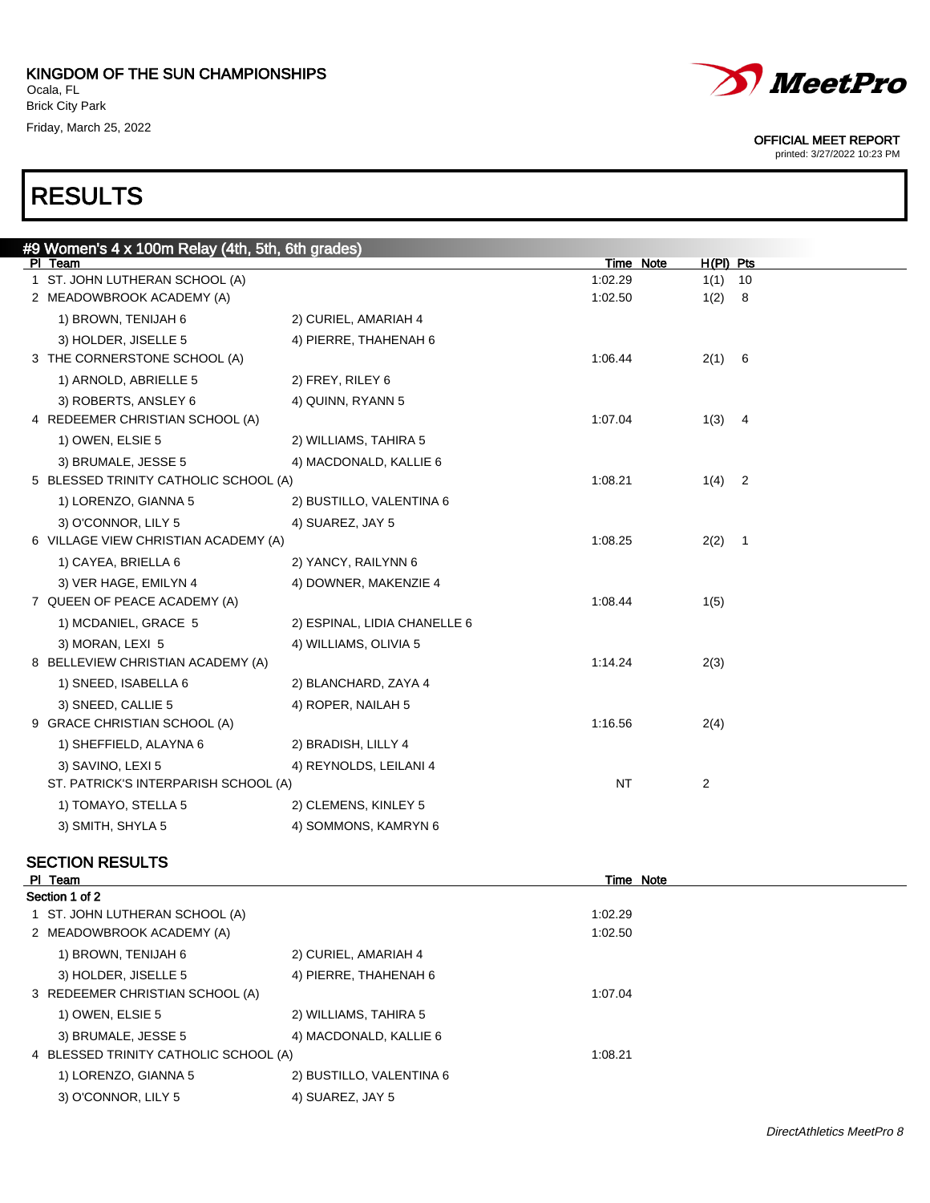KINGDOM OF THE SUN CHAMPIONSHIPS
Ocala, FL
Brick City Park
Friday, March 25, 2022

OFFICIAL MEET REPORT
printed: 3/27/2022 10:23 PM

# RESULTS

## #9 Women's 4 x 100m Relay (4th, 5th, 6th grades)

| Pl | Team | | Time | Note | H(Pl) | Pts |
|---|---|---|---|---|---|---|
| 1 | ST. JOHN LUTHERAN SCHOOL (A) | | 1:02.29 | | 1(1) | 10 |
| 2 | MEADOWBROOK ACADEMY (A) | | 1:02.50 | | 1(2) | 8 |
| | 1) BROWN, TENIJAH 6 | 2) CURIEL, AMARIAH 4 | | | | |
| | 3) HOLDER, JISELLE 5 | 4) PIERRE, THAHENAH 6 | | | | |
| 3 | THE CORNERSTONE SCHOOL (A) | | 1:06.44 | | 2(1) | 6 |
| | 1) ARNOLD, ABRIELLE 5 | 2) FREY, RILEY 6 | | | | |
| | 3) ROBERTS, ANSLEY 6 | 4) QUINN, RYANN 5 | | | | |
| 4 | REDEEMER CHRISTIAN SCHOOL (A) | | 1:07.04 | | 1(3) | 4 |
| | 1) OWEN, ELSIE 5 | 2) WILLIAMS, TAHIRA 5 | | | | |
| | 3) BRUMALE, JESSE 5 | 4) MACDONALD, KALLIE 6 | | | | |
| 5 | BLESSED TRINITY CATHOLIC SCHOOL (A) | | 1:08.21 | | 1(4) | 2 |
| | 1) LORENZO, GIANNA 5 | 2) BUSTILLO, VALENTINA 6 | | | | |
| | 3) O'CONNOR, LILY 5 | 4) SUAREZ, JAY 5 | | | | |
| 6 | VILLAGE VIEW CHRISTIAN ACADEMY (A) | | 1:08.25 | | 2(2) | 1 |
| | 1) CAYEA, BRIELLA 6 | 2) YANCY, RAILYNN 6 | | | | |
| | 3) VER HAGE, EMILYN 4 | 4) DOWNER, MAKENZIE 4 | | | | |
| 7 | QUEEN OF PEACE ACADEMY (A) | | 1:08.44 | | 1(5) | |
| | 1) MCDANIEL, GRACE 5 | 2) ESPINAL, LIDIA CHANELLE 6 | | | | |
| | 3) MORAN, LEXI 5 | 4) WILLIAMS, OLIVIA 5 | | | | |
| 8 | BELLEVIEW CHRISTIAN ACADEMY (A) | | 1:14.24 | | 2(3) | |
| | 1) SNEED, ISABELLA 6 | 2) BLANCHARD, ZAYA 4 | | | | |
| | 3) SNEED, CALLIE 5 | 4) ROPER, NAILAH 5 | | | | |
| 9 | GRACE CHRISTIAN SCHOOL (A) | | 1:16.56 | | 2(4) | |
| | 1) SHEFFIELD, ALAYNA 6 | 2) BRADISH, LILLY 4 | | | | |
| | 3) SAVINO, LEXI 5 | 4) REYNOLDS, LEILANI 4 | | | | |
| | ST. PATRICK'S INTERPARISH SCHOOL (A) | | NT | | 2 | |
| | 1) TOMAYO, STELLA 5 | 2) CLEMENS, KINLEY 5 | | | | |
| | 3) SMITH, SHYLA 5 | 4) SOMMONS, KAMRYN 6 | | | | |

### SECTION RESULTS

| Pl | Team | | Time | Note |
|---|---|---|---|---|
| **Section 1 of 2** | | | | |
| 1 | ST. JOHN LUTHERAN SCHOOL (A) | | 1:02.29 | |
| 2 | MEADOWBROOK ACADEMY (A) | | 1:02.50 | |
| | 1) BROWN, TENIJAH 6 | 2) CURIEL, AMARIAH 4 | | |
| | 3) HOLDER, JISELLE 5 | 4) PIERRE, THAHENAH 6 | | |
| 3 | REDEEMER CHRISTIAN SCHOOL (A) | | 1:07.04 | |
| | 1) OWEN, ELSIE 5 | 2) WILLIAMS, TAHIRA 5 | | |
| | 3) BRUMALE, JESSE 5 | 4) MACDONALD, KALLIE 6 | | |
| 4 | BLESSED TRINITY CATHOLIC SCHOOL (A) | | 1:08.21 | |
| | 1) LORENZO, GIANNA 5 | 2) BUSTILLO, VALENTINA 6 | | |
| | 3) O'CONNOR, LILY 5 | 4) SUAREZ, JAY 5 | | |

*DirectAthletics MeetPro 8*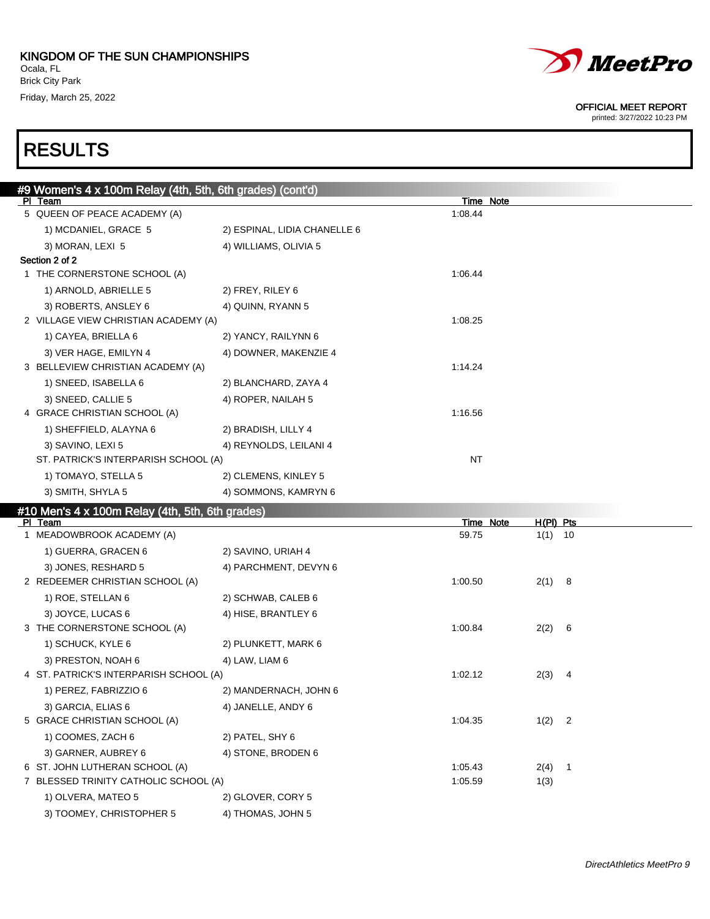KINGDOM OF THE SUN CHAMPIONSHIPS
Ocala, FL
Brick City Park
Friday, March 25, 2022

OFFICIAL MEET REPORT
printed: 3/27/2022 10:23 PM

# RESULTS

## #9 Women's 4 x 100m Relay (4th, 5th, 6th grades) (cont'd)

| Pl | Team | | Time | Note |
|---|---|---|---|---|
| 5 | QUEEN OF PEACE ACADEMY (A) | | 1:08.44 | |
| | 1) MCDANIEL, GRACE 5 | 2) ESPINAL, LIDIA CHANELLE 6 | | |
| | 3) MORAN, LEXI 5 | 4) WILLIAMS, OLIVIA 5 | | |
| **Section 2 of 2** | | | | |
| 1 | THE CORNERSTONE SCHOOL (A) | | 1:06.44 | |
| | 1) ARNOLD, ABRIELLE 5 | 2) FREY, RILEY 6 | | |
| | 3) ROBERTS, ANSLEY 6 | 4) QUINN, RYANN 5 | | |
| 2 | VILLAGE VIEW CHRISTIAN ACADEMY (A) | | 1:08.25 | |
| | 1) CAYEA, BRIELLA 6 | 2) YANCY, RAILYNN 6 | | |
| | 3) VER HAGE, EMILYN 4 | 4) DOWNER, MAKENZIE 4 | | |
| 3 | BELLEVIEW CHRISTIAN ACADEMY (A) | | 1:14.24 | |
| | 1) SNEED, ISABELLA 6 | 2) BLANCHARD, ZAYA 4 | | |
| | 3) SNEED, CALLIE 5 | 4) ROPER, NAILAH 5 | | |
| 4 | GRACE CHRISTIAN SCHOOL (A) | | 1:16.56 | |
| | 1) SHEFFIELD, ALAYNA 6 | 2) BRADISH, LILLY 4 | | |
| | 3) SAVINO, LEXI 5 | 4) REYNOLDS, LEILANI 4 | | |
| | ST. PATRICK'S INTERPARISH SCHOOL (A) | | NT | |
| | 1) TOMAYO, STELLA 5 | 2) CLEMENS, KINLEY 5 | | |
| | 3) SMITH, SHYLA 5 | 4) SOMMONS, KAMRYN 6 | | |

## #10 Men's 4 x 100m Relay (4th, 5th, 6th grades)

| Pl | Team | | Time | Note | H(Pl) | Pts |
|---|---|---|---|---|---|---|
| 1 | MEADOWBROOK ACADEMY (A) | | 59.75 | | 1(1) | 10 |
| | 1) GUERRA, GRACEN 6 | 2) SAVINO, URIAH 4 | | | | |
| | 3) JONES, RESHARD 5 | 4) PARCHMENT, DEVYN 6 | | | | |
| 2 | REDEEMER CHRISTIAN SCHOOL (A) | | 1:00.50 | | 2(1) | 8 |
| | 1) ROE, STELLAN 6 | 2) SCHWAB, CALEB 6 | | | | |
| | 3) JOYCE, LUCAS 6 | 4) HISE, BRANTLEY 6 | | | | |
| 3 | THE CORNERSTONE SCHOOL (A) | | 1:00.84 | | 2(2) | 6 |
| | 1) SCHUCK, KYLE 6 | 2) PLUNKETT, MARK 6 | | | | |
| | 3) PRESTON, NOAH 6 | 4) LAW, LIAM 6 | | | | |
| 4 | ST. PATRICK'S INTERPARISH SCHOOL (A) | | 1:02.12 | | 2(3) | 4 |
| | 1) PEREZ, FABRIZZIO 6 | 2) MANDERNACH, JOHN 6 | | | | |
| | 3) GARCIA, ELIAS 6 | 4) JANELLE, ANDY 6 | | | | |
| 5 | GRACE CHRISTIAN SCHOOL (A) | | 1:04.35 | | 1(2) | 2 |
| | 1) COOMES, ZACH 6 | 2) PATEL, SHY 6 | | | | |
| | 3) GARNER, AUBREY 6 | 4) STONE, BRODEN 6 | | | | |
| 6 | ST. JOHN LUTHERAN SCHOOL (A) | | 1:05.43 | | 2(4) | 1 |
| 7 | BLESSED TRINITY CATHOLIC SCHOOL (A) | | 1:05.59 | | 1(3) | |
| | 1) OLVERA, MATEO 5 | 2) GLOVER, CORY 5 | | | | |
| | 3) TOOMEY, CHRISTOPHER 5 | 4) THOMAS, JOHN 5 | | | | |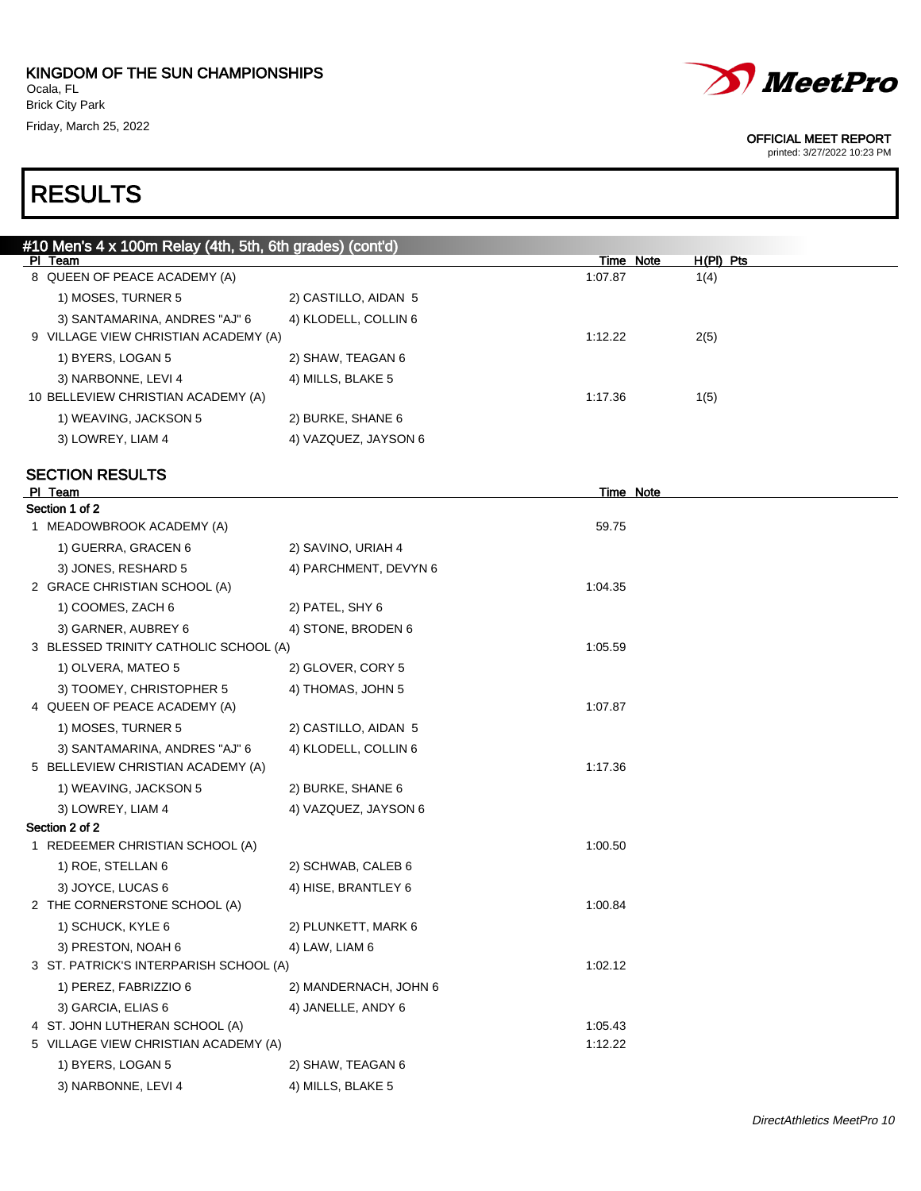KINGDOM OF THE SUN CHAMPIONSHIPS
Ocala, FL
Brick City Park
Friday, March 25, 2022

OFFICIAL MEET REPORT
printed: 3/27/2022 10:23 PM

# RESULTS

## #10 Men's 4 x 100m Relay (4th, 5th, 6th grades) (cont'd)

| Pl | Team | Time | Note | H(Pl) | Pts |
|---|---|---|---|---|---|
| 8 | QUEEN OF PEACE ACADEMY (A) | 1:07.87 | | 1(4) | |
| | 1) MOSES, TURNER 5; 2) CASTILLO, AIDAN 5; 3) SANTAMARINA, ANDRES "AJ" 6; 4) KLODELL, COLLIN 6 | | | | |
| 9 | VILLAGE VIEW CHRISTIAN ACADEMY (A) | 1:12.22 | | 2(5) | |
| | 1) BYERS, LOGAN 5; 2) SHAW, TEAGAN 6; 3) NARBONNE, LEVI 4; 4) MILLS, BLAKE 5 | | | | |
| 10 | BELLEVIEW CHRISTIAN ACADEMY (A) | 1:17.36 | | 1(5) | |
| | 1) WEAVING, JACKSON 5; 2) BURKE, SHANE 6; 3) LOWREY, LIAM 4; 4) VAZQUEZ, JAYSON 6 | | | | |

### SECTION RESULTS

**Section 1 of 2**

| Pl | Team | Time | Note |
|---|---|---|---|
| 1 | MEADOWBROOK ACADEMY (A) | 59.75 | |
| | 1) GUERRA, GRACEN 6; 2) SAVINO, URIAH 4; 3) JONES, RESHARD 5; 4) PARCHMENT, DEVYN 6 | | |
| 2 | GRACE CHRISTIAN SCHOOL (A) | 1:04.35 | |
| | 1) COOMES, ZACH 6; 2) PATEL, SHY 6; 3) GARNER, AUBREY 6; 4) STONE, BRODEN 6 | | |
| 3 | BLESSED TRINITY CATHOLIC SCHOOL (A) | 1:05.59 | |
| | 1) OLVERA, MATEO 5; 2) GLOVER, CORY 5; 3) TOOMEY, CHRISTOPHER 5; 4) THOMAS, JOHN 5 | | |
| 4 | QUEEN OF PEACE ACADEMY (A) | 1:07.87 | |
| | 1) MOSES, TURNER 5; 2) CASTILLO, AIDAN 5; 3) SANTAMARINA, ANDRES "AJ" 6; 4) KLODELL, COLLIN 6 | | |
| 5 | BELLEVIEW CHRISTIAN ACADEMY (A) | 1:17.36 | |
| | 1) WEAVING, JACKSON 5; 2) BURKE, SHANE 6; 3) LOWREY, LIAM 4; 4) VAZQUEZ, JAYSON 6 | | |

**Section 2 of 2**

| Pl | Team | Time | Note |
|---|---|---|---|
| 1 | REDEEMER CHRISTIAN SCHOOL (A) | 1:00.50 | |
| | 1) ROE, STELLAN 6; 2) SCHWAB, CALEB 6; 3) JOYCE, LUCAS 6; 4) HISE, BRANTLEY 6 | | |
| 2 | THE CORNERSTONE SCHOOL (A) | 1:00.84 | |
| | 1) SCHUCK, KYLE 6; 2) PLUNKETT, MARK 6; 3) PRESTON, NOAH 6; 4) LAW, LIAM 6 | | |
| 3 | ST. PATRICK'S INTERPARISH SCHOOL (A) | 1:02.12 | |
| | 1) PEREZ, FABRIZZIO 6; 2) MANDERNACH, JOHN 6; 3) GARCIA, ELIAS 6; 4) JANELLE, ANDY 6 | | |
| 4 | ST. JOHN LUTHERAN SCHOOL (A) | 1:05.43 | |
| 5 | VILLAGE VIEW CHRISTIAN ACADEMY (A) | 1:12.22 | |
| | 1) BYERS, LOGAN 5; 2) SHAW, TEAGAN 6; 3) NARBONNE, LEVI 4; 4) MILLS, BLAKE 5 | | |

*DirectAthletics MeetPro 10*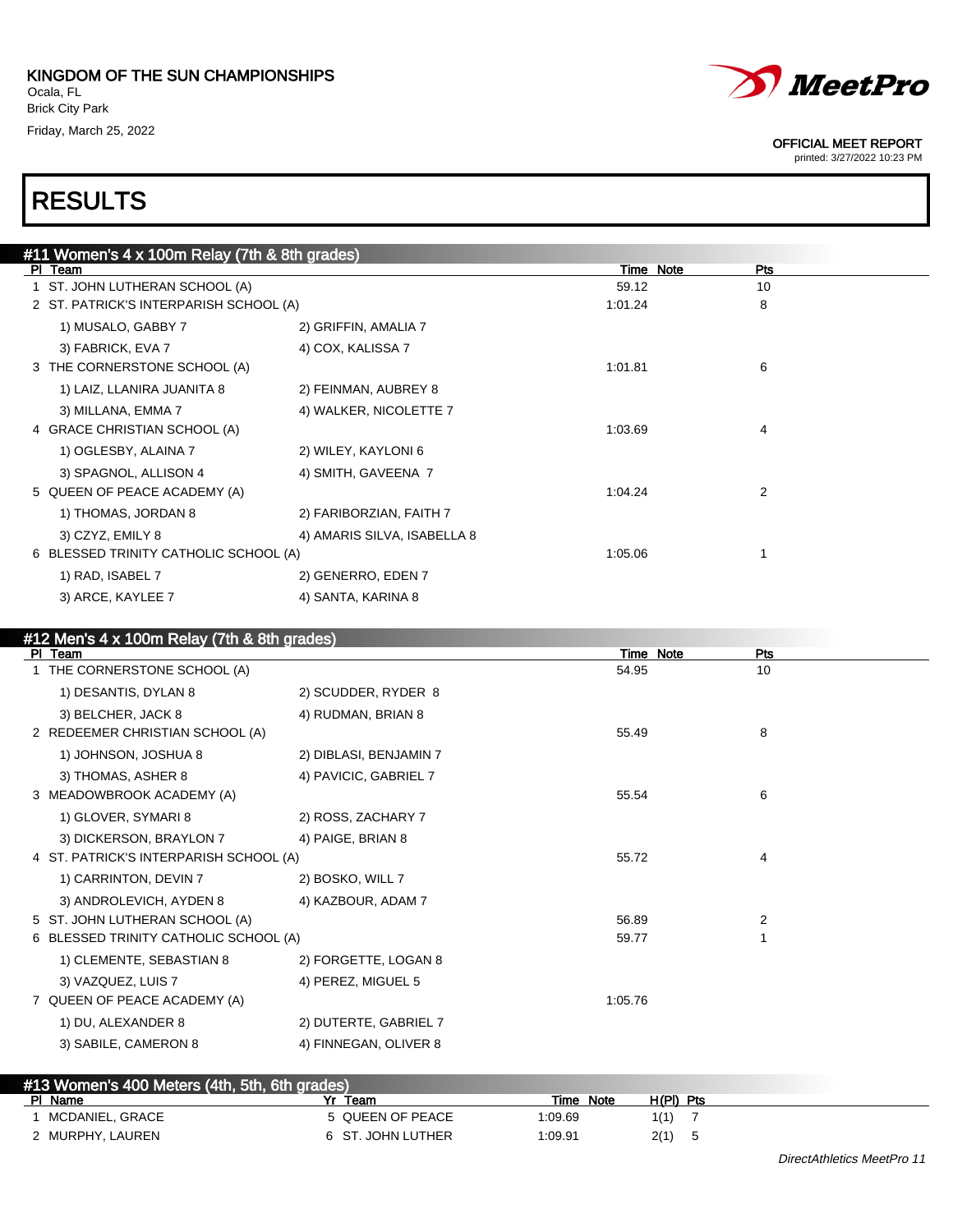KINGDOM OF THE SUN CHAMPIONSHIPS
Ocala, FL
Brick City Park
Friday, March 25, 2022

OFFICIAL MEET REPORT
printed: 3/27/2022 10:23 PM

# RESULTS

## #11 Women's 4 x 100m Relay (7th & 8th grades)

| Pl | Team | | Time | Note | Pts |
|---|---|---|---|---|---|
| 1 | ST. JOHN LUTHERAN SCHOOL (A) | | 59.12 | | 10 |
| 2 | ST. PATRICK'S INTERPARISH SCHOOL (A) | | 1:01.24 | | 8 |
| | 1) MUSALO, GABBY 7 | 2) GRIFFIN, AMALIA 7 | | | |
| | 3) FABRICK, EVA 7 | 4) COX, KALISSA 7 | | | |
| 3 | THE CORNERSTONE SCHOOL (A) | | 1:01.81 | | 6 |
| | 1) LAIZ, LLANIRA JUANITA 8 | 2) FEINMAN, AUBREY 8 | | | |
| | 3) MILLANA, EMMA 7 | 4) WALKER, NICOLETTE 7 | | | |
| 4 | GRACE CHRISTIAN SCHOOL (A) | | 1:03.69 | | 4 |
| | 1) OGLESBY, ALAINA 7 | 2) WILEY, KAYLONI 6 | | | |
| | 3) SPAGNOL, ALLISON 4 | 4) SMITH, GAVEENA 7 | | | |
| 5 | QUEEN OF PEACE ACADEMY (A) | | 1:04.24 | | 2 |
| | 1) THOMAS, JORDAN 8 | 2) FARIBORZIAN, FAITH 7 | | | |
| | 3) CZYZ, EMILY 8 | 4) AMARIS SILVA, ISABELLA 8 | | | |
| 6 | BLESSED TRINITY CATHOLIC SCHOOL (A) | | 1:05.06 | | 1 |
| | 1) RAD, ISABEL 7 | 2) GENERRO, EDEN 7 | | | |
| | 3) ARCE, KAYLEE 7 | 4) SANTA, KARINA 8 | | | |

## #12 Men's 4 x 100m Relay (7th & 8th grades)

| Pl | Team | | Time | Note | Pts |
|---|---|---|---|---|---|
| 1 | THE CORNERSTONE SCHOOL (A) | | 54.95 | | 10 |
| | 1) DESANTIS, DYLAN 8 | 2) SCUDDER, RYDER 8 | | | |
| | 3) BELCHER, JACK 8 | 4) RUDMAN, BRIAN 8 | | | |
| 2 | REDEEMER CHRISTIAN SCHOOL (A) | | 55.49 | | 8 |
| | 1) JOHNSON, JOSHUA 8 | 2) DIBLASI, BENJAMIN 7 | | | |
| | 3) THOMAS, ASHER 8 | 4) PAVICIC, GABRIEL 7 | | | |
| 3 | MEADOWBROOK ACADEMY (A) | | 55.54 | | 6 |
| | 1) GLOVER, SYMARI 8 | 2) ROSS, ZACHARY 7 | | | |
| | 3) DICKERSON, BRAYLON 7 | 4) PAIGE, BRIAN 8 | | | |
| 4 | ST. PATRICK'S INTERPARISH SCHOOL (A) | | 55.72 | | 4 |
| | 1) CARRINTON, DEVIN 7 | 2) BOSKO, WILL 7 | | | |
| | 3) ANDROLEVICH, AYDEN 8 | 4) KAZBOUR, ADAM 7 | | | |
| 5 | ST. JOHN LUTHERAN SCHOOL (A) | | 56.89 | | 2 |
| 6 | BLESSED TRINITY CATHOLIC SCHOOL (A) | | 59.77 | | 1 |
| | 1) CLEMENTE, SEBASTIAN 8 | 2) FORGETTE, LOGAN 8 | | | |
| | 3) VAZQUEZ, LUIS 7 | 4) PEREZ, MIGUEL 5 | | | |
| 7 | QUEEN OF PEACE ACADEMY (A) | | 1:05.76 | | |
| | 1) DU, ALEXANDER 8 | 2) DUTERTE, GABRIEL 7 | | | |
| | 3) SABILE, CAMERON 8 | 4) FINNEGAN, OLIVER 8 | | | |

## #13 Women's 400 Meters (4th, 5th, 6th grades)

| Pl | Name | Yr | Team | Time | Note | H(Pl) | Pts |
|---|---|---|---|---|---|---|---|
| 1 | MCDANIEL, GRACE | 5 | QUEEN OF PEACE | 1:09.69 | | 1(1) | 7 |
| 2 | MURPHY, LAUREN | 6 | ST. JOHN LUTHER | 1:09.91 | | 2(1) | 5 |

DirectAthletics MeetPro 11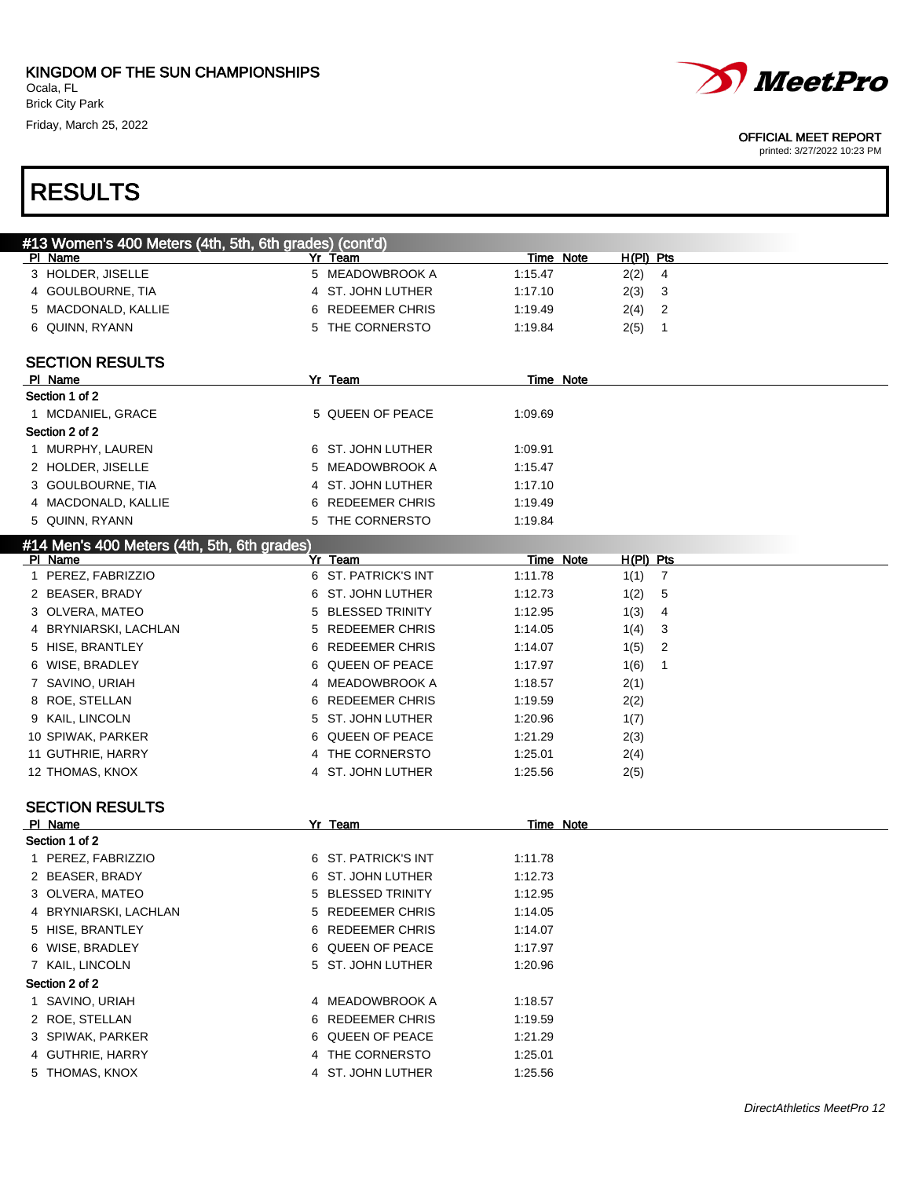# KINGDOM OF THE SUN CHAMPIONSHIPS

Ocala, FL
Brick City Park
Friday, March 25, 2022

OFFICIAL MEET REPORT
printed: 3/27/2022 10:23 PM

## RESULTS

### #13 Women's 400 Meters (4th, 5th, 6th grades) (cont'd)

| Pl | Name | Yr | Team | Time | Note | H(Pl) | Pts |
|---|---|---|---|---|---|---|---|
| 3 | HOLDER, JISELLE | 5 | MEADOWBROOK A | 1:15.47 | | 2(2) | 4 |
| 4 | GOULBOURNE, TIA | 4 | ST. JOHN LUTHER | 1:17.10 | | 2(3) | 3 |
| 5 | MACDONALD, KALLIE | 6 | REDEEMER CHRIS | 1:19.49 | | 2(4) | 2 |
| 6 | QUINN, RYANN | 5 | THE CORNERSTO | 1:19.84 | | 2(5) | 1 |

### SECTION RESULTS

| Pl | Name | Yr | Team | Time | Note |
|---|---|---|---|---|---|
| **Section 1 of 2** | | | | | |
| 1 | MCDANIEL, GRACE | 5 | QUEEN OF PEACE | 1:09.69 | |
| **Section 2 of 2** | | | | | |
| 1 | MURPHY, LAUREN | 6 | ST. JOHN LUTHER | 1:09.91 | |
| 2 | HOLDER, JISELLE | 5 | MEADOWBROOK A | 1:15.47 | |
| 3 | GOULBOURNE, TIA | 4 | ST. JOHN LUTHER | 1:17.10 | |
| 4 | MACDONALD, KALLIE | 6 | REDEEMER CHRIS | 1:19.49 | |
| 5 | QUINN, RYANN | 5 | THE CORNERSTO | 1:19.84 | |

### #14 Men's 400 Meters (4th, 5th, 6th grades)

| Pl | Name | Yr | Team | Time | Note | H(Pl) | Pts |
|---|---|---|---|---|---|---|---|
| 1 | PEREZ, FABRIZZIO | 6 | ST. PATRICK'S INT | 1:11.78 | | 1(1) | 7 |
| 2 | BEASER, BRADY | 6 | ST. JOHN LUTHER | 1:12.73 | | 1(2) | 5 |
| 3 | OLVERA, MATEO | 5 | BLESSED TRINITY | 1:12.95 | | 1(3) | 4 |
| 4 | BRYNIARSKI, LACHLAN | 5 | REDEEMER CHRIS | 1:14.05 | | 1(4) | 3 |
| 5 | HISE, BRANTLEY | 6 | REDEEMER CHRIS | 1:14.07 | | 1(5) | 2 |
| 6 | WISE, BRADLEY | 6 | QUEEN OF PEACE | 1:17.97 | | 1(6) | 1 |
| 7 | SAVINO, URIAH | 4 | MEADOWBROOK A | 1:18.57 | | 2(1) | |
| 8 | ROE, STELLAN | 6 | REDEEMER CHRIS | 1:19.59 | | 2(2) | |
| 9 | KAIL, LINCOLN | 5 | ST. JOHN LUTHER | 1:20.96 | | 1(7) | |
| 10 | SPIWAK, PARKER | 6 | QUEEN OF PEACE | 1:21.29 | | 2(3) | |
| 11 | GUTHRIE, HARRY | 4 | THE CORNERSTO | 1:25.01 | | 2(4) | |
| 12 | THOMAS, KNOX | 4 | ST. JOHN LUTHER | 1:25.56 | | 2(5) | |

### SECTION RESULTS

| Pl | Name | Yr | Team | Time | Note |
|---|---|---|---|---|---|
| **Section 1 of 2** | | | | | |
| 1 | PEREZ, FABRIZZIO | 6 | ST. PATRICK'S INT | 1:11.78 | |
| 2 | BEASER, BRADY | 6 | ST. JOHN LUTHER | 1:12.73 | |
| 3 | OLVERA, MATEO | 5 | BLESSED TRINITY | 1:12.95 | |
| 4 | BRYNIARSKI, LACHLAN | 5 | REDEEMER CHRIS | 1:14.05 | |
| 5 | HISE, BRANTLEY | 6 | REDEEMER CHRIS | 1:14.07 | |
| 6 | WISE, BRADLEY | 6 | QUEEN OF PEACE | 1:17.97 | |
| 7 | KAIL, LINCOLN | 5 | ST. JOHN LUTHER | 1:20.96 | |
| **Section 2 of 2** | | | | | |
| 1 | SAVINO, URIAH | 4 | MEADOWBROOK A | 1:18.57 | |
| 2 | ROE, STELLAN | 6 | REDEEMER CHRIS | 1:19.59 | |
| 3 | SPIWAK, PARKER | 6 | QUEEN OF PEACE | 1:21.29 | |
| 4 | GUTHRIE, HARRY | 4 | THE CORNERSTO | 1:25.01 | |
| 5 | THOMAS, KNOX | 4 | ST. JOHN LUTHER | 1:25.56 | |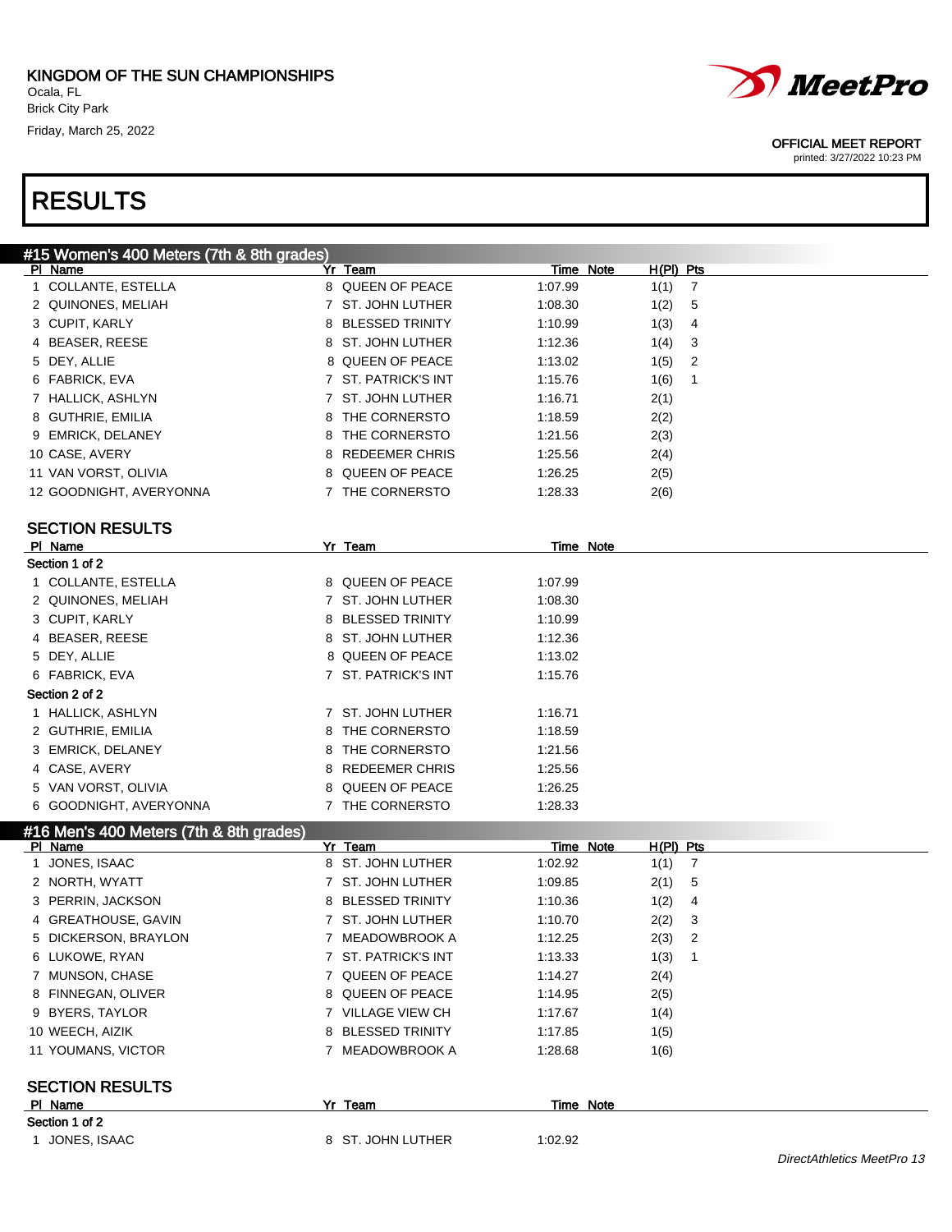KINGDOM OF THE SUN CHAMPIONSHIPS
Ocala, FL
Brick City Park
Friday, March 25, 2022

OFFICIAL MEET REPORT
printed: 3/27/2022 10:23 PM

# RESULTS

## #15 Women's 400 Meters (7th & 8th grades)

| Pl | Name | Yr | Team | Time | Note | H(Pl) | Pts |
|---|---|---|---|---|---|---|---|
| 1 | COLLANTE, ESTELLA | 8 | QUEEN OF PEACE | 1:07.99 | | 1(1) | 7 |
| 2 | QUINONES, MELIAH | 7 | ST. JOHN LUTHER | 1:08.30 | | 1(2) | 5 |
| 3 | CUPIT, KARLY | 8 | BLESSED TRINITY | 1:10.99 | | 1(3) | 4 |
| 4 | BEASER, REESE | 8 | ST. JOHN LUTHER | 1:12.36 | | 1(4) | 3 |
| 5 | DEY, ALLIE | 8 | QUEEN OF PEACE | 1:13.02 | | 1(5) | 2 |
| 6 | FABRICK, EVA | 7 | ST. PATRICK'S INT | 1:15.76 | | 1(6) | 1 |
| 7 | HALLICK, ASHLYN | 7 | ST. JOHN LUTHER | 1:16.71 | | 2(1) | |
| 8 | GUTHRIE, EMILIA | 8 | THE CORNERSTO | 1:18.59 | | 2(2) | |
| 9 | EMRICK, DELANEY | 8 | THE CORNERSTO | 1:21.56 | | 2(3) | |
| 10 | CASE, AVERY | 8 | REDEEMER CHRIS | 1:25.56 | | 2(4) | |
| 11 | VAN VORST, OLIVIA | 8 | QUEEN OF PEACE | 1:26.25 | | 2(5) | |
| 12 | GOODNIGHT, AVERYONNA | 7 | THE CORNERSTO | 1:28.33 | | 2(6) | |

### SECTION RESULTS

| Pl | Name | Yr | Team | Time | Note |
|---|---|---|---|---|---|
| **Section 1 of 2** | | | | | |
| 1 | COLLANTE, ESTELLA | 8 | QUEEN OF PEACE | 1:07.99 | |
| 2 | QUINONES, MELIAH | 7 | ST. JOHN LUTHER | 1:08.30 | |
| 3 | CUPIT, KARLY | 8 | BLESSED TRINITY | 1:10.99 | |
| 4 | BEASER, REESE | 8 | ST. JOHN LUTHER | 1:12.36 | |
| 5 | DEY, ALLIE | 8 | QUEEN OF PEACE | 1:13.02 | |
| 6 | FABRICK, EVA | 7 | ST. PATRICK'S INT | 1:15.76 | |
| **Section 2 of 2** | | | | | |
| 1 | HALLICK, ASHLYN | 7 | ST. JOHN LUTHER | 1:16.71 | |
| 2 | GUTHRIE, EMILIA | 8 | THE CORNERSTO | 1:18.59 | |
| 3 | EMRICK, DELANEY | 8 | THE CORNERSTO | 1:21.56 | |
| 4 | CASE, AVERY | 8 | REDEEMER CHRIS | 1:25.56 | |
| 5 | VAN VORST, OLIVIA | 8 | QUEEN OF PEACE | 1:26.25 | |
| 6 | GOODNIGHT, AVERYONNA | 7 | THE CORNERSTO | 1:28.33 | |

## #16 Men's 400 Meters (7th & 8th grades)

| Pl | Name | Yr | Team | Time | Note | H(Pl) | Pts |
|---|---|---|---|---|---|---|---|
| 1 | JONES, ISAAC | 8 | ST. JOHN LUTHER | 1:02.92 | | 1(1) | 7 |
| 2 | NORTH, WYATT | 7 | ST. JOHN LUTHER | 1:09.85 | | 2(1) | 5 |
| 3 | PERRIN, JACKSON | 8 | BLESSED TRINITY | 1:10.36 | | 1(2) | 4 |
| 4 | GREATHOUSE, GAVIN | 7 | ST. JOHN LUTHER | 1:10.70 | | 2(2) | 3 |
| 5 | DICKERSON, BRAYLON | 7 | MEADOWBROOK A | 1:12.25 | | 2(3) | 2 |
| 6 | LUKOWE, RYAN | 7 | ST. PATRICK'S INT | 1:13.33 | | 1(3) | 1 |
| 7 | MUNSON, CHASE | 7 | QUEEN OF PEACE | 1:14.27 | | 2(4) | |
| 8 | FINNEGAN, OLIVER | 8 | QUEEN OF PEACE | 1:14.95 | | 2(5) | |
| 9 | BYERS, TAYLOR | 7 | VILLAGE VIEW CH | 1:17.67 | | 1(4) | |
| 10 | WEECH, AIZIK | 8 | BLESSED TRINITY | 1:17.85 | | 1(5) | |
| 11 | YOUMANS, VICTOR | 7 | MEADOWBROOK A | 1:28.68 | | 1(6) | |

### SECTION RESULTS

| Pl | Name | Yr | Team | Time | Note |
|---|---|---|---|---|---|
| **Section 1 of 2** | | | | | |
| 1 | JONES, ISAAC | 8 | ST. JOHN LUTHER | 1:02.92 | |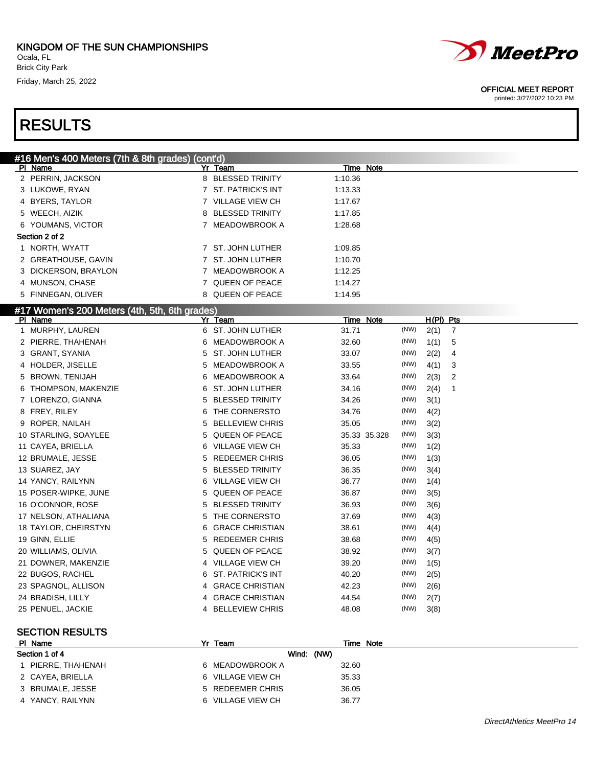KINGDOM OF THE SUN CHAMPIONSHIPS
Ocala, FL
Brick City Park
Friday, March 25, 2022

OFFICIAL MEET REPORT
printed: 3/27/2022 10:23 PM

# RESULTS

## #16 Men's 400 Meters (7th & 8th grades) (cont'd)

| Pl | Name | Yr | Team | Time | Note |
|---|---|---|---|---|---|
| 2 | PERRIN, JACKSON | 8 | BLESSED TRINITY | 1:10.36 | |
| 3 | LUKOWE, RYAN | 7 | ST. PATRICK'S INT | 1:13.33 | |
| 4 | BYERS, TAYLOR | 7 | VILLAGE VIEW CH | 1:17.67 | |
| 5 | WEECH, AIZIK | 8 | BLESSED TRINITY | 1:17.85 | |
| 6 | YOUMANS, VICTOR | 7 | MEADOWBROOK A | 1:28.68 | |
| **Section 2 of 2** | | | | | |
| 1 | NORTH, WYATT | 7 | ST. JOHN LUTHER | 1:09.85 | |
| 2 | GREATHOUSE, GAVIN | 7 | ST. JOHN LUTHER | 1:10.70 | |
| 3 | DICKERSON, BRAYLON | 7 | MEADOWBROOK A | 1:12.25 | |
| 4 | MUNSON, CHASE | 7 | QUEEN OF PEACE | 1:14.27 | |
| 5 | FINNEGAN, OLIVER | 8 | QUEEN OF PEACE | 1:14.95 | |

## #17 Women's 200 Meters (4th, 5th, 6th grades)

| Pl | Name | Yr | Team | Time | Note | Wind | H(Pl) | Pts |
|---|---|---|---|---|---|---|---|---|
| 1 | MURPHY, LAUREN | 6 | ST. JOHN LUTHER | 31.71 | | (NW) | 2(1) | 7 |
| 2 | PIERRE, THAHENAH | 6 | MEADOWBROOK A | 32.60 | | (NW) | 1(1) | 5 |
| 3 | GRANT, SYANIA | 5 | ST. JOHN LUTHER | 33.07 | | (NW) | 2(2) | 4 |
| 4 | HOLDER, JISELLE | 5 | MEADOWBROOK A | 33.55 | | (NW) | 4(1) | 3 |
| 5 | BROWN, TENIJAH | 6 | MEADOWBROOK A | 33.64 | | (NW) | 2(3) | 2 |
| 6 | THOMPSON, MAKENZIE | 6 | ST. JOHN LUTHER | 34.16 | | (NW) | 2(4) | 1 |
| 7 | LORENZO, GIANNA | 5 | BLESSED TRINITY | 34.26 | | (NW) | 3(1) | |
| 8 | FREY, RILEY | 6 | THE CORNERSTO | 34.76 | | (NW) | 4(2) | |
| 9 | ROPER, NAILAH | 5 | BELLEVIEW CHRIS | 35.05 | | (NW) | 3(2) | |
| 10 | STARLING, SOAYLEE | 5 | QUEEN OF PEACE | 35.33 | 35.328 | (NW) | 3(3) | |
| 11 | CAYEA, BRIELLA | 6 | VILLAGE VIEW CH | 35.33 | | (NW) | 1(2) | |
| 12 | BRUMALE, JESSE | 5 | REDEEMER CHRIS | 36.05 | | (NW) | 1(3) | |
| 13 | SUAREZ, JAY | 5 | BLESSED TRINITY | 36.35 | | (NW) | 3(4) | |
| 14 | YANCY, RAILYNN | 6 | VILLAGE VIEW CH | 36.77 | | (NW) | 1(4) | |
| 15 | POSER-WIPKE, JUNE | 5 | QUEEN OF PEACE | 36.87 | | (NW) | 3(5) | |
| 16 | O'CONNOR, ROSE | 5 | BLESSED TRINITY | 36.93 | | (NW) | 3(6) | |
| 17 | NELSON, ATHALIANA | 5 | THE CORNERSTO | 37.69 | | (NW) | 4(3) | |
| 18 | TAYLOR, CHEIRSTYN | 6 | GRACE CHRISTIAN | 38.61 | | (NW) | 4(4) | |
| 19 | GINN, ELLIE | 5 | REDEEMER CHRIS | 38.68 | | (NW) | 4(5) | |
| 20 | WILLIAMS, OLIVIA | 5 | QUEEN OF PEACE | 38.92 | | (NW) | 3(7) | |
| 21 | DOWNER, MAKENZIE | 4 | VILLAGE VIEW CH | 39.20 | | (NW) | 1(5) | |
| 22 | BUGOS, RACHEL | 6 | ST. PATRICK'S INT | 40.20 | | (NW) | 2(5) | |
| 23 | SPAGNOL, ALLISON | 4 | GRACE CHRISTIAN | 42.23 | | (NW) | 2(6) | |
| 24 | BRADISH, LILLY | 4 | GRACE CHRISTIAN | 44.54 | | (NW) | 2(7) | |
| 25 | PENUEL, JACKIE | 4 | BELLEVIEW CHRIS | 48.08 | | (NW) | 3(8) | |

### SECTION RESULTS

| Pl | Name | Yr | Team | Time | Note |
|---|---|---|---|---|---|
| **Section 1 of 4** | | | Wind: (NW) | | |
| 1 | PIERRE, THAHENAH | 6 | MEADOWBROOK A | 32.60 | |
| 2 | CAYEA, BRIELLA | 6 | VILLAGE VIEW CH | 35.33 | |
| 3 | BRUMALE, JESSE | 5 | REDEEMER CHRIS | 36.05 | |
| 4 | YANCY, RAILYNN | 6 | VILLAGE VIEW CH | 36.77 | |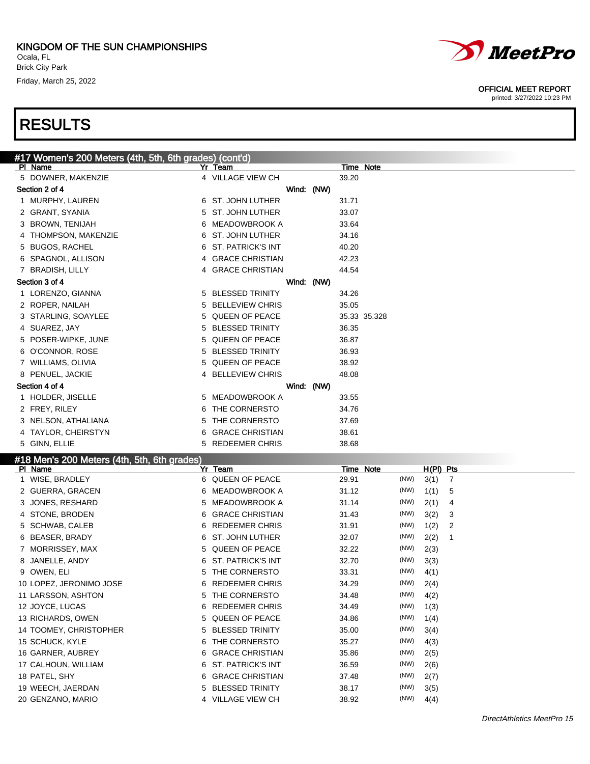# KINGDOM OF THE SUN CHAMPIONSHIPS

Ocala, FL
Brick City Park
Friday, March 25, 2022

OFFICIAL MEET REPORT
printed: 3/27/2022 10:23 PM

# RESULTS

## #17 Women's 200 Meters (4th, 5th, 6th grades) (cont'd)

| Pl | Name | Yr | Team | Time | Note |
|---|---|---|---|---|---|
| 5 | DOWNER, MAKENZIE | 4 | VILLAGE VIEW CH | 39.20 | |
| **Section 2 of 4** | | | Wind: (NW) | | |
| 1 | MURPHY, LAUREN | 6 | ST. JOHN LUTHER | 31.71 | |
| 2 | GRANT, SYANIA | 5 | ST. JOHN LUTHER | 33.07 | |
| 3 | BROWN, TENIJAH | 6 | MEADOWBROOK A | 33.64 | |
| 4 | THOMPSON, MAKENZIE | 6 | ST. JOHN LUTHER | 34.16 | |
| 5 | BUGOS, RACHEL | 6 | ST. PATRICK'S INT | 40.20 | |
| 6 | SPAGNOL, ALLISON | 4 | GRACE CHRISTIAN | 42.23 | |
| 7 | BRADISH, LILLY | 4 | GRACE CHRISTIAN | 44.54 | |
| **Section 3 of 4** | | | Wind: (NW) | | |
| 1 | LORENZO, GIANNA | 5 | BLESSED TRINITY | 34.26 | |
| 2 | ROPER, NAILAH | 5 | BELLEVIEW CHRIS | 35.05 | |
| 3 | STARLING, SOAYLEE | 5 | QUEEN OF PEACE | 35.33 | 35.328 |
| 4 | SUAREZ, JAY | 5 | BLESSED TRINITY | 36.35 | |
| 5 | POSER-WIPKE, JUNE | 5 | QUEEN OF PEACE | 36.87 | |
| 6 | O'CONNOR, ROSE | 5 | BLESSED TRINITY | 36.93 | |
| 7 | WILLIAMS, OLIVIA | 5 | QUEEN OF PEACE | 38.92 | |
| 8 | PENUEL, JACKIE | 4 | BELLEVIEW CHRIS | 48.08 | |
| **Section 4 of 4** | | | Wind: (NW) | | |
| 1 | HOLDER, JISELLE | 5 | MEADOWBROOK A | 33.55 | |
| 2 | FREY, RILEY | 6 | THE CORNERSTO | 34.76 | |
| 3 | NELSON, ATHALIANA | 5 | THE CORNERSTO | 37.69 | |
| 4 | TAYLOR, CHEIRSTYN | 6 | GRACE CHRISTIAN | 38.61 | |
| 5 | GINN, ELLIE | 5 | REDEEMER CHRIS | 38.68 | |

## #18 Men's 200 Meters (4th, 5th, 6th grades)

| Pl | Name | Yr | Team | Time | Note | | H(Pl) | Pts |
|---|---|---|---|---|---|---|---|---|
| 1 | WISE, BRADLEY | 6 | QUEEN OF PEACE | 29.91 | | (NW) | 3(1) | 7 |
| 2 | GUERRA, GRACEN | 6 | MEADOWBROOK A | 31.12 | | (NW) | 1(1) | 5 |
| 3 | JONES, RESHARD | 5 | MEADOWBROOK A | 31.14 | | (NW) | 2(1) | 4 |
| 4 | STONE, BRODEN | 6 | GRACE CHRISTIAN | 31.43 | | (NW) | 3(2) | 3 |
| 5 | SCHWAB, CALEB | 6 | REDEEMER CHRIS | 31.91 | | (NW) | 1(2) | 2 |
| 6 | BEASER, BRADY | 6 | ST. JOHN LUTHER | 32.07 | | (NW) | 2(2) | 1 |
| 7 | MORRISSEY, MAX | 5 | QUEEN OF PEACE | 32.22 | | (NW) | 2(3) | |
| 8 | JANELLE, ANDY | 6 | ST. PATRICK'S INT | 32.70 | | (NW) | 3(3) | |
| 9 | OWEN, ELI | 5 | THE CORNERSTO | 33.31 | | (NW) | 4(1) | |
| 10 | LOPEZ, JERONIMO JOSE | 6 | REDEEMER CHRIS | 34.29 | | (NW) | 2(4) | |
| 11 | LARSSON, ASHTON | 5 | THE CORNERSTO | 34.48 | | (NW) | 4(2) | |
| 12 | JOYCE, LUCAS | 6 | REDEEMER CHRIS | 34.49 | | (NW) | 1(3) | |
| 13 | RICHARDS, OWEN | 5 | QUEEN OF PEACE | 34.86 | | (NW) | 1(4) | |
| 14 | TOOMEY, CHRISTOPHER | 5 | BLESSED TRINITY | 35.00 | | (NW) | 3(4) | |
| 15 | SCHUCK, KYLE | 6 | THE CORNERSTO | 35.27 | | (NW) | 4(3) | |
| 16 | GARNER, AUBREY | 6 | GRACE CHRISTIAN | 35.86 | | (NW) | 2(5) | |
| 17 | CALHOUN, WILLIAM | 6 | ST. PATRICK'S INT | 36.59 | | (NW) | 2(6) | |
| 18 | PATEL, SHY | 6 | GRACE CHRISTIAN | 37.48 | | (NW) | 2(7) | |
| 19 | WEECH, JAERDAN | 5 | BLESSED TRINITY | 38.17 | | (NW) | 3(5) | |
| 20 | GENZANO, MARIO | 4 | VILLAGE VIEW CH | 38.92 | | (NW) | 4(4) | |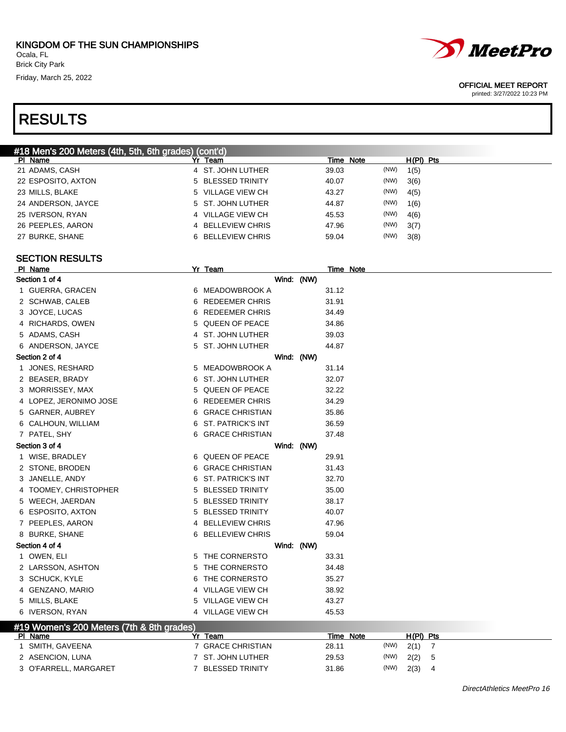KINGDOM OF THE SUN CHAMPIONSHIPS
Ocala, FL
Brick City Park
Friday, March 25, 2022

OFFICIAL MEET REPORT
printed: 3/27/2022 10:23 PM

# RESULTS

## #18 Men's 200 Meters (4th, 5th, 6th grades) (cont'd)

| Pl | Name | Yr | Team | Time | Note | | H(Pl) | Pts |
|---|---|---|---|---|---|---|---|---|
| 21 | ADAMS, CASH | 4 | ST. JOHN LUTHER | 39.03 | | (NW) | 1(5) | |
| 22 | ESPOSITO, AXTON | 5 | BLESSED TRINITY | 40.07 | | (NW) | 3(6) | |
| 23 | MILLS, BLAKE | 5 | VILLAGE VIEW CH | 43.27 | | (NW) | 4(5) | |
| 24 | ANDERSON, JAYCE | 5 | ST. JOHN LUTHER | 44.87 | | (NW) | 1(6) | |
| 25 | IVERSON, RYAN | 4 | VILLAGE VIEW CH | 45.53 | | (NW) | 4(6) | |
| 26 | PEEPLES, AARON | 4 | BELLEVIEW CHRIS | 47.96 | | (NW) | 3(7) | |
| 27 | BURKE, SHANE | 6 | BELLEVIEW CHRIS | 59.04 | | (NW) | 3(8) | |

### SECTION RESULTS

| Pl | Name | Yr | Team | Time | Note |
|---|---|---|---|---|---|
| **Section 1 of 4** | | | Wind: (NW) | | |
| 1 | GUERRA, GRACEN | 6 | MEADOWBROOK A | 31.12 | |
| 2 | SCHWAB, CALEB | 6 | REDEEMER CHRIS | 31.91 | |
| 3 | JOYCE, LUCAS | 6 | REDEEMER CHRIS | 34.49 | |
| 4 | RICHARDS, OWEN | 5 | QUEEN OF PEACE | 34.86 | |
| 5 | ADAMS, CASH | 4 | ST. JOHN LUTHER | 39.03 | |
| 6 | ANDERSON, JAYCE | 5 | ST. JOHN LUTHER | 44.87 | |
| **Section 2 of 4** | | | Wind: (NW) | | |
| 1 | JONES, RESHARD | 5 | MEADOWBROOK A | 31.14 | |
| 2 | BEASER, BRADY | 6 | ST. JOHN LUTHER | 32.07 | |
| 3 | MORRISSEY, MAX | 5 | QUEEN OF PEACE | 32.22 | |
| 4 | LOPEZ, JERONIMO JOSE | 6 | REDEEMER CHRIS | 34.29 | |
| 5 | GARNER, AUBREY | 6 | GRACE CHRISTIAN | 35.86 | |
| 6 | CALHOUN, WILLIAM | 6 | ST. PATRICK'S INT | 36.59 | |
| 7 | PATEL, SHY | 6 | GRACE CHRISTIAN | 37.48 | |
| **Section 3 of 4** | | | Wind: (NW) | | |
| 1 | WISE, BRADLEY | 6 | QUEEN OF PEACE | 29.91 | |
| 2 | STONE, BRODEN | 6 | GRACE CHRISTIAN | 31.43 | |
| 3 | JANELLE, ANDY | 6 | ST. PATRICK'S INT | 32.70 | |
| 4 | TOOMEY, CHRISTOPHER | 5 | BLESSED TRINITY | 35.00 | |
| 5 | WEECH, JAERDAN | 5 | BLESSED TRINITY | 38.17 | |
| 6 | ESPOSITO, AXTON | 5 | BLESSED TRINITY | 40.07 | |
| 7 | PEEPLES, AARON | 4 | BELLEVIEW CHRIS | 47.96 | |
| 8 | BURKE, SHANE | 6 | BELLEVIEW CHRIS | 59.04 | |
| **Section 4 of 4** | | | Wind: (NW) | | |
| 1 | OWEN, ELI | 5 | THE CORNERSTO | 33.31 | |
| 2 | LARSSON, ASHTON | 5 | THE CORNERSTO | 34.48 | |
| 3 | SCHUCK, KYLE | 6 | THE CORNERSTO | 35.27 | |
| 4 | GENZANO, MARIO | 4 | VILLAGE VIEW CH | 38.92 | |
| 5 | MILLS, BLAKE | 5 | VILLAGE VIEW CH | 43.27 | |
| 6 | IVERSON, RYAN | 4 | VILLAGE VIEW CH | 45.53 | |

## #19 Women's 200 Meters (7th & 8th grades)

| Pl | Name | Yr | Team | Time | Note | | H(Pl) | Pts |
|---|---|---|---|---|---|---|---|---|
| 1 | SMITH, GAVEENA | 7 | GRACE CHRISTIAN | 28.11 | | (NW) | 2(1) | 7 |
| 2 | ASENCION, LUNA | 7 | ST. JOHN LUTHER | 29.53 | | (NW) | 2(2) | 5 |
| 3 | O'FARRELL, MARGARET | 7 | BLESSED TRINITY | 31.86 | | (NW) | 2(3) | 4 |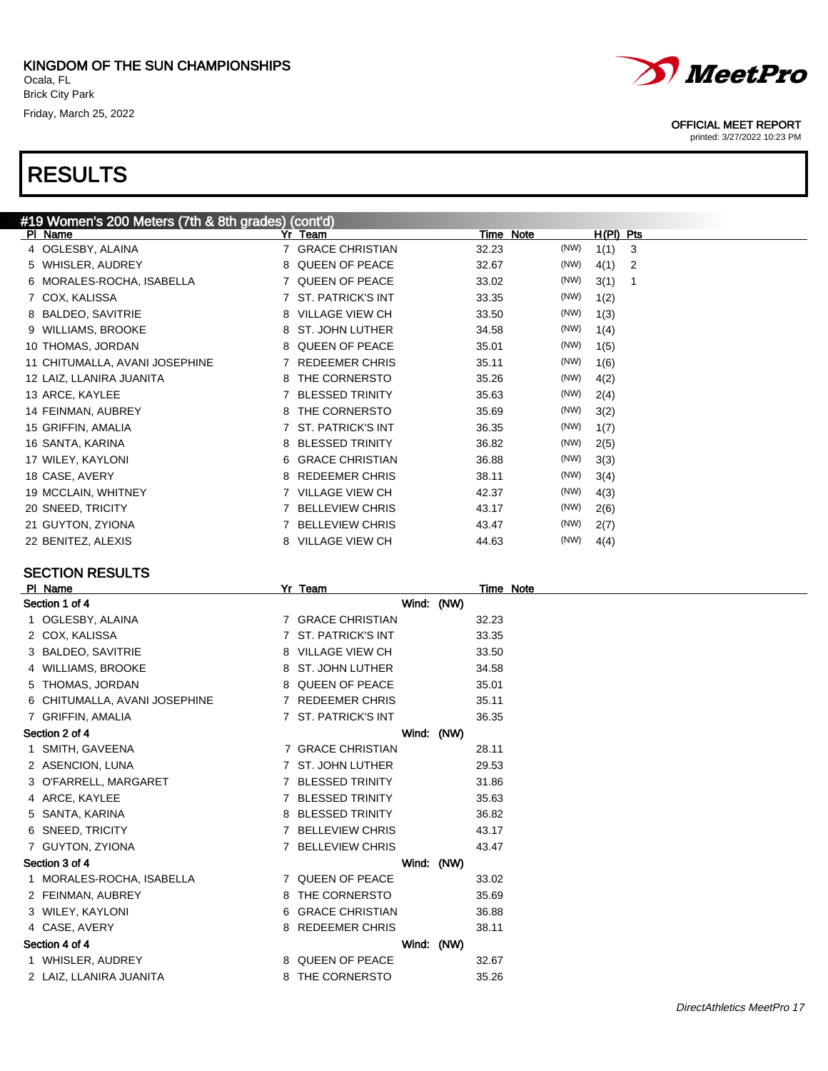# KINGDOM OF THE SUN CHAMPIONSHIPS

Ocala, FL
Brick City Park
Friday, March 25, 2022

OFFICIAL MEET REPORT
printed: 3/27/2022 10:23 PM

# RESULTS

## #19 Women's 200 Meters (7th & 8th grades) (cont'd)

| Pl | Name | Yr | Team | Time | Note | | H(Pl) | Pts |
|---|---|---|---|---|---|---|---|---|
| 4 | OGLESBY, ALAINA | 7 | GRACE CHRISTIAN | 32.23 | | (NW) | 1(1) | 3 |
| 5 | WHISLER, AUDREY | 8 | QUEEN OF PEACE | 32.67 | | (NW) | 4(1) | 2 |
| 6 | MORALES-ROCHA, ISABELLA | 7 | QUEEN OF PEACE | 33.02 | | (NW) | 3(1) | 1 |
| 7 | COX, KALISSA | 7 | ST. PATRICK'S INT | 33.35 | | (NW) | 1(2) | |
| 8 | BALDEO, SAVITRIE | 8 | VILLAGE VIEW CH | 33.50 | | (NW) | 1(3) | |
| 9 | WILLIAMS, BROOKE | 8 | ST. JOHN LUTHER | 34.58 | | (NW) | 1(4) | |
| 10 | THOMAS, JORDAN | 8 | QUEEN OF PEACE | 35.01 | | (NW) | 1(5) | |
| 11 | CHITUMALLA, AVANI JOSEPHINE | 7 | REDEEMER CHRIS | 35.11 | | (NW) | 1(6) | |
| 12 | LAIZ, LLANIRA JUANITA | 8 | THE CORNERSTO | 35.26 | | (NW) | 4(2) | |
| 13 | ARCE, KAYLEE | 7 | BLESSED TRINITY | 35.63 | | (NW) | 2(4) | |
| 14 | FEINMAN, AUBREY | 8 | THE CORNERSTO | 35.69 | | (NW) | 3(2) | |
| 15 | GRIFFIN, AMALIA | 7 | ST. PATRICK'S INT | 36.35 | | (NW) | 1(7) | |
| 16 | SANTA, KARINA | 8 | BLESSED TRINITY | 36.82 | | (NW) | 2(5) | |
| 17 | WILEY, KAYLONI | 6 | GRACE CHRISTIAN | 36.88 | | (NW) | 3(3) | |
| 18 | CASE, AVERY | 8 | REDEEMER CHRIS | 38.11 | | (NW) | 3(4) | |
| 19 | MCCLAIN, WHITNEY | 7 | VILLAGE VIEW CH | 42.37 | | (NW) | 4(3) | |
| 20 | SNEED, TRICITY | 7 | BELLEVIEW CHRIS | 43.17 | | (NW) | 2(6) | |
| 21 | GUYTON, ZYIONA | 7 | BELLEVIEW CHRIS | 43.47 | | (NW) | 2(7) | |
| 22 | BENITEZ, ALEXIS | 8 | VILLAGE VIEW CH | 44.63 | | (NW) | 4(4) | |

### SECTION RESULTS

| Pl | Name | Yr | Team | Time | Note |
|---|---|---|---|---|---|
| **Section 1 of 4** | | | Wind: (NW) | | |
| 1 | OGLESBY, ALAINA | 7 | GRACE CHRISTIAN | 32.23 | |
| 2 | COX, KALISSA | 7 | ST. PATRICK'S INT | 33.35 | |
| 3 | BALDEO, SAVITRIE | 8 | VILLAGE VIEW CH | 33.50 | |
| 4 | WILLIAMS, BROOKE | 8 | ST. JOHN LUTHER | 34.58 | |
| 5 | THOMAS, JORDAN | 8 | QUEEN OF PEACE | 35.01 | |
| 6 | CHITUMALLA, AVANI JOSEPHINE | 7 | REDEEMER CHRIS | 35.11 | |
| 7 | GRIFFIN, AMALIA | 7 | ST. PATRICK'S INT | 36.35 | |
| **Section 2 of 4** | | | Wind: (NW) | | |
| 1 | SMITH, GAVEENA | 7 | GRACE CHRISTIAN | 28.11 | |
| 2 | ASENCION, LUNA | 7 | ST. JOHN LUTHER | 29.53 | |
| 3 | O'FARRELL, MARGARET | 7 | BLESSED TRINITY | 31.86 | |
| 4 | ARCE, KAYLEE | 7 | BLESSED TRINITY | 35.63 | |
| 5 | SANTA, KARINA | 8 | BLESSED TRINITY | 36.82 | |
| 6 | SNEED, TRICITY | 7 | BELLEVIEW CHRIS | 43.17 | |
| 7 | GUYTON, ZYIONA | 7 | BELLEVIEW CHRIS | 43.47 | |
| **Section 3 of 4** | | | Wind: (NW) | | |
| 1 | MORALES-ROCHA, ISABELLA | 7 | QUEEN OF PEACE | 33.02 | |
| 2 | FEINMAN, AUBREY | 8 | THE CORNERSTO | 35.69 | |
| 3 | WILEY, KAYLONI | 6 | GRACE CHRISTIAN | 36.88 | |
| 4 | CASE, AVERY | 8 | REDEEMER CHRIS | 38.11 | |
| **Section 4 of 4** | | | Wind: (NW) | | |
| 1 | WHISLER, AUDREY | 8 | QUEEN OF PEACE | 32.67 | |
| 2 | LAIZ, LLANIRA JUANITA | 8 | THE CORNERSTO | 35.26 | |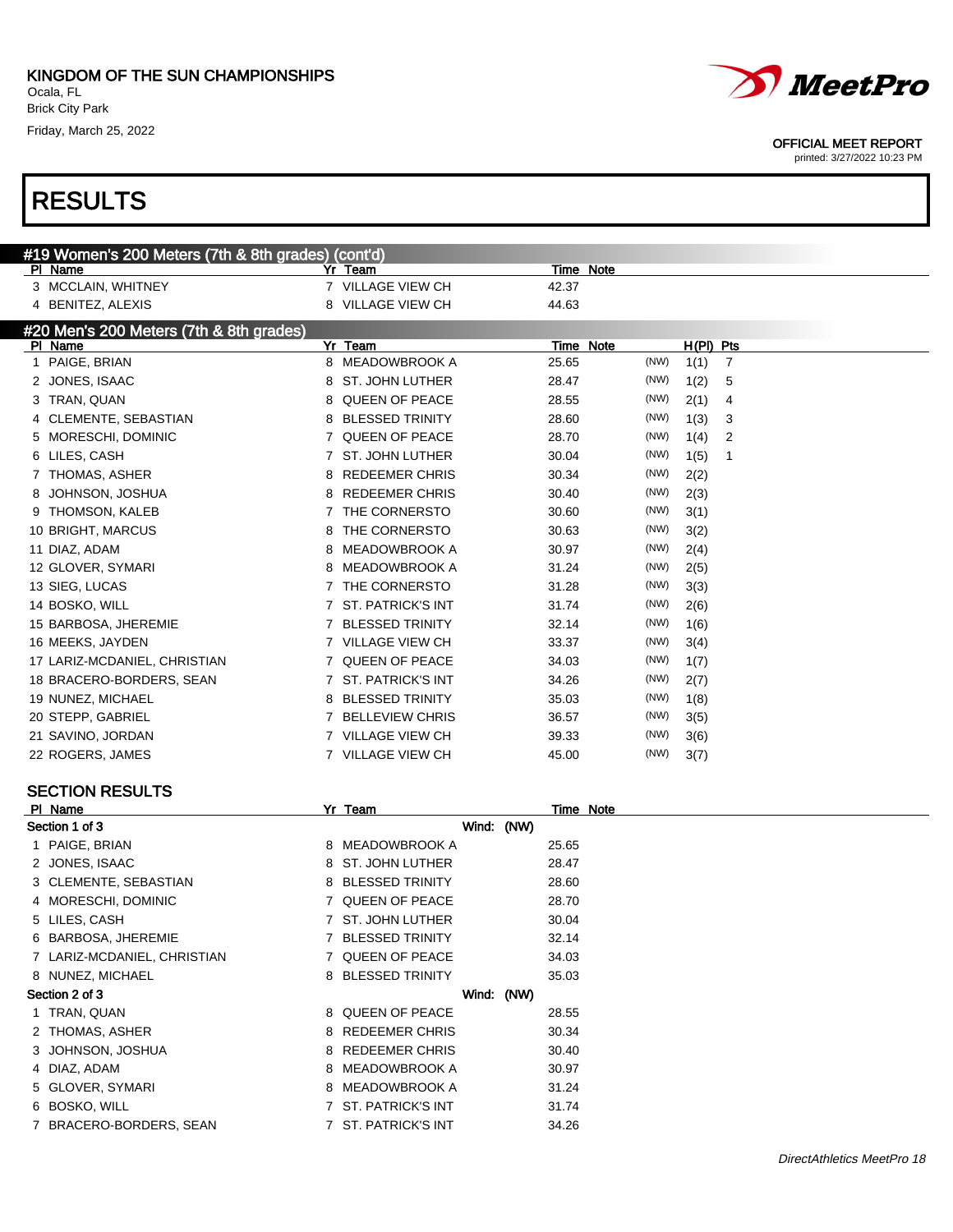KINGDOM OF THE SUN CHAMPIONSHIPS
Ocala, FL
Brick City Park
Friday, March 25, 2022

OFFICIAL MEET REPORT
printed: 3/27/2022 10:23 PM

# RESULTS

## #19 Women's 200 Meters (7th & 8th grades) (cont'd)

| Pl | Name | Yr | Team | Time | Note |
|---|---|---|---|---|---|
| 3 | MCCLAIN, WHITNEY | 7 | VILLAGE VIEW CH | 42.37 | |
| 4 | BENITEZ, ALEXIS | 8 | VILLAGE VIEW CH | 44.63 | |

## #20 Men's 200 Meters (7th & 8th grades)

| Pl | Name | Yr | Team | Time | Note | | H(Pl) | Pts |
|---|---|---|---|---|---|---|---|---|
| 1 | PAIGE, BRIAN | 8 | MEADOWBROOK A | 25.65 | | (NW) | 1(1) | 7 |
| 2 | JONES, ISAAC | 8 | ST. JOHN LUTHER | 28.47 | | (NW) | 1(2) | 5 |
| 3 | TRAN, QUAN | 8 | QUEEN OF PEACE | 28.55 | | (NW) | 2(1) | 4 |
| 4 | CLEMENTE, SEBASTIAN | 8 | BLESSED TRINITY | 28.60 | | (NW) | 1(3) | 3 |
| 5 | MORESCHI, DOMINIC | 7 | QUEEN OF PEACE | 28.70 | | (NW) | 1(4) | 2 |
| 6 | LILES, CASH | 7 | ST. JOHN LUTHER | 30.04 | | (NW) | 1(5) | 1 |
| 7 | THOMAS, ASHER | 8 | REDEEMER CHRIS | 30.34 | | (NW) | 2(2) | |
| 8 | JOHNSON, JOSHUA | 8 | REDEEMER CHRIS | 30.40 | | (NW) | 2(3) | |
| 9 | THOMSON, KALEB | 7 | THE CORNERSTO | 30.60 | | (NW) | 3(1) | |
| 10 | BRIGHT, MARCUS | 8 | THE CORNERSTO | 30.63 | | (NW) | 3(2) | |
| 11 | DIAZ, ADAM | 8 | MEADOWBROOK A | 30.97 | | (NW) | 2(4) | |
| 12 | GLOVER, SYMARI | 8 | MEADOWBROOK A | 31.24 | | (NW) | 2(5) | |
| 13 | SIEG, LUCAS | 7 | THE CORNERSTO | 31.28 | | (NW) | 3(3) | |
| 14 | BOSKO, WILL | 7 | ST. PATRICK'S INT | 31.74 | | (NW) | 2(6) | |
| 15 | BARBOSA, JHEREMIE | 7 | BLESSED TRINITY | 32.14 | | (NW) | 1(6) | |
| 16 | MEEKS, JAYDEN | 7 | VILLAGE VIEW CH | 33.37 | | (NW) | 3(4) | |
| 17 | LARIZ-MCDANIEL, CHRISTIAN | 7 | QUEEN OF PEACE | 34.03 | | (NW) | 1(7) | |
| 18 | BRACERO-BORDERS, SEAN | 7 | ST. PATRICK'S INT | 34.26 | | (NW) | 2(7) | |
| 19 | NUNEZ, MICHAEL | 8 | BLESSED TRINITY | 35.03 | | (NW) | 1(8) | |
| 20 | STEPP, GABRIEL | 7 | BELLEVIEW CHRIS | 36.57 | | (NW) | 3(5) | |
| 21 | SAVINO, JORDAN | 7 | VILLAGE VIEW CH | 39.33 | | (NW) | 3(6) | |
| 22 | ROGERS, JAMES | 7 | VILLAGE VIEW CH | 45.00 | | (NW) | 3(7) | |

### SECTION RESULTS

| Pl | Name | Yr | Team | Time | Note |
|---|---|---|---|---|---|
| **Section 1 of 3** | | | Wind: (NW) | | |
| 1 | PAIGE, BRIAN | 8 | MEADOWBROOK A | 25.65 | |
| 2 | JONES, ISAAC | 8 | ST. JOHN LUTHER | 28.47 | |
| 3 | CLEMENTE, SEBASTIAN | 8 | BLESSED TRINITY | 28.60 | |
| 4 | MORESCHI, DOMINIC | 7 | QUEEN OF PEACE | 28.70 | |
| 5 | LILES, CASH | 7 | ST. JOHN LUTHER | 30.04 | |
| 6 | BARBOSA, JHEREMIE | 7 | BLESSED TRINITY | 32.14 | |
| 7 | LARIZ-MCDANIEL, CHRISTIAN | 7 | QUEEN OF PEACE | 34.03 | |
| 8 | NUNEZ, MICHAEL | 8 | BLESSED TRINITY | 35.03 | |
| **Section 2 of 3** | | | Wind: (NW) | | |
| 1 | TRAN, QUAN | 8 | QUEEN OF PEACE | 28.55 | |
| 2 | THOMAS, ASHER | 8 | REDEEMER CHRIS | 30.34 | |
| 3 | JOHNSON, JOSHUA | 8 | REDEEMER CHRIS | 30.40 | |
| 4 | DIAZ, ADAM | 8 | MEADOWBROOK A | 30.97 | |
| 5 | GLOVER, SYMARI | 8 | MEADOWBROOK A | 31.24 | |
| 6 | BOSKO, WILL | 7 | ST. PATRICK'S INT | 31.74 | |
| 7 | BRACERO-BORDERS, SEAN | 7 | ST. PATRICK'S INT | 34.26 | |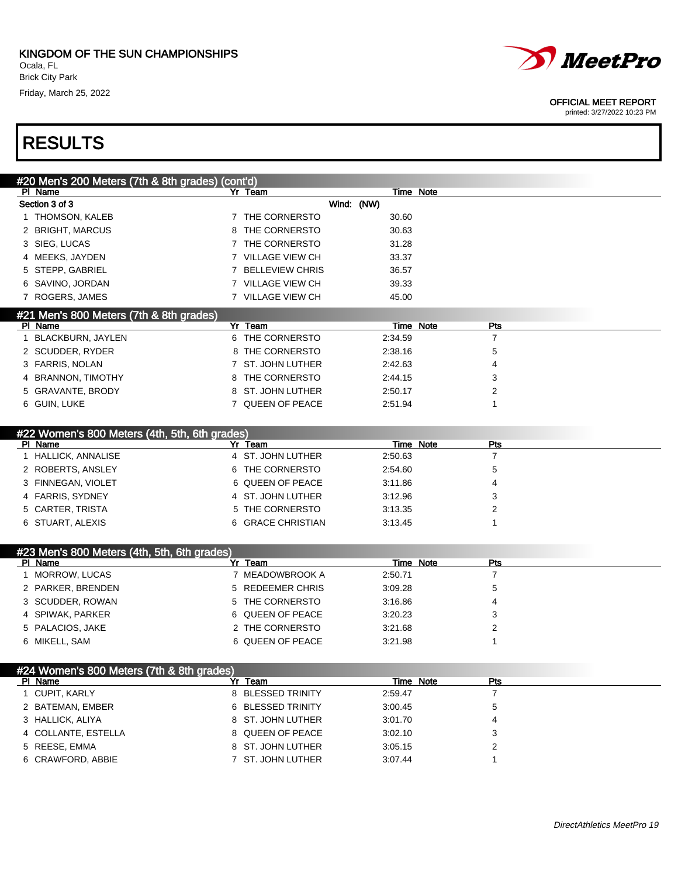KINGDOM OF THE SUN CHAMPIONSHIPS
Ocala, FL
Brick City Park
Friday, March 25, 2022

OFFICIAL MEET REPORT
printed: 3/27/2022 10:23 PM

# RESULTS

## #20 Men's 200 Meters (7th & 8th grades) (cont'd)

Section 3 of 3 — Wind: (NW)

| Pl | Name | Yr | Team | Time | Note |
|---|---|---|---|---|---|
| 1 | THOMSON, KALEB | 7 | THE CORNERSTO | 30.60 | |
| 2 | BRIGHT, MARCUS | 8 | THE CORNERSTO | 30.63 | |
| 3 | SIEG, LUCAS | 7 | THE CORNERSTO | 31.28 | |
| 4 | MEEKS, JAYDEN | 7 | VILLAGE VIEW CH | 33.37 | |
| 5 | STEPP, GABRIEL | 7 | BELLEVIEW CHRIS | 36.57 | |
| 6 | SAVINO, JORDAN | 7 | VILLAGE VIEW CH | 39.33 | |
| 7 | ROGERS, JAMES | 7 | VILLAGE VIEW CH | 45.00 | |

## #21 Men's 800 Meters (7th & 8th grades)

| Pl | Name | Yr | Team | Time | Note | Pts |
|---|---|---|---|---|---|---|
| 1 | BLACKBURN, JAYLEN | 6 | THE CORNERSTO | 2:34.59 | | 7 |
| 2 | SCUDDER, RYDER | 8 | THE CORNERSTO | 2:38.16 | | 5 |
| 3 | FARRIS, NOLAN | 7 | ST. JOHN LUTHER | 2:42.63 | | 4 |
| 4 | BRANNON, TIMOTHY | 8 | THE CORNERSTO | 2:44.15 | | 3 |
| 5 | GRAVANTE, BRODY | 8 | ST. JOHN LUTHER | 2:50.17 | | 2 |
| 6 | GUIN, LUKE | 7 | QUEEN OF PEACE | 2:51.94 | | 1 |

## #22 Women's 800 Meters (4th, 5th, 6th grades)

| Pl | Name | Yr | Team | Time | Note | Pts |
|---|---|---|---|---|---|---|
| 1 | HALLICK, ANNALISE | 4 | ST. JOHN LUTHER | 2:50.63 | | 7 |
| 2 | ROBERTS, ANSLEY | 6 | THE CORNERSTO | 2:54.60 | | 5 |
| 3 | FINNEGAN, VIOLET | 6 | QUEEN OF PEACE | 3:11.86 | | 4 |
| 4 | FARRIS, SYDNEY | 4 | ST. JOHN LUTHER | 3:12.96 | | 3 |
| 5 | CARTER, TRISTA | 5 | THE CORNERSTO | 3:13.35 | | 2 |
| 6 | STUART, ALEXIS | 6 | GRACE CHRISTIAN | 3:13.45 | | 1 |

## #23 Men's 800 Meters (4th, 5th, 6th grades)

| Pl | Name | Yr | Team | Time | Note | Pts |
|---|---|---|---|---|---|---|
| 1 | MORROW, LUCAS | 7 | MEADOWBROOK A | 2:50.71 | | 7 |
| 2 | PARKER, BRENDEN | 5 | REDEEMER CHRIS | 3:09.28 | | 5 |
| 3 | SCUDDER, ROWAN | 5 | THE CORNERSTO | 3:16.86 | | 4 |
| 4 | SPIWAK, PARKER | 6 | QUEEN OF PEACE | 3:20.23 | | 3 |
| 5 | PALACIOS, JAKE | 2 | THE CORNERSTO | 3:21.68 | | 2 |
| 6 | MIKELL, SAM | 6 | QUEEN OF PEACE | 3:21.98 | | 1 |

## #24 Women's 800 Meters (7th & 8th grades)

| Pl | Name | Yr | Team | Time | Note | Pts |
|---|---|---|---|---|---|---|
| 1 | CUPIT, KARLY | 8 | BLESSED TRINITY | 2:59.47 | | 7 |
| 2 | BATEMAN, EMBER | 6 | BLESSED TRINITY | 3:00.45 | | 5 |
| 3 | HALLICK, ALIYA | 8 | ST. JOHN LUTHER | 3:01.70 | | 4 |
| 4 | COLLANTE, ESTELLA | 8 | QUEEN OF PEACE | 3:02.10 | | 3 |
| 5 | REESE, EMMA | 8 | ST. JOHN LUTHER | 3:05.15 | | 2 |
| 6 | CRAWFORD, ABBIE | 7 | ST. JOHN LUTHER | 3:07.44 | | 1 |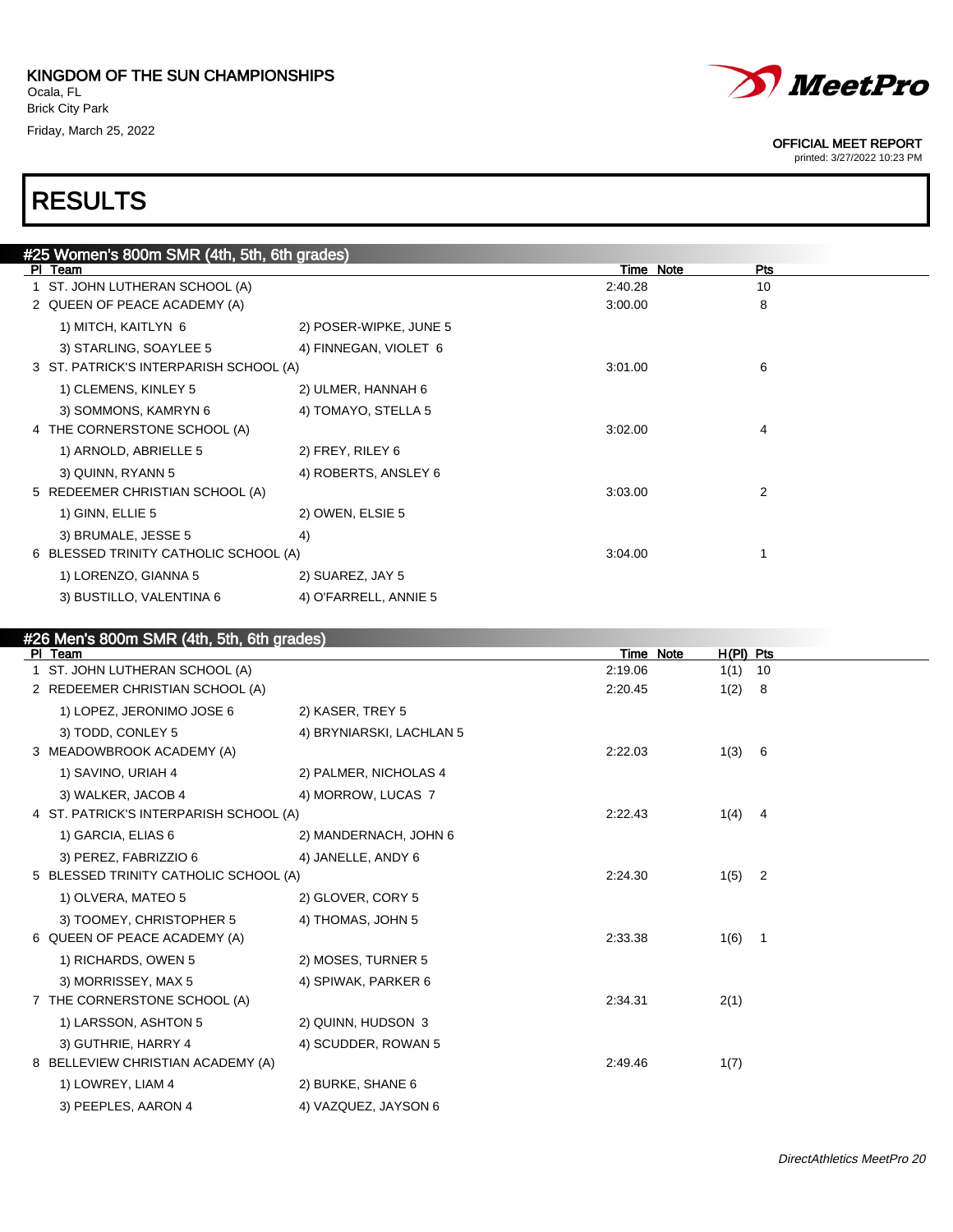KINGDOM OF THE SUN CHAMPIONSHIPS
Ocala, FL
Brick City Park
Friday, March 25, 2022

OFFICIAL MEET REPORT
printed: 3/27/2022 10:23 PM

# RESULTS

## #25 Women's 800m SMR (4th, 5th, 6th grades)

| Pl | Team | | Time | Note | Pts |
|---|---|---|---|---|---|
| 1 | ST. JOHN LUTHERAN SCHOOL (A) | | 2:40.28 | | 10 |
| 2 | QUEEN OF PEACE ACADEMY (A) | | 3:00.00 | | 8 |
| | 1) MITCH, KAITLYN 6 | 2) POSER-WIPKE, JUNE 5 | | | |
| | 3) STARLING, SOAYLEE 5 | 4) FINNEGAN, VIOLET 6 | | | |
| 3 | ST. PATRICK'S INTERPARISH SCHOOL (A) | | 3:01.00 | | 6 |
| | 1) CLEMENS, KINLEY 5 | 2) ULMER, HANNAH 6 | | | |
| | 3) SOMMONS, KAMRYN 6 | 4) TOMAYO, STELLA 5 | | | |
| 4 | THE CORNERSTONE SCHOOL (A) | | 3:02.00 | | 4 |
| | 1) ARNOLD, ABRIELLE 5 | 2) FREY, RILEY 6 | | | |
| | 3) QUINN, RYANN 5 | 4) ROBERTS, ANSLEY 6 | | | |
| 5 | REDEEMER CHRISTIAN SCHOOL (A) | | 3:03.00 | | 2 |
| | 1) GINN, ELLIE 5 | 2) OWEN, ELSIE 5 | | | |
| | 3) BRUMALE, JESSE 5 | 4) | | | |
| 6 | BLESSED TRINITY CATHOLIC SCHOOL (A) | | 3:04.00 | | 1 |
| | 1) LORENZO, GIANNA 5 | 2) SUAREZ, JAY 5 | | | |
| | 3) BUSTILLO, VALENTINA 6 | 4) O'FARRELL, ANNIE 5 | | | |

## #26 Men's 800m SMR (4th, 5th, 6th grades)

| Pl | Team | | Time | Note | H(Pl) | Pts |
|---|---|---|---|---|---|---|
| 1 | ST. JOHN LUTHERAN SCHOOL (A) | | 2:19.06 | | 1(1) | 10 |
| 2 | REDEEMER CHRISTIAN SCHOOL (A) | | 2:20.45 | | 1(2) | 8 |
| | 1) LOPEZ, JERONIMO JOSE 6 | 2) KASER, TREY 5 | | | | |
| | 3) TODD, CONLEY 5 | 4) BRYNIARSKI, LACHLAN 5 | | | | |
| 3 | MEADOWBROOK ACADEMY (A) | | 2:22.03 | | 1(3) | 6 |
| | 1) SAVINO, URIAH 4 | 2) PALMER, NICHOLAS 4 | | | | |
| | 3) WALKER, JACOB 4 | 4) MORROW, LUCAS 7 | | | | |
| 4 | ST. PATRICK'S INTERPARISH SCHOOL (A) | | 2:22.43 | | 1(4) | 4 |
| | 1) GARCIA, ELIAS 6 | 2) MANDERNACH, JOHN 6 | | | | |
| | 3) PEREZ, FABRIZZIO 6 | 4) JANELLE, ANDY 6 | | | | |
| 5 | BLESSED TRINITY CATHOLIC SCHOOL (A) | | 2:24.30 | | 1(5) | 2 |
| | 1) OLVERA, MATEO 5 | 2) GLOVER, CORY 5 | | | | |
| | 3) TOOMEY, CHRISTOPHER 5 | 4) THOMAS, JOHN 5 | | | | |
| 6 | QUEEN OF PEACE ACADEMY (A) | | 2:33.38 | | 1(6) | 1 |
| | 1) RICHARDS, OWEN 5 | 2) MOSES, TURNER 5 | | | | |
| | 3) MORRISSEY, MAX 5 | 4) SPIWAK, PARKER 6 | | | | |
| 7 | THE CORNERSTONE SCHOOL (A) | | 2:34.31 | | 2(1) | |
| | 1) LARSSON, ASHTON 5 | 2) QUINN, HUDSON 3 | | | | |
| | 3) GUTHRIE, HARRY 4 | 4) SCUDDER, ROWAN 5 | | | | |
| 8 | BELLEVIEW CHRISTIAN ACADEMY (A) | | 2:49.46 | | 1(7) | |
| | 1) LOWREY, LIAM 4 | 2) BURKE, SHANE 6 | | | | |
| | 3) PEEPLES, AARON 4 | 4) VAZQUEZ, JAYSON 6 | | | | |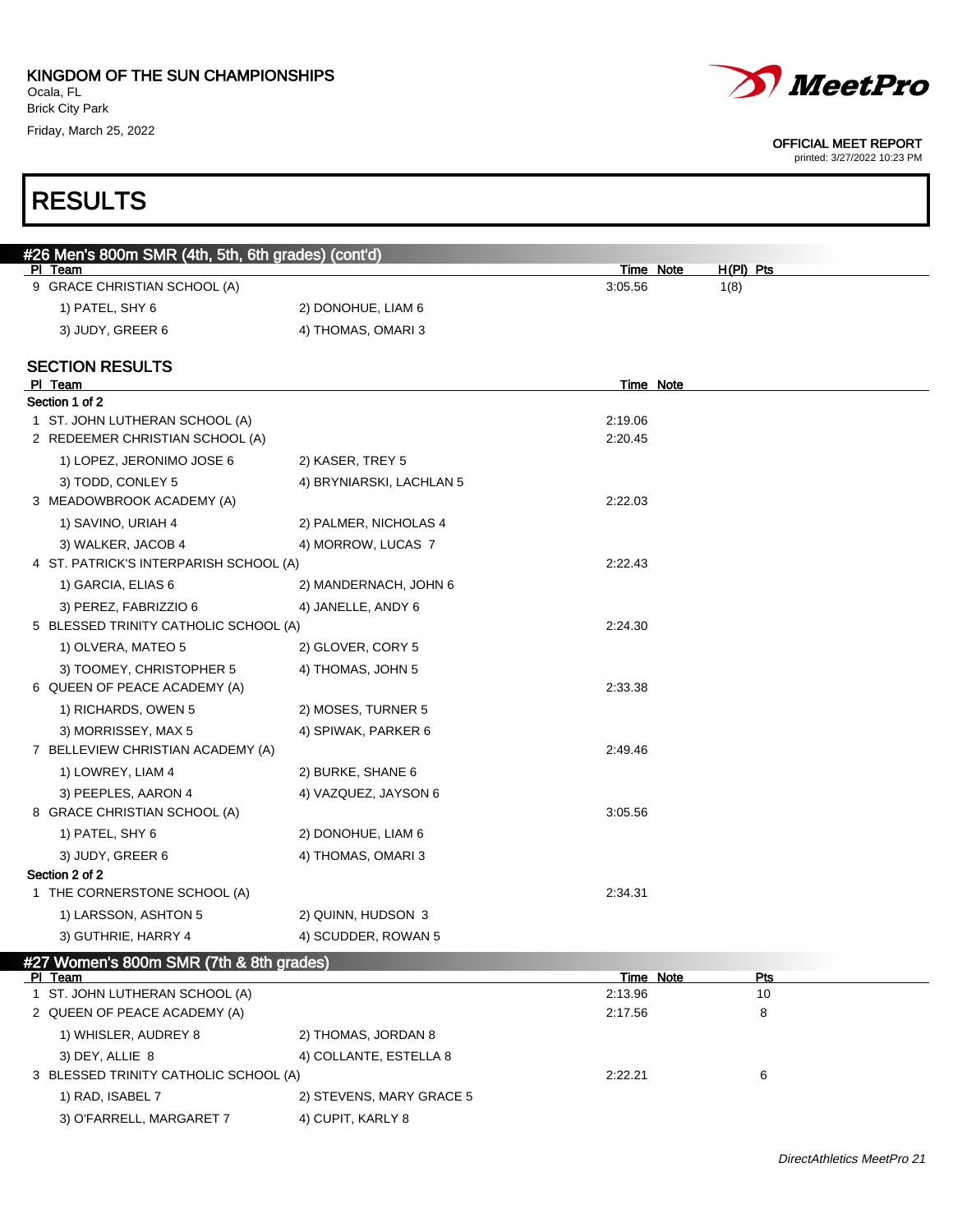KINGDOM OF THE SUN CHAMPIONSHIPS
Ocala, FL
Brick City Park
Friday, March 25, 2022

OFFICIAL MEET REPORT
printed: 3/27/2022 10:23 PM

# RESULTS

## #26 Men's 800m SMR (4th, 5th, 6th grades) (cont'd)

| Pl | Team | | Time | Note | H(Pl) | Pts |
|---|---|---|---|---|---|---|
| 9 | GRACE CHRISTIAN SCHOOL (A) | | 3:05.56 | | 1(8) | |
| | 1) PATEL, SHY 6 | 2) DONOHUE, LIAM 6 | | | | |
| | 3) JUDY, GREER 6 | 4) THOMAS, OMARI 3 | | | | |

### SECTION RESULTS

| Pl | Team | | Time | Note |
|---|---|---|---|---|
| **Section 1 of 2** | | | | |
| 1 | ST. JOHN LUTHERAN SCHOOL (A) | | 2:19.06 | |
| 2 | REDEEMER CHRISTIAN SCHOOL (A) | | 2:20.45 | |
| | 1) LOPEZ, JERONIMO JOSE 6 | 2) KASER, TREY 5 | | |
| | 3) TODD, CONLEY 5 | 4) BRYNIARSKI, LACHLAN 5 | | |
| 3 | MEADOWBROOK ACADEMY (A) | | 2:22.03 | |
| | 1) SAVINO, URIAH 4 | 2) PALMER, NICHOLAS 4 | | |
| | 3) WALKER, JACOB 4 | 4) MORROW, LUCAS 7 | | |
| 4 | ST. PATRICK'S INTERPARISH SCHOOL (A) | | 2:22.43 | |
| | 1) GARCIA, ELIAS 6 | 2) MANDERNACH, JOHN 6 | | |
| | 3) PEREZ, FABRIZZIO 6 | 4) JANELLE, ANDY 6 | | |
| 5 | BLESSED TRINITY CATHOLIC SCHOOL (A) | | 2:24.30 | |
| | 1) OLVERA, MATEO 5 | 2) GLOVER, CORY 5 | | |
| | 3) TOOMEY, CHRISTOPHER 5 | 4) THOMAS, JOHN 5 | | |
| 6 | QUEEN OF PEACE ACADEMY (A) | | 2:33.38 | |
| | 1) RICHARDS, OWEN 5 | 2) MOSES, TURNER 5 | | |
| | 3) MORRISSEY, MAX 5 | 4) SPIWAK, PARKER 6 | | |
| 7 | BELLEVIEW CHRISTIAN ACADEMY (A) | | 2:49.46 | |
| | 1) LOWREY, LIAM 4 | 2) BURKE, SHANE 6 | | |
| | 3) PEEPLES, AARON 4 | 4) VAZQUEZ, JAYSON 6 | | |
| 8 | GRACE CHRISTIAN SCHOOL (A) | | 3:05.56 | |
| | 1) PATEL, SHY 6 | 2) DONOHUE, LIAM 6 | | |
| | 3) JUDY, GREER 6 | 4) THOMAS, OMARI 3 | | |
| **Section 2 of 2** | | | | |
| 1 | THE CORNERSTONE SCHOOL (A) | | 2:34.31 | |
| | 1) LARSSON, ASHTON 5 | 2) QUINN, HUDSON 3 | | |
| | 3) GUTHRIE, HARRY 4 | 4) SCUDDER, ROWAN 5 | | |

## #27 Women's 800m SMR (7th & 8th grades)

| Pl | Team | | Time | Note | Pts |
|---|---|---|---|---|---|
| 1 | ST. JOHN LUTHERAN SCHOOL (A) | | 2:13.96 | | 10 |
| 2 | QUEEN OF PEACE ACADEMY (A) | | 2:17.56 | | 8 |
| | 1) WHISLER, AUDREY 8 | 2) THOMAS, JORDAN 8 | | | |
| | 3) DEY, ALLIE 8 | 4) COLLANTE, ESTELLA 8 | | | |
| 3 | BLESSED TRINITY CATHOLIC SCHOOL (A) | | 2:22.21 | | 6 |
| | 1) RAD, ISABEL 7 | 2) STEVENS, MARY GRACE 5 | | | |
| | 3) O'FARRELL, MARGARET 7 | 4) CUPIT, KARLY 8 | | | |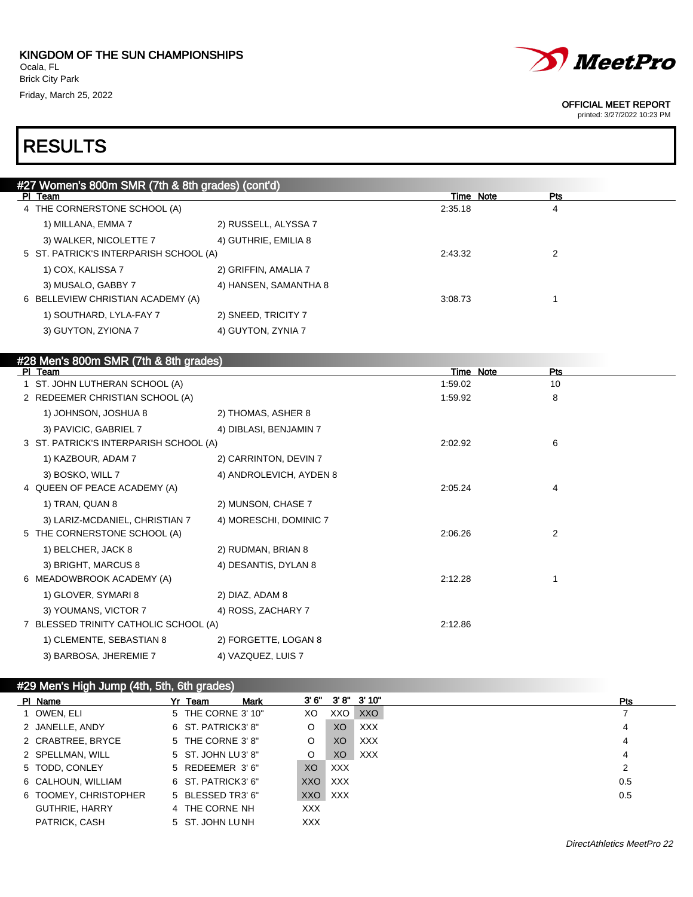KINGDOM OF THE SUN CHAMPIONSHIPS
Ocala, FL
Brick City Park
Friday, March 25, 2022

OFFICIAL MEET REPORT
printed: 3/27/2022 10:23 PM

# RESULTS

## #27 Women's 800m SMR (7th & 8th grades) (cont'd)

| Pl | Team | | Time | Note | Pts |
|---|---|---|---|---|---|
| 4 | THE CORNERSTONE SCHOOL (A) | | 2:35.18 | | 4 |
| | 1) MILLANA, EMMA 7 | 2) RUSSELL, ALYSSA 7 | | | |
| | 3) WALKER, NICOLETTE 7 | 4) GUTHRIE, EMILIA 8 | | | |
| 5 | ST. PATRICK'S INTERPARISH SCHOOL (A) | | 2:43.32 | | 2 |
| | 1) COX, KALISSA 7 | 2) GRIFFIN, AMALIA 7 | | | |
| | 3) MUSALO, GABBY 7 | 4) HANSEN, SAMANTHA 8 | | | |
| 6 | BELLEVIEW CHRISTIAN ACADEMY (A) | | 3:08.73 | | 1 |
| | 1) SOUTHARD, LYLA-FAY 7 | 2) SNEED, TRICITY 7 | | | |
| | 3) GUYTON, ZYIONA 7 | 4) GUYTON, ZYNIA 7 | | | |

## #28 Men's 800m SMR (7th & 8th grades)

| Pl | Team | | Time | Note | Pts |
|---|---|---|---|---|---|
| 1 | ST. JOHN LUTHERAN SCHOOL (A) | | 1:59.02 | | 10 |
| 2 | REDEEMER CHRISTIAN SCHOOL (A) | | 1:59.92 | | 8 |
| | 1) JOHNSON, JOSHUA 8 | 2) THOMAS, ASHER 8 | | | |
| | 3) PAVICIC, GABRIEL 7 | 4) DIBLASI, BENJAMIN 7 | | | |
| 3 | ST. PATRICK'S INTERPARISH SCHOOL (A) | | 2:02.92 | | 6 |
| | 1) KAZBOUR, ADAM 7 | 2) CARRINTON, DEVIN 7 | | | |
| | 3) BOSKO, WILL 7 | 4) ANDROLEVICH, AYDEN 8 | | | |
| 4 | QUEEN OF PEACE ACADEMY (A) | | 2:05.24 | | 4 |
| | 1) TRAN, QUAN 8 | 2) MUNSON, CHASE 7 | | | |
| | 3) LARIZ-MCDANIEL, CHRISTIAN 7 | 4) MORESCHI, DOMINIC 7 | | | |
| 5 | THE CORNERSTONE SCHOOL (A) | | 2:06.26 | | 2 |
| | 1) BELCHER, JACK 8 | 2) RUDMAN, BRIAN 8 | | | |
| | 3) BRIGHT, MARCUS 8 | 4) DESANTIS, DYLAN 8 | | | |
| 6 | MEADOWBROOK ACADEMY (A) | | 2:12.28 | | 1 |
| | 1) GLOVER, SYMARI 8 | 2) DIAZ, ADAM 8 | | | |
| | 3) YOUMANS, VICTOR 7 | 4) ROSS, ZACHARY 7 | | | |
| 7 | BLESSED TRINITY CATHOLIC SCHOOL (A) | | 2:12.86 | | |
| | 1) CLEMENTE, SEBASTIAN 8 | 2) FORGETTE, LOGAN 8 | | | |
| | 3) BARBOSA, JHEREMIE 7 | 4) VAZQUEZ, LUIS 7 | | | |

## #29 Men's High Jump (4th, 5th, 6th grades)

| Pl | Name | Yr | Team | Mark | 3' 6" | 3' 8" | 3' 10" | Pts |
|---|---|---|---|---|---|---|---|---|
| 1 | OWEN, ELI | 5 | THE CORNE | 3' 10" | XO | XXO | XXO | 7 |
| 2 | JANELLE, ANDY | 6 | ST. PATRICK | 3' 8" | O | XO | XXX | 4 |
| 2 | CRABTREE, BRYCE | 5 | THE CORNE | 3' 8" | O | XO | XXX | 4 |
| 2 | SPELLMAN, WILL | 5 | ST. JOHN LU | 3' 8" | O | XO | XXX | 4 |
| 5 | TODD, CONLEY | 5 | REDEEMER | 3' 6" | XO | XXX | | 2 |
| 6 | CALHOUN, WILLIAM | 6 | ST. PATRICK | 3' 6" | XXO | XXX | | 0.5 |
| 6 | TOOMEY, CHRISTOPHER | 5 | BLESSED TR | 3' 6" | XXO | XXX | | 0.5 |
| | GUTHRIE, HARRY | 4 | THE CORNE | NH | XXX | | | |
| | PATRICK, CASH | 5 | ST. JOHN LU | NH | XXX | | | |

DirectAthletics MeetPro 22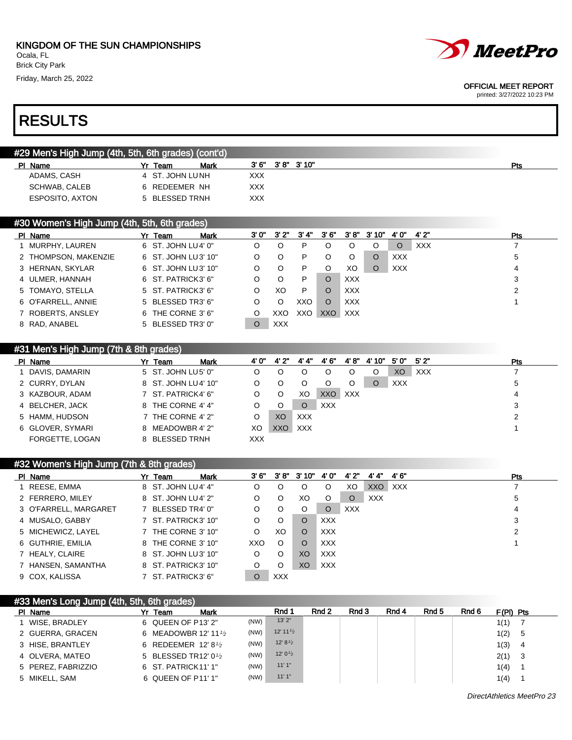KINGDOM OF THE SUN CHAMPIONSHIPS
Ocala, FL
Brick City Park
Friday, March 25, 2022

OFFICIAL MEET REPORT
printed: 3/27/2022 10:23 PM

# RESULTS

## #29 Men's High Jump (4th, 5th, 6th grades) (cont'd)

| Pl | Name | Yr | Team | Mark | 3' 6" | 3' 8" | 3' 10" | Pts |
|---|---|---|---|---|---|---|---|---|
| | ADAMS, CASH | 4 | ST. JOHN LU | NH | XXX | | | |
| | SCHWAB, CALEB | 6 | REDEEMER | NH | XXX | | | |
| | ESPOSITO, AXTON | 5 | BLESSED TR | NH | XXX | | | |

## #30 Women's High Jump (4th, 5th, 6th grades)

| Pl | Name | Yr | Team | Mark | 3' 0" | 3' 2" | 3' 4" | 3' 6" | 3' 8" | 3' 10" | 4' 0" | 4' 2" | Pts |
|---|---|---|---|---|---|---|---|---|---|---|---|---|---|
| 1 | MURPHY, LAUREN | 6 | ST. JOHN LU | 4' 0" | O | O | P | O | O | O | O | XXX | 7 |
| 2 | THOMPSON, MAKENZIE | 6 | ST. JOHN LU | 3' 10" | O | O | P | O | O | O | XXX | | 5 |
| 3 | HERNAN, SKYLAR | 6 | ST. JOHN LU | 3' 10" | O | O | P | O | XO | O | XXX | | 4 |
| 4 | ULMER, HANNAH | 6 | ST. PATRICK | 3' 6" | O | O | P | O | XXX | | | | 3 |
| 5 | TOMAYO, STELLA | 5 | ST. PATRICK | 3' 6" | O | XO | P | O | XXX | | | | 2 |
| 6 | O'FARRELL, ANNIE | 5 | BLESSED TR | 3' 6" | O | O | XXO | O | XXX | | | | 1 |
| 7 | ROBERTS, ANSLEY | 6 | THE CORNE | 3' 6" | O | XXO | XXO | XXO | XXX | | | | |
| 8 | RAD, ANABEL | 5 | BLESSED TR | 3' 0" | O | XXX | | | | | | | |

## #31 Men's High Jump (7th & 8th grades)

| Pl | Name | Yr | Team | Mark | 4' 0" | 4' 2" | 4' 4" | 4' 6" | 4' 8" | 4' 10" | 5' 0" | 5' 2" | Pts |
|---|---|---|---|---|---|---|---|---|---|---|---|---|---|
| 1 | DAVIS, DAMARIN | 5 | ST. JOHN LU | 5' 0" | O | O | O | O | O | O | XO | XXX | 7 |
| 2 | CURRY, DYLAN | 8 | ST. JOHN LU | 4' 10" | O | O | O | O | O | O | XXX | | 5 |
| 3 | KAZBOUR, ADAM | 7 | ST. PATRICK | 4' 6" | O | O | XO | XXO | XXX | | | | 4 |
| 4 | BELCHER, JACK | 8 | THE CORNE | 4' 4" | O | O | O | XXX | | | | | 3 |
| 5 | HAMM, HUDSON | 7 | THE CORNE | 4' 2" | O | XO | XXX | | | | | | 2 |
| 6 | GLOVER, SYMARI | 8 | MEADOWBR | 4' 2" | XO | XXO | XXX | | | | | | 1 |
| | FORGETTE, LOGAN | 8 | BLESSED TR | NH | XXX | | | | | | | | |

## #32 Women's High Jump (7th & 8th grades)

| Pl | Name | Yr | Team | Mark | 3' 6" | 3' 8" | 3' 10" | 4' 0" | 4' 2" | 4' 4" | 4' 6" | Pts |
|---|---|---|---|---|---|---|---|---|---|---|---|---|
| 1 | REESE, EMMA | 8 | ST. JOHN LU | 4' 4" | O | O | O | O | XO | XXO | XXX | 7 |
| 2 | FERRERO, MILEY | 8 | ST. JOHN LU | 4' 2" | O | O | XO | O | O | XXX | | 5 |
| 3 | O'FARRELL, MARGARET | 7 | BLESSED TR | 4' 0" | O | O | O | O | XXX | | | 4 |
| 4 | MUSALO, GABBY | 7 | ST. PATRICK | 3' 10" | O | O | O | XXX | | | | 3 |
| 5 | MICHEWICZ, LAYEL | 7 | THE CORNE | 3' 10" | O | XO | O | XXX | | | | 2 |
| 6 | GUTHRIE, EMILIA | 8 | THE CORNE | 3' 10" | XXO | O | O | XXX | | | | 1 |
| 7 | HEALY, CLAIRE | 8 | ST. JOHN LU | 3' 10" | O | O | XO | XXX | | | | |
| 7 | HANSEN, SAMANTHA | 8 | ST. PATRICK | 3' 10" | O | O | XO | XXX | | | | |
| 9 | COX, KALISSA | 7 | ST. PATRICK | 3' 6" | O | XXX | | | | | | |

## #33 Men's Long Jump (4th, 5th, 6th grades)

| Pl | Name | Yr | Team | Mark | | Rnd 1 | Rnd 2 | Rnd 3 | Rnd 4 | Rnd 5 | Rnd 6 | F(Pl) | Pts |
|---|---|---|---|---|---|---|---|---|---|---|---|---|---|
| 1 | WISE, BRADLEY | 6 | QUEEN OF P | 13' 2" | (NW) | 13' 2" | | | | | | 1(1) | 7 |
| 2 | GUERRA, GRACEN | 6 | MEADOWBR | 12' 11½ | (NW) | 12' 11½ | | | | | | 1(2) | 5 |
| 3 | HISE, BRANTLEY | 6 | REDEEMER | 12' 8½ | (NW) | 12' 8½ | | | | | | 1(3) | 4 |
| 4 | OLVERA, MATEO | 5 | BLESSED TR | 12' 0½ | (NW) | 12' 0½ | | | | | | 2(1) | 3 |
| 5 | PEREZ, FABRIZZIO | 6 | ST. PATRICK | 11' 1" | (NW) | 11' 1" | | | | | | 1(4) | 1 |
| 5 | MIKELL, SAM | 6 | QUEEN OF P | 11' 1" | (NW) | 11' 1" | | | | | | 1(4) | 1 |

DirectAthletics MeetPro 23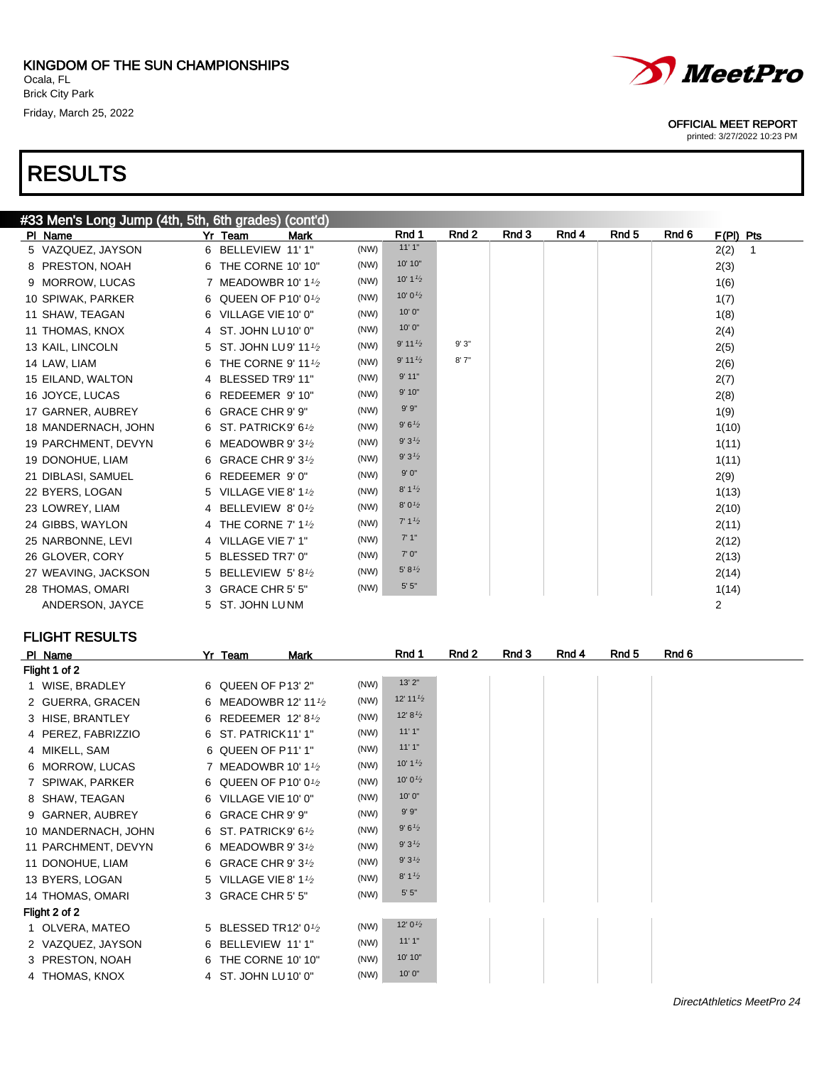KINGDOM OF THE SUN CHAMPIONSHIPS
Ocala, FL
Brick City Park
Friday, March 25, 2022

OFFICIAL MEET REPORT
printed: 3/27/2022 10:23 PM

# RESULTS

## #33 Men's Long Jump (4th, 5th, 6th grades) (cont'd)

| Pl | Name | Yr | Team | Mark | | Rnd 1 | Rnd 2 | Rnd 3 | Rnd 4 | Rnd 5 | Rnd 6 | F(Pl) | Pts |
|---|---|---|---|---|---|---|---|---|---|---|---|---|---|
| 5 | VAZQUEZ, JAYSON | 6 | BELLEVIEW | 11' 1" | (NW) | 11' 1" | | | | | | 2(2) | 1 |
| 8 | PRESTON, NOAH | 6 | THE CORNE | 10' 10" | (NW) | 10' 10" | | | | | | 2(3) | |
| 9 | MORROW, LUCAS | 7 | MEADOWBR | 10' 1½ | (NW) | 10' 1½ | | | | | | 1(6) | |
| 10 | SPIWAK, PARKER | 6 | QUEEN OF P | 10' 0½ | (NW) | 10' 0½ | | | | | | 1(7) | |
| 11 | SHAW, TEAGAN | 6 | VILLAGE VIE | 10' 0" | (NW) | 10' 0" | | | | | | 1(8) | |
| 11 | THOMAS, KNOX | 4 | ST. JOHN LU | 10' 0" | (NW) | 10' 0" | | | | | | 2(4) | |
| 13 | KAIL, LINCOLN | 5 | ST. JOHN LU | 9' 11½ | (NW) | 9' 11½ | 9' 3" | | | | | 2(5) | |
| 14 | LAW, LIAM | 6 | THE CORNE | 9' 11½ | (NW) | 9' 11½ | 8' 7" | | | | | 2(6) | |
| 15 | EILAND, WALTON | 4 | BLESSED TR | 9' 11" | (NW) | 9' 11" | | | | | | 2(7) | |
| 16 | JOYCE, LUCAS | 6 | REDEEMER | 9' 10" | (NW) | 9' 10" | | | | | | 2(8) | |
| 17 | GARNER, AUBREY | 6 | GRACE CHR | 9' 9" | (NW) | 9' 9" | | | | | | 1(9) | |
| 18 | MANDERNACH, JOHN | 6 | ST. PATRICK | 9' 6½ | (NW) | 9' 6½ | | | | | | 1(10) | |
| 19 | PARCHMENT, DEVYN | 6 | MEADOWBR | 9' 3½ | (NW) | 9' 3½ | | | | | | 1(11) | |
| 19 | DONOHUE, LIAM | 6 | GRACE CHR | 9' 3½ | (NW) | 9' 3½ | | | | | | 1(11) | |
| 21 | DIBLASI, SAMUEL | 6 | REDEEMER | 9' 0" | (NW) | 9' 0" | | | | | | 2(9) | |
| 22 | BYERS, LOGAN | 5 | VILLAGE VIE | 8' 1½ | (NW) | 8' 1½ | | | | | | 1(13) | |
| 23 | LOWREY, LIAM | 4 | BELLEVIEW | 8' 0½ | (NW) | 8' 0½ | | | | | | 2(10) | |
| 24 | GIBBS, WAYLON | 4 | THE CORNE | 7' 1½ | (NW) | 7' 1½ | | | | | | 2(11) | |
| 25 | NARBONNE, LEVI | 4 | VILLAGE VIE | 7' 1" | (NW) | 7' 1" | | | | | | 2(12) | |
| 26 | GLOVER, CORY | 5 | BLESSED TR | 7' 0" | (NW) | 7' 0" | | | | | | 2(13) | |
| 27 | WEAVING, JACKSON | 5 | BELLEVIEW | 5' 8½ | (NW) | 5' 8½ | | | | | | 2(14) | |
| 28 | THOMAS, OMARI | 3 | GRACE CHR | 5' 5" | (NW) | 5' 5" | | | | | | 1(14) | |
| | ANDERSON, JAYCE | 5 | ST. JOHN LU | NM | | | | | | | | 2 | |

## FLIGHT RESULTS

| Pl | Name | Yr | Team | Mark | | Rnd 1 | Rnd 2 | Rnd 3 | Rnd 4 | Rnd 5 | Rnd 6 |
|---|---|---|---|---|---|---|---|---|---|---|---|
| **Flight 1 of 2** | | | | | | | | | | | |
| 1 | WISE, BRADLEY | 6 | QUEEN OF P | 13' 2" | (NW) | 13' 2" | | | | | |
| 2 | GUERRA, GRACEN | 6 | MEADOWBR | 12' 11½ | (NW) | 12' 11½ | | | | | |
| 3 | HISE, BRANTLEY | 6 | REDEEMER | 12' 8½ | (NW) | 12' 8½ | | | | | |
| 4 | PEREZ, FABRIZZIO | 6 | ST. PATRICK | 11' 1" | (NW) | 11' 1" | | | | | |
| 4 | MIKELL, SAM | 6 | QUEEN OF P | 11' 1" | (NW) | 11' 1" | | | | | |
| 6 | MORROW, LUCAS | 7 | MEADOWBR | 10' 1½ | (NW) | 10' 1½ | | | | | |
| 7 | SPIWAK, PARKER | 6 | QUEEN OF P | 10' 0½ | (NW) | 10' 0½ | | | | | |
| 8 | SHAW, TEAGAN | 6 | VILLAGE VIE | 10' 0" | (NW) | 10' 0" | | | | | |
| 9 | GARNER, AUBREY | 6 | GRACE CHR | 9' 9" | (NW) | 9' 9" | | | | | |
| 10 | MANDERNACH, JOHN | 6 | ST. PATRICK | 9' 6½ | (NW) | 9' 6½ | | | | | |
| 11 | PARCHMENT, DEVYN | 6 | MEADOWBR | 9' 3½ | (NW) | 9' 3½ | | | | | |
| 11 | DONOHUE, LIAM | 6 | GRACE CHR | 9' 3½ | (NW) | 9' 3½ | | | | | |
| 13 | BYERS, LOGAN | 5 | VILLAGE VIE | 8' 1½ | (NW) | 8' 1½ | | | | | |
| 14 | THOMAS, OMARI | 3 | GRACE CHR | 5' 5" | (NW) | 5' 5" | | | | | |
| **Flight 2 of 2** | | | | | | | | | | | |
| 1 | OLVERA, MATEO | 5 | BLESSED TR | 12' 0½ | (NW) | 12' 0½ | | | | | |
| 2 | VAZQUEZ, JAYSON | 6 | BELLEVIEW | 11' 1" | (NW) | 11' 1" | | | | | |
| 3 | PRESTON, NOAH | 6 | THE CORNE | 10' 10" | (NW) | 10' 10" | | | | | |
| 4 | THOMAS, KNOX | 4 | ST. JOHN LU | 10' 0" | (NW) | 10' 0" | | | | | |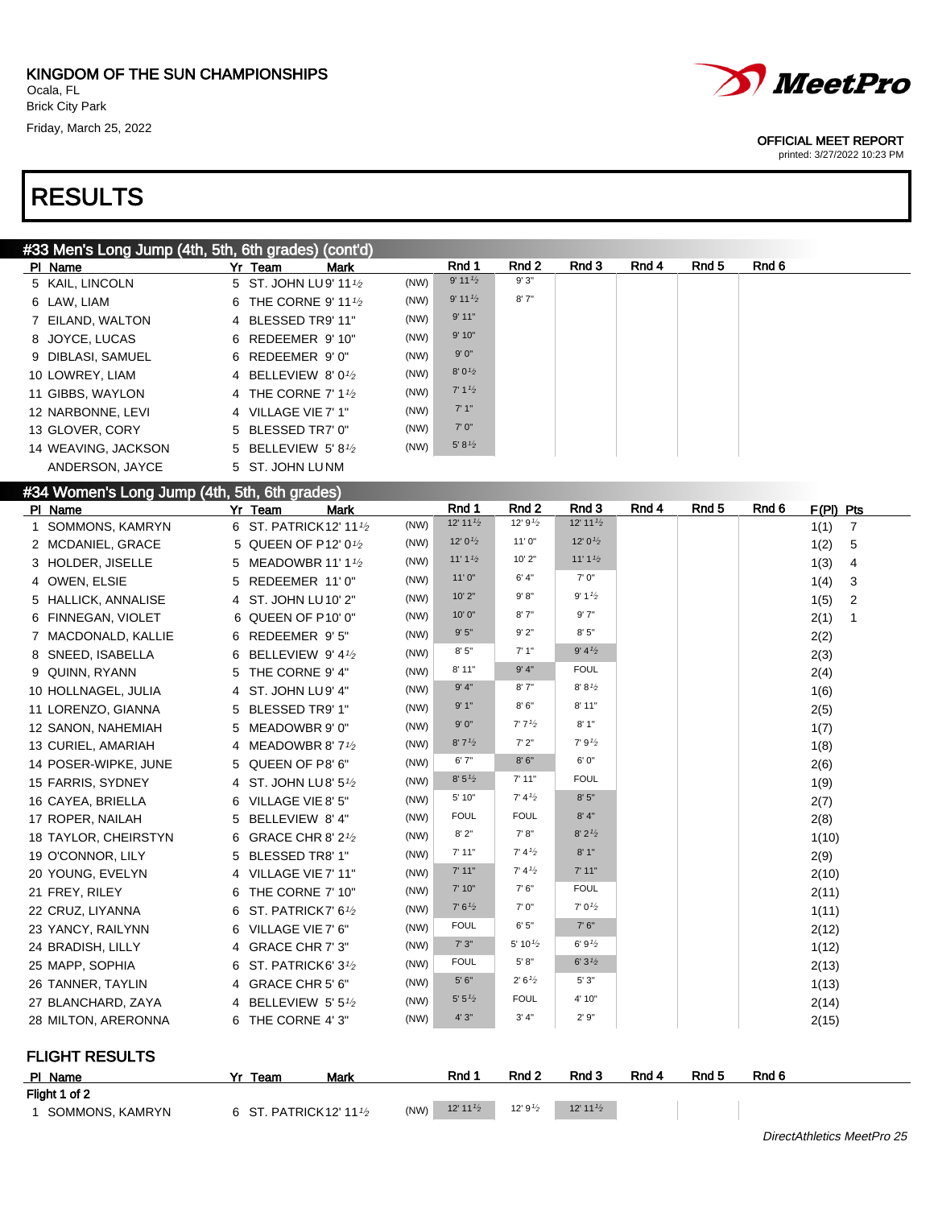KINGDOM OF THE SUN CHAMPIONSHIPS
Ocala, FL
Brick City Park
Friday, March 25, 2022

OFFICIAL MEET REPORT
printed: 3/27/2022 10:23 PM

# RESULTS

## #33 Men's Long Jump (4th, 5th, 6th grades) (cont'd)

| Pl | Name | Yr | Team | Mark | | Rnd 1 | Rnd 2 | Rnd 3 | Rnd 4 | Rnd 5 | Rnd 6 |
|---|---|---|---|---|---|---|---|---|---|---|---|
| 5 | KAIL, LINCOLN | 5 | ST. JOHN LU | 9' 11½ | (NW) | 9' 11½ | 9' 3" | | | | |
| 6 | LAW, LIAM | 6 | THE CORNE | 9' 11½ | (NW) | 9' 11½ | 8' 7" | | | | |
| 7 | EILAND, WALTON | 4 | BLESSED TR | 9' 11" | (NW) | 9' 11" | | | | | |
| 8 | JOYCE, LUCAS | 6 | REDEEMER | 9' 10" | (NW) | 9' 10" | | | | | |
| 9 | DIBLASI, SAMUEL | 6 | REDEEMER | 9' 0" | (NW) | 9' 0" | | | | | |
| 10 | LOWREY, LIAM | 4 | BELLEVIEW | 8' 0½ | (NW) | 8' 0½ | | | | | |
| 11 | GIBBS, WAYLON | 4 | THE CORNE | 7' 1½ | (NW) | 7' 1½ | | | | | |
| 12 | NARBONNE, LEVI | 4 | VILLAGE VIE | 7' 1" | (NW) | 7' 1" | | | | | |
| 13 | GLOVER, CORY | 5 | BLESSED TR | 7' 0" | (NW) | 7' 0" | | | | | |
| 14 | WEAVING, JACKSON | 5 | BELLEVIEW | 5' 8½ | (NW) | 5' 8½ | | | | | |
| | ANDERSON, JAYCE | 5 | ST. JOHN LU | NM | | | | | | | |

## #34 Women's Long Jump (4th, 5th, 6th grades)

| Pl | Name | Yr | Team | Mark | | Rnd 1 | Rnd 2 | Rnd 3 | Rnd 4 | Rnd 5 | Rnd 6 | F(Pl) | Pts |
|---|---|---|---|---|---|---|---|---|---|---|---|---|---|
| 1 | SOMMONS, KAMRYN | 6 | ST. PATRICK | 12' 11½ | (NW) | 12' 11½ | 12' 9½ | 12' 11½ | | | | 1(1) | 7 |
| 2 | MCDANIEL, GRACE | 5 | QUEEN OF P | 12' 0½ | (NW) | 12' 0½ | 11' 0" | 12' 0½ | | | | 1(2) | 5 |
| 3 | HOLDER, JISELLE | 5 | MEADOWBR | 11' 1½ | (NW) | 11' 1½ | 10' 2" | 11' 1½ | | | | 1(3) | 4 |
| 4 | OWEN, ELSIE | 5 | REDEEMER | 11' 0" | (NW) | 11' 0" | 6' 4" | 7' 0" | | | | 1(4) | 3 |
| 5 | HALLICK, ANNALISE | 4 | ST. JOHN LU | 10' 2" | (NW) | 10' 2" | 9' 8" | 9' 1½ | | | | 1(5) | 2 |
| 6 | FINNEGAN, VIOLET | 6 | QUEEN OF P | 10' 0" | (NW) | 10' 0" | 8' 7" | 9' 7" | | | | 2(1) | 1 |
| 7 | MACDONALD, KALLIE | 6 | REDEEMER | 9' 5" | (NW) | 9' 5" | 9' 2" | 8' 5" | | | | 2(2) | |
| 8 | SNEED, ISABELLA | 6 | BELLEVIEW | 9' 4½ | (NW) | 8' 5" | 7' 1" | 9' 4½ | | | | 2(3) | |
| 9 | QUINN, RYANN | 5 | THE CORNE | 9' 4" | (NW) | 8' 11" | 9' 4" | FOUL | | | | 2(4) | |
| 10 | HOLLNAGEL, JULIA | 4 | ST. JOHN LU | 9' 4" | (NW) | 9' 4" | 8' 7" | 8' 8½ | | | | 1(6) | |
| 11 | LORENZO, GIANNA | 5 | BLESSED TR | 9' 1" | (NW) | 9' 1" | 8' 6" | 8' 11" | | | | 2(5) | |
| 12 | SANON, NAHEMIAH | 5 | MEADOWBR | 9' 0" | (NW) | 9' 0" | 7' 7½ | 8' 1" | | | | 1(7) | |
| 13 | CURIEL, AMARIAH | 4 | MEADOWBR | 8' 7½ | (NW) | 8' 7½ | 7' 2" | 7' 9½ | | | | 1(8) | |
| 14 | POSER-WIPKE, JUNE | 5 | QUEEN OF P | 8' 6" | (NW) | 6' 7" | 8' 6" | 6' 0" | | | | 2(6) | |
| 15 | FARRIS, SYDNEY | 4 | ST. JOHN LU | 8' 5½ | (NW) | 8' 5½ | 7' 11" | FOUL | | | | 1(9) | |
| 16 | CAYEA, BRIELLA | 6 | VILLAGE VIE | 8' 5" | (NW) | 5' 10" | 7' 4½ | 8' 5" | | | | 2(7) | |
| 17 | ROPER, MAILEY | 5 | BELLEVIEW | 8' 4" | (NW) | FOUL | FOUL | 8' 4" | | | | 2(8) | |
| 18 | TAYLOR, CHEIRSTYN | 6 | GRACE CHR | 8' 2½ | (NW) | 8' 2" | 7' 8" | 8' 2½ | | | | 1(10) | |
| 19 | O'CONNOR, LILY | 5 | BLESSED TR | 8' 1" | (NW) | 7' 11" | 7' 4½ | 8' 1" | | | | 2(9) | |
| 20 | YOUNG, EVELYN | 4 | VILLAGE VIE | 7' 11" | (NW) | 7' 11" | 7' 4½ | 7' 11" | | | | 2(10) | |
| 21 | FREY, RILEY | 6 | THE CORNE | 7' 10" | (NW) | 7' 10" | 7' 6" | FOUL | | | | 2(11) | |
| 22 | CRUZ, LIYANNA | 6 | ST. PATRICK | 7' 6½ | (NW) | 7' 6½ | 7' 0" | 7' 0½ | | | | 1(11) | |
| 23 | YANCY, RAILYNN | 6 | VILLAGE VIE | 7' 6" | (NW) | FOUL | 6' 5" | 7' 6" | | | | 2(12) | |
| 24 | BRADISH, LILLY | 4 | GRACE CHR | 7' 3" | (NW) | 7' 3" | 5' 10½ | 6' 9½ | | | | 1(12) | |
| 25 | MAPP, SOPHIA | 6 | ST. PATRICK | 6' 3½ | (NW) | FOUL | 5' 8" | 6' 3½ | | | | 2(13) | |
| 26 | TANNER, TAYLIN | 4 | GRACE CHR | 5' 6" | (NW) | 5' 6" | 2' 6½ | 5' 3" | | | | 1(13) | |
| 27 | BLANCHARD, ZAYA | 4 | BELLEVIEW | 5' 5½ | (NW) | 5' 5½ | FOUL | 4' 10" | | | | 2(14) | |
| 28 | MILTON, ARERONNA | 6 | THE CORNE | 4' 3" | (NW) | 4' 3" | 3' 4" | 2' 9" | | | | 2(15) | |

### FLIGHT RESULTS

| Pl | Name | Yr | Team | Mark | | Rnd 1 | Rnd 2 | Rnd 3 | Rnd 4 | Rnd 5 | Rnd 6 |
|---|---|---|---|---|---|---|---|---|---|---|---|
| **Flight 1 of 2** | | | | | | | | | | | |
| 1 | SOMMONS, KAMRYN | 6 | ST. PATRICK | 12' 11½ | (NW) | 12' 11½ | 12' 9½ | 12' 11½ | | | |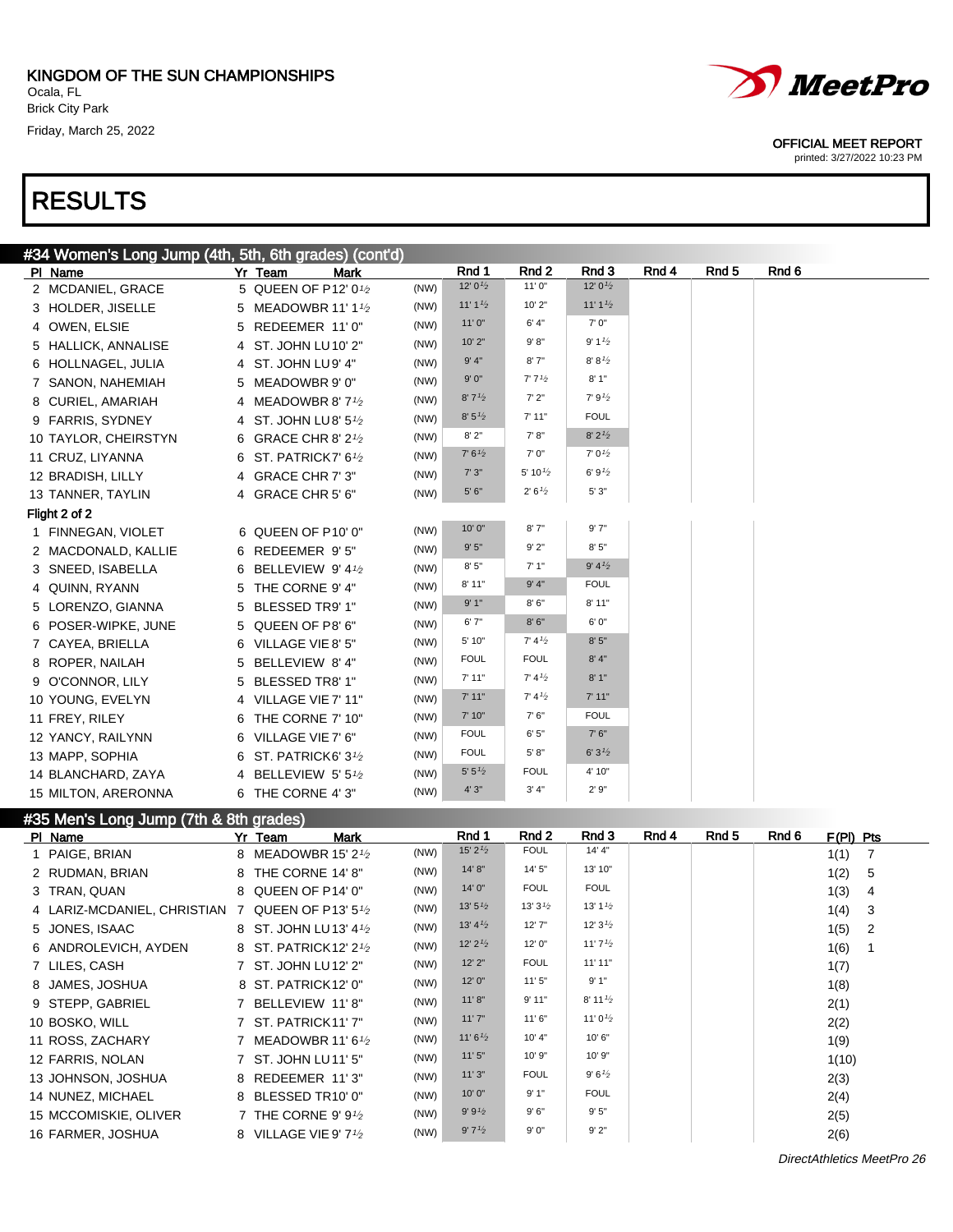KINGDOM OF THE SUN CHAMPIONSHIPS
Ocala, FL
Brick City Park
Friday, March 25, 2022

OFFICIAL MEET REPORT
printed: 3/27/2022 10:23 PM

# RESULTS

## #34 Women's Long Jump (4th, 5th, 6th grades) (cont'd)

| Pl | Name | Yr | Team | Mark | | Rnd 1 | Rnd 2 | Rnd 3 | Rnd 4 | Rnd 5 | Rnd 6 |
|---|---|---|---|---|---|---|---|---|---|---|---|
| 2 | MCDANIEL, GRACE | 5 | QUEEN OF P | 12' 0½ | (NW) | 12' 0½ | 11' 0" | 12' 0½ | | | |
| 3 | HOLDER, JISELLE | 5 | MEADOWBR | 11' 1½ | (NW) | 11' 1½ | 10' 2" | 11' 1½ | | | |
| 4 | OWEN, ELSIE | 5 | REDEEMER | 11' 0" | (NW) | 11' 0" | 6' 4" | 7' 0" | | | |
| 5 | HALLICK, ANNALISE | 4 | ST. JOHN LU | 10' 2" | (NW) | 10' 2" | 9' 8" | 9' 1½ | | | |
| 6 | HOLLNAGEL, JULIA | 4 | ST. JOHN LU | 9' 4" | (NW) | 9' 4" | 8' 7" | 8' 8½ | | | |
| 7 | SANON, NAHEMIAH | 5 | MEADOWBR | 9' 0" | (NW) | 9' 0" | 7' 7½ | 8' 1" | | | |
| 8 | CURIEL, AMARIAH | 4 | MEADOWBR | 8' 7½ | (NW) | 8' 7½ | 7' 2" | 7' 9½ | | | |
| 9 | FARRIS, SYDNEY | 4 | ST. JOHN LU | 8' 5½ | (NW) | 8' 5½ | 7' 11" | FOUL | | | |
| 10 | TAYLOR, CHEIRSTYN | 6 | GRACE CHR | 8' 2½ | (NW) | 8' 2" | 7' 8" | 8' 2½ | | | |
| 11 | CRUZ, LIYANNA | 6 | ST. PATRICK | 7' 6½ | (NW) | 7' 6½ | 7' 0" | 7' 0½ | | | |
| 12 | BRADISH, LILLY | 4 | GRACE CHR | 7' 3" | (NW) | 7' 3" | 5' 10½ | 6' 9½ | | | |
| 13 | TANNER, TAYLIN | 4 | GRACE CHR | 5' 6" | (NW) | 5' 6" | 2' 6½ | 5' 3" | | | |
| **Flight 2 of 2** | | | | | | | | | | | |
| 1 | FINNEGAN, VIOLET | 6 | QUEEN OF P | 10' 0" | (NW) | 10' 0" | 8' 7" | 9' 7" | | | |
| 2 | MACDONALD, KALLIE | 6 | REDEEMER | 9' 5" | (NW) | 9' 5" | 9' 2" | 8' 5" | | | |
| 3 | SNEED, ISABELLA | 6 | BELLEVIEW | 9' 4½ | (NW) | 8' 5" | 7' 1" | 9' 4½ | | | |
| 4 | QUINN, RYANN | 5 | THE CORNE | 9' 4" | (NW) | 8' 11" | 9' 4" | FOUL | | | |
| 5 | LORENZO, GIANNA | 5 | BLESSED TR | 9' 1" | (NW) | 9' 1" | 8' 6" | 8' 11" | | | |
| 6 | POSER-WIPKE, JUNE | 5 | QUEEN OF P | 8' 6" | (NW) | 6' 7" | 8' 6" | 6' 0" | | | |
| 7 | CAYEA, BRIELLA | 6 | VILLAGE VIE | 8' 5" | (NW) | 5' 10" | 7' 4½ | 8' 5" | | | |
| 8 | ROPER, NAILAH | 5 | BELLEVIEW | 8' 4" | (NW) | FOUL | FOUL | 8' 4" | | | |
| 9 | O'CONNOR, LILY | 5 | BLESSED TR | 8' 1" | (NW) | 7' 11" | 7' 4½ | 8' 1" | | | |
| 10 | YOUNG, EVELYN | 4 | VILLAGE VIE | 7' 11" | (NW) | 7' 11" | 7' 4½ | 7' 11" | | | |
| 11 | FREY, RILEY | 6 | THE CORNE | 7' 10" | (NW) | 7' 10" | 7' 6" | FOUL | | | |
| 12 | YANCY, RAILYNN | 6 | VILLAGE VIE | 7' 6" | (NW) | FOUL | 6' 5" | 7' 6" | | | |
| 13 | MAPP, SOPHIA | 6 | ST. PATRICK | 6' 3½ | (NW) | FOUL | 5' 8" | 6' 3½ | | | |
| 14 | BLANCHARD, ZAYA | 4 | BELLEVIEW | 5' 5½ | (NW) | 5' 5½ | FOUL | 4' 10" | | | |
| 15 | MILTON, ARERONNA | 6 | THE CORNE | 4' 3" | (NW) | 4' 3" | 3' 4" | 2' 9" | | | |

## #35 Men's Long Jump (7th & 8th grades)

| Pl | Name | Yr | Team | Mark | | Rnd 1 | Rnd 2 | Rnd 3 | Rnd 4 | Rnd 5 | Rnd 6 | F(Pl) | Pts |
|---|---|---|---|---|---|---|---|---|---|---|---|---|---|
| 1 | PAIGE, BRIAN | 8 | MEADOWBR | 15' 2½ | (NW) | 15' 2½ | FOUL | 14' 4" | | | | 1(1) | 7 |
| 2 | RUDMAN, BRIAN | 8 | THE CORNE | 14' 8" | (NW) | 14' 8" | 14' 5" | 13' 10" | | | | 1(2) | 5 |
| 3 | TRAN, QUAN | 8 | QUEEN OF P | 14' 0" | (NW) | 14' 0" | FOUL | FOUL | | | | 1(3) | 4 |
| 4 | LARIZ-MCDANIEL, CHRISTIAN | 7 | QUEEN OF P | 13' 5½ | (NW) | 13' 5½ | 13' 3½ | 13' 1½ | | | | 1(4) | 3 |
| 5 | JONES, ISAAC | 8 | ST. JOHN LU | 13' 4½ | (NW) | 13' 4½ | 12' 7" | 12' 3½ | | | | 1(5) | 2 |
| 6 | ANDROLEVICH, AYDEN | 8 | ST. PATRICK | 12' 2½ | (NW) | 12' 2½ | 12' 0" | 11' 7½ | | | | 1(6) | 1 |
| 7 | LILES, CASH | 7 | ST. JOHN LU | 12' 2" | (NW) | 12' 2" | FOUL | 11' 11" | | | | 1(7) | |
| 8 | JAMES, JOSHUA | 8 | ST. PATRICK | 12' 0" | (NW) | 12' 0" | 11' 5" | 9' 1" | | | | 1(8) | |
| 9 | STEPP, GABRIEL | 7 | BELLEVIEW | 11' 8" | (NW) | 11' 8" | 9' 11" | 8' 11½ | | | | 2(1) | |
| 10 | BOSKO, WILL | 7 | ST. PATRICK | 11' 7" | (NW) | 11' 7" | 11' 6" | 11' 0½ | | | | 2(2) | |
| 11 | ROSS, ZACHARY | 7 | MEADOWBR | 11' 6½ | (NW) | 11' 6½ | 10' 4" | 10' 6" | | | | 1(9) | |
| 12 | FARRIS, NOLAN | 7 | ST. JOHN LU | 11' 5" | (NW) | 11' 5" | 10' 9" | 10' 9" | | | | 1(10) | |
| 13 | JOHNSON, JOSHUA | 8 | REDEEMER | 11' 3" | (NW) | 11' 3" | FOUL | 9' 6½ | | | | 2(3) | |
| 14 | NUNEZ, MICHAEL | 8 | BLESSED TR | 10' 0" | (NW) | 10' 0" | 9' 1" | FOUL | | | | 2(4) | |
| 15 | MCCOMISKIE, OLIVER | 7 | THE CORNE | 9' 9½ | (NW) | 9' 9½ | 9' 6" | 9' 5" | | | | 2(5) | |
| 16 | FARMER, JOSHUA | 8 | VILLAGE VIE | 9' 7½ | (NW) | 9' 7½ | 9' 0" | 9' 2" | | | | 2(6) | |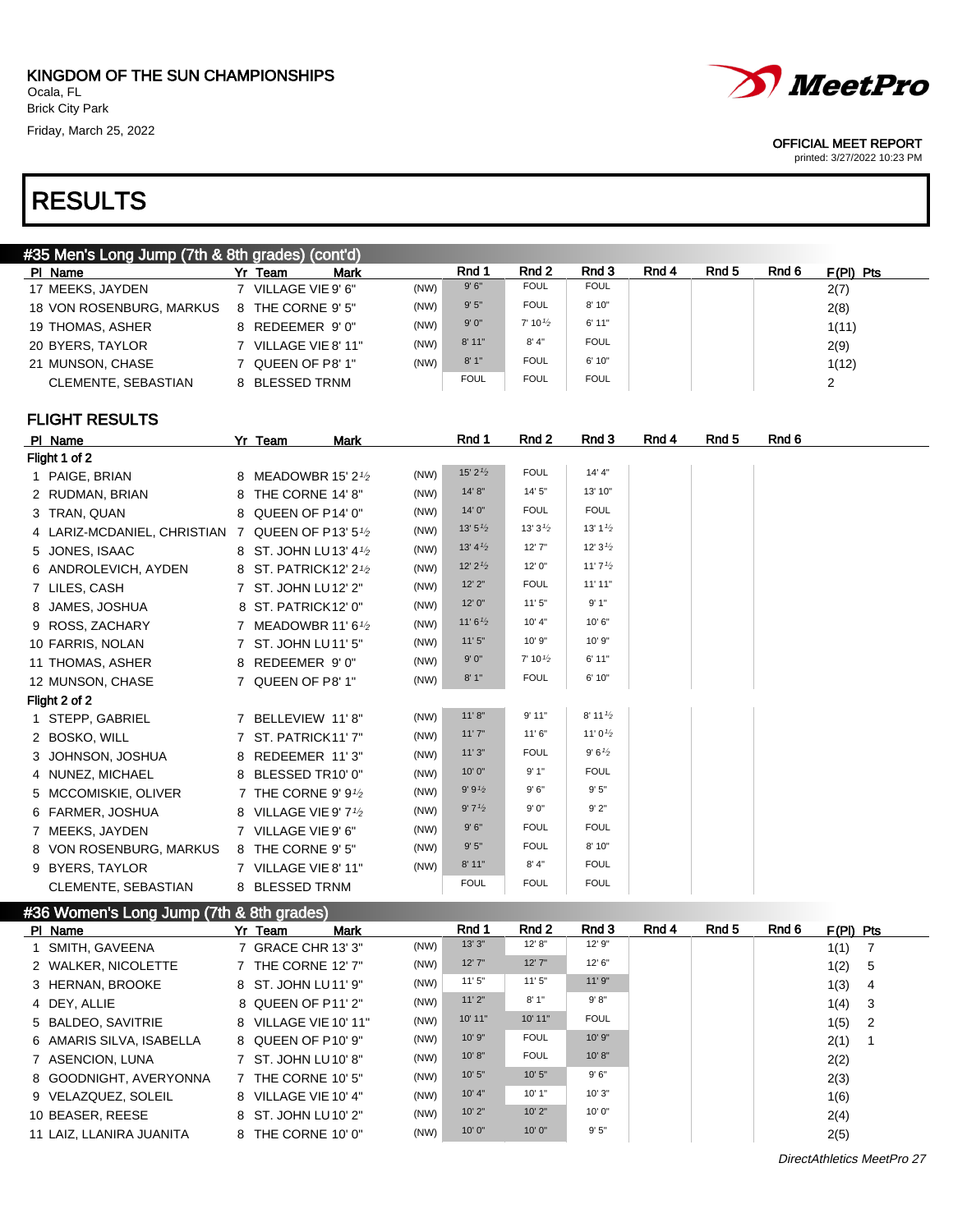KINGDOM OF THE SUN CHAMPIONSHIPS
Ocala, FL
Brick City Park
Friday, March 25, 2022

OFFICIAL MEET REPORT
printed: 3/27/2022 10:23 PM

# RESULTS

## #35 Men's Long Jump (7th & 8th grades) (cont'd)

| Pl | Name | Yr | Team | Mark | | Rnd 1 | Rnd 2 | Rnd 3 | Rnd 4 | Rnd 5 | Rnd 6 | F(Pl) | Pts |
|---|---|---|---|---|---|---|---|---|---|---|---|---|---|
| 17 | MEEKS, JAYDEN | 7 | VILLAGE VIE | 9' 6" | (NW) | 9' 6" | FOUL | FOUL | | | | 2(7) | |
| 18 | VON ROSENBURG, MARKUS | 8 | THE CORNE | 9' 5" | (NW) | 9' 5" | FOUL | 8' 10" | | | | 2(8) | |
| 19 | THOMAS, ASHER | 8 | REDEEMER | 9' 0" | (NW) | 9' 0" | 7' 10½ | 6' 11" | | | | 1(11) | |
| 20 | BYERS, TAYLOR | 7 | VILLAGE VIE | 8' 11" | (NW) | 8' 11" | 8' 4" | FOUL | | | | 2(9) | |
| 21 | MUNSON, CHASE | 7 | QUEEN OF P | 8' 1" | (NW) | 8' 1" | FOUL | 6' 10" | | | | 1(12) | |
| | CLEMENTE, SEBASTIAN | 8 | BLESSED TRN | M | | FOUL | FOUL | FOUL | | | | 2 | |

### FLIGHT RESULTS

| Pl | Name | Yr | Team | Mark | | Rnd 1 | Rnd 2 | Rnd 3 | Rnd 4 | Rnd 5 | Rnd 6 |
|---|---|---|---|---|---|---|---|---|---|---|---|
| **Flight 1 of 2** | | | | | | | | | | | |
| 1 | PAIGE, BRIAN | 8 | MEADOWBR | 15' 2½ | (NW) | 15' 2½ | FOUL | 14' 4" | | | |
| 2 | RUDMAN, BRIAN | 8 | THE CORNE | 14' 8" | (NW) | 14' 8" | 14' 5" | 13' 10" | | | |
| 3 | TRAN, QUAN | 8 | QUEEN OF P | 14' 0" | (NW) | 14' 0" | FOUL | FOUL | | | |
| 4 | LARIZ-MCDANIEL, CHRISTIAN | 7 | QUEEN OF P | 13' 5½ | (NW) | 13' 5½ | 13' 3½ | 13' 1½ | | | |
| 5 | JONES, ISAAC | 8 | ST. JOHN LU | 13' 4½ | (NW) | 13' 4½ | 12' 7" | 12' 3½ | | | |
| 6 | ANDROLEVICH, AYDEN | 8 | ST. PATRICK | 12' 2½ | (NW) | 12' 2½ | 12' 0" | 11' 7½ | | | |
| 7 | LILES, CASH | 7 | ST. JOHN LU | 12' 2" | (NW) | 12' 2" | FOUL | 11' 11" | | | |
| 8 | JAMES, JOSHUA | 8 | ST. PATRICK | 12' 0" | (NW) | 12' 0" | 11' 5" | 9' 1" | | | |
| 9 | ROSS, ZACHARY | 7 | MEADOWBR | 11' 6½ | (NW) | 11' 6½ | 10' 4" | 10' 6" | | | |
| 10 | FARRIS, NOLAN | 7 | ST. JOHN LU | 11' 5" | (NW) | 11' 5" | 10' 9" | 10' 9" | | | |
| 11 | THOMAS, ASHER | 8 | REDEEMER | 9' 0" | (NW) | 9' 0" | 7' 10½ | 6' 11" | | | |
| 12 | MUNSON, CHASE | 7 | QUEEN OF P | 8' 1" | (NW) | 8' 1" | FOUL | 6' 10" | | | |
| **Flight 2 of 2** | | | | | | | | | | | |
| 1 | STEPP, GABRIEL | 7 | BELLEVIEW | 11' 8" | (NW) | 11' 8" | 9' 11" | 8' 11½ | | | |
| 2 | BOSKO, WILL | 7 | ST. PATRICK | 11' 7" | (NW) | 11' 7" | 11' 6" | 11' 0½ | | | |
| 3 | JOHNSON, JOSHUA | 8 | REDEEMER | 11' 3" | (NW) | 11' 3" | FOUL | 9' 6½ | | | |
| 4 | NUNEZ, MICHAEL | 8 | BLESSED TR | 10' 0" | (NW) | 10' 0" | 9' 1" | FOUL | | | |
| 5 | MCCOMISKIE, OLIVER | 7 | THE CORNE | 9' 9½ | (NW) | 9' 9½ | 9' 6" | 9' 5" | | | |
| 6 | FARMER, JOSHUA | 8 | VILLAGE VIE | 9' 7½ | (NW) | 9' 7½ | 9' 0" | 9' 2" | | | |
| 7 | MEEKS, JAYDEN | 7 | VILLAGE VIE | 9' 6" | (NW) | 9' 6" | FOUL | FOUL | | | |
| 8 | VON ROSENBURG, MARKUS | 8 | THE CORNE | 9' 5" | (NW) | 9' 5" | FOUL | 8' 10" | | | |
| 9 | BYERS, TAYLOR | 7 | VILLAGE VIE | 8' 11" | (NW) | 8' 11" | 8' 4" | FOUL | | | |
| | CLEMENTE, SEBASTIAN | 8 | BLESSED TRN | M | | FOUL | FOUL | FOUL | | | |

## #36 Women's Long Jump (7th & 8th grades)

| Pl | Name | Yr | Team | Mark | | Rnd 1 | Rnd 2 | Rnd 3 | Rnd 4 | Rnd 5 | Rnd 6 | F(Pl) | Pts |
|---|---|---|---|---|---|---|---|---|---|---|---|---|---|
| 1 | SMITH, GAVEENA | 7 | GRACE CHR | 13' 3" | (NW) | 13' 3" | 12' 8" | 12' 9" | | | | 1(1) | 7 |
| 2 | WALKER, NICOLETTE | 7 | THE CORNE | 12' 7" | (NW) | 12' 7" | 12' 7" | 12' 6" | | | | 1(2) | 5 |
| 3 | HERNAN, BROOKE | 8 | ST. JOHN LU | 11' 9" | (NW) | 11' 5" | 11' 5" | 11' 9" | | | | 1(3) | 4 |
| 4 | DEY, ALLIE | 8 | QUEEN OF P | 11' 2" | (NW) | 11' 2" | 8' 1" | 9' 8" | | | | 1(4) | 3 |
| 5 | BALDEO, SAVITRIE | 8 | VILLAGE VIE | 10' 11" | (NW) | 10' 11" | 10' 11" | FOUL | | | | 1(5) | 2 |
| 6 | AMARIS SILVA, ISABELLA | 8 | QUEEN OF P | 10' 9" | (NW) | 10' 9" | FOUL | 10' 9" | | | | 2(1) | 1 |
| 7 | ASENCION, LUNA | 7 | ST. JOHN LU | 10' 8" | (NW) | 10' 8" | FOUL | 10' 8" | | | | 2(2) | |
| 8 | GOODNIGHT, AVERYONNA | 7 | THE CORNE | 10' 5" | (NW) | 10' 5" | 10' 5" | 9' 6" | | | | 2(3) | |
| 9 | VELAZQUEZ, SOLEIL | 8 | VILLAGE VIE | 10' 4" | (NW) | 10' 4" | 10' 1" | 10' 3" | | | | 1(6) | |
| 10 | BEASER, REESE | 8 | ST. JOHN LU | 10' 2" | (NW) | 10' 2" | 10' 2" | 10' 0" | | | | 2(4) | |
| 11 | LAIZ, LLANIRA JUANITA | 8 | THE CORNE | 10' 0" | (NW) | 10' 0" | 10' 0" | 9' 5" | | | | 2(5) | |

DirectAthletics MeetPro 27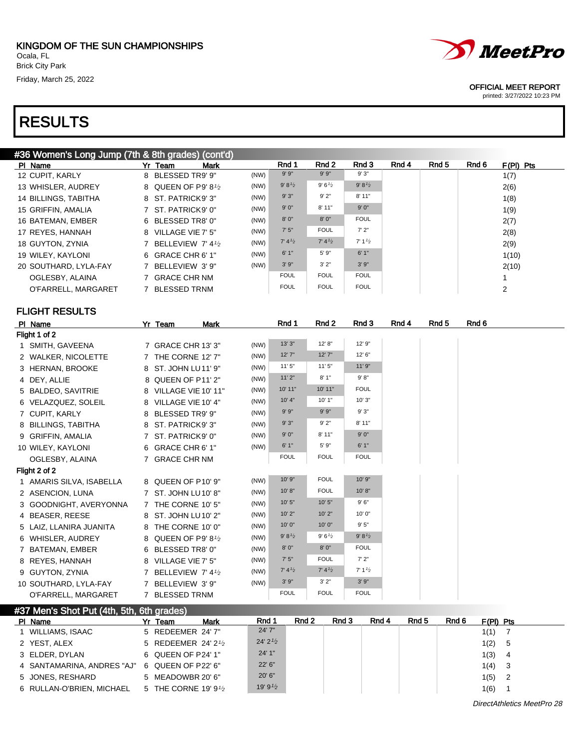KINGDOM OF THE SUN CHAMPIONSHIPS
Ocala, FL
Brick City Park
Friday, March 25, 2022

OFFICIAL MEET REPORT
printed: 3/27/2022 10:23 PM

# RESULTS

## #36 Women's Long Jump (7th & 8th grades) (cont'd)

| Pl | Name | Yr | Team | Mark | | Rnd 1 | Rnd 2 | Rnd 3 | Rnd 4 | Rnd 5 | Rnd 6 | F(Pl) | Pts |
|---|---|---|---|---|---|---|---|---|---|---|---|---|---|
| 12 | CUPIT, KARLY | 8 | BLESSED TR | 9' 9" | (NW) | 9' 9" | 9' 9" | 9' 3" | | | | 1(7) | |
| 13 | WHISLER, AUDREY | 8 | QUEEN OF P | 9' 8½ | (NW) | 9' 8½ | 9' 6½ | 9' 8½ | | | | 2(6) | |
| 14 | BILLINGS, TABITHA | 8 | ST. PATRICK | 9' 3" | (NW) | 9' 3" | 9' 2" | 8' 11" | | | | 1(8) | |
| 15 | GRIFFIN, AMALIA | 7 | ST. PATRICK | 9' 0" | (NW) | 9' 0" | 8' 11" | 9' 0" | | | | 1(9) | |
| 16 | BATEMAN, EMBER | 6 | BLESSED TR | 8' 0" | (NW) | 8' 0" | 8' 0" | FOUL | | | | 2(7) | |
| 17 | REYES, HANNAH | 8 | VILLAGE VIE | 7' 5" | (NW) | 7' 5" | FOUL | 7' 2" | | | | 2(8) | |
| 18 | GUYTON, ZYNIA | 7 | BELLEVIEW | 7' 4½ | (NW) | 7' 4½ | 7' 4½ | 7' 1½ | | | | 2(9) | |
| 19 | WILEY, KAYLONI | 6 | GRACE CHR | 6' 1" | (NW) | 6' 1" | 5' 9" | 6' 1" | | | | 1(10) | |
| 20 | SOUTHARD, LYLA-FAY | 7 | BELLEVIEW | 3' 9" | (NW) | 3' 9" | 3' 2" | 3' 9" | | | | 2(10) | |
| | OGLESBY, ALAINA | 7 | GRACE CHR | NM | | FOUL | FOUL | FOUL | | | | 1 | |
| | O'FARRELL, MARGARET | 7 | BLESSED TR | NM | | FOUL | FOUL | FOUL | | | | 2 | |

### FLIGHT RESULTS

| Pl | Name | Yr | Team | Mark | | Rnd 1 | Rnd 2 | Rnd 3 | Rnd 4 | Rnd 5 | Rnd 6 |
|---|---|---|---|---|---|---|---|---|---|---|---|
| **Flight 1 of 2** | | | | | | | | | | | |
| 1 | SMITH, GAVEENA | 7 | GRACE CHR | 13' 3" | (NW) | 13' 3" | 12' 8" | 12' 9" | | | |
| 2 | WALKER, NICOLETTE | 7 | THE CORNE | 12' 7" | (NW) | 12' 7" | 12' 7" | 12' 6" | | | |
| 3 | HERNAN, BROOKE | 8 | ST. JOHN LU | 11' 9" | (NW) | 11' 5" | 11' 5" | 11' 9" | | | |
| 4 | DEY, ALLIE | 8 | QUEEN OF P | 11' 2" | (NW) | 11' 2" | 8' 1" | 9' 8" | | | |
| 5 | BALDEO, SAVITRIE | 8 | VILLAGE VIE | 10' 11" | (NW) | 10' 11" | 10' 11" | FOUL | | | |
| 6 | VELAZQUEZ, SOLEIL | 8 | VILLAGE VIE | 10' 4" | (NW) | 10' 4" | 10' 1" | 10' 3" | | | |
| 7 | CUPIT, KARLY | 8 | BLESSED TR | 9' 9" | (NW) | 9' 9" | 9' 9" | 9' 3" | | | |
| 8 | BILLINGS, TABITHA | 8 | ST. PATRICK | 9' 3" | (NW) | 9' 3" | 9' 2" | 8' 11" | | | |
| 9 | GRIFFIN, AMALIA | 7 | ST. PATRICK | 9' 0" | (NW) | 9' 0" | 8' 11" | 9' 0" | | | |
| 10 | WILEY, KAYLONI | 6 | GRACE CHR | 6' 1" | (NW) | 6' 1" | 5' 9" | 6' 1" | | | |
| | OGLESBY, ALAINA | 7 | GRACE CHR | NM | | FOUL | FOUL | FOUL | | | |
| **Flight 2 of 2** | | | | | | | | | | | |
| 1 | AMARIS SILVA, ISABELLA | 8 | QUEEN OF P | 10' 9" | (NW) | 10' 9" | FOUL | 10' 9" | | | |
| 2 | ASENCION, LUNA | 7 | ST. JOHN LU | 10' 8" | (NW) | 10' 8" | FOUL | 10' 8" | | | |
| 3 | GOODNIGHT, AVERYONNA | 7 | THE CORNE | 10' 5" | (NW) | 10' 5" | 10' 5" | 9' 6" | | | |
| 4 | BEASER, REESE | 8 | ST. JOHN LU | 10' 2" | (NW) | 10' 2" | 10' 2" | 10' 0" | | | |
| 5 | LAIZ, LLANIRA JUANITA | 8 | THE CORNE | 10' 0" | (NW) | 10' 0" | 10' 0" | 9' 5" | | | |
| 6 | WHISLER, AUDREY | 8 | QUEEN OF P | 9' 8½ | (NW) | 9' 8½ | 9' 6½ | 9' 8½ | | | |
| 7 | BATEMAN, EMBER | 6 | BLESSED TR | 8' 0" | (NW) | 8' 0" | 8' 0" | FOUL | | | |
| 8 | REYES, HANNAH | 8 | VILLAGE VIE | 7' 5" | (NW) | 7' 5" | FOUL | 7' 2" | | | |
| 9 | GUYTON, ZYNIA | 7 | BELLEVIEW | 7' 4½ | (NW) | 7' 4½ | 7' 4½ | 7' 1½ | | | |
| 10 | SOUTHARD, LYLA-FAY | 7 | BELLEVIEW | 3' 9" | (NW) | 3' 9" | 3' 2" | 3' 9" | | | |
| | O'FARRELL, MARGARET | 7 | BLESSED TR | NM | | FOUL | FOUL | FOUL | | | |

## #37 Men's Shot Put (4th, 5th, 6th grades)

| Pl | Name | Yr | Team | Mark | Rnd 1 | Rnd 2 | Rnd 3 | Rnd 4 | Rnd 5 | Rnd 6 | F(Pl) | Pts |
|---|---|---|---|---|---|---|---|---|---|---|---|---|
| 1 | WILLIAMS, ISAAC | 5 | REDEEMER | 24' 7" | 24' 7" | | | | | | 1(1) | 7 |
| 2 | YEST, ALEX | 5 | REDEEMER | 24' 2½ | 24' 2½ | | | | | | 1(2) | 5 |
| 3 | ELDER, DYLAN | 6 | QUEEN OF P | 24' 1" | 24' 1" | | | | | | 1(3) | 4 |
| 4 | SANTAMARINA, ANDRES "AJ" | 6 | QUEEN OF P | 22' 6" | 22' 6" | | | | | | 1(4) | 3 |
| 5 | JONES, RESHARD | 5 | MEADOWBR | 20' 6" | 20' 6" | | | | | | 1(5) | 2 |
| 6 | RULLAN-O'BRIEN, MICHAEL | 5 | THE CORNE | 19' 9½ | 19' 9½ | | | | | | 1(6) | 1 |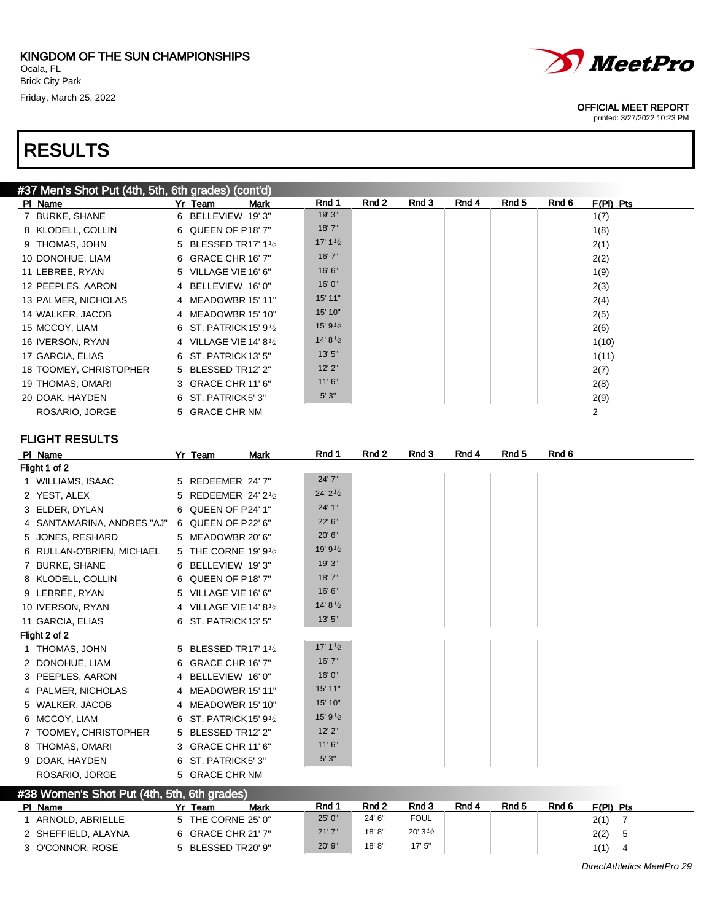KINGDOM OF THE SUN CHAMPIONSHIPS
Ocala, FL
Brick City Park
Friday, March 25, 2022

OFFICIAL MEET REPORT
printed: 3/27/2022 10:23 PM

# RESULTS

## #37 Men's Shot Put (4th, 5th, 6th grades) (cont'd)

| Pl | Name | Yr | Team | Mark | Rnd 1 | Rnd 2 | Rnd 3 | Rnd 4 | Rnd 5 | Rnd 6 | F(Pl) | Pts |
|---|---|---|---|---|---|---|---|---|---|---|---|---|
| 7 | BURKE, SHANE | 6 | BELLEVIEW | 19' 3" | 19' 3" | | | | | | 1(7) | |
| 8 | KLODELL, COLLIN | 6 | QUEEN OF P | 18' 7" | 18' 7" | | | | | | 1(8) | |
| 9 | THOMAS, JOHN | 5 | BLESSED TR | 17' 1½ | 17' 1½ | | | | | | 2(1) | |
| 10 | DONOHUE, LIAM | 6 | GRACE CHR | 16' 7" | 16' 7" | | | | | | 2(2) | |
| 11 | LEBREE, RYAN | 5 | VILLAGE VIE | 16' 6" | 16' 6" | | | | | | 1(9) | |
| 12 | PEEPLES, AARON | 4 | BELLEVIEW | 16' 0" | 16' 0" | | | | | | 2(3) | |
| 13 | PALMER, NICHOLAS | 4 | MEADOWBR | 15' 11" | 15' 11" | | | | | | 2(4) | |
| 14 | WALKER, JACOB | 4 | MEADOWBR | 15' 10" | 15' 10" | | | | | | 2(5) | |
| 15 | MCCOY, LIAM | 6 | ST. PATRICK | 15' 9½ | 15' 9½ | | | | | | 2(6) | |
| 16 | IVERSON, RYAN | 4 | VILLAGE VIE | 14' 8½ | 14' 8½ | | | | | | 1(10) | |
| 17 | GARCIA, ELIAS | 6 | ST. PATRICK | 13' 5" | 13' 5" | | | | | | 1(11) | |
| 18 | TOOMEY, CHRISTOPHER | 5 | BLESSED TR | 12' 2" | 12' 2" | | | | | | 2(7) | |
| 19 | THOMAS, OMARI | 3 | GRACE CHR | 11' 6" | 11' 6" | | | | | | 2(8) | |
| 20 | DOAK, HAYDEN | 6 | ST. PATRICK | 5' 3" | 5' 3" | | | | | | 2(9) | |
| | ROSARIO, JORGE | 5 | GRACE CHR | NM | | | | | | | 2 | |

### FLIGHT RESULTS

| Pl | Name | Yr | Team | Mark | Rnd 1 | Rnd 2 | Rnd 3 | Rnd 4 | Rnd 5 | Rnd 6 |
|---|---|---|---|---|---|---|---|---|---|---|
| **Flight 1 of 2** | | | | | | | | | | |
| 1 | WILLIAMS, ISAAC | 5 | REDEEMER | 24' 7" | 24' 7" | | | | | |
| 2 | YEST, ALEX | 5 | REDEEMER | 24' 2½ | 24' 2½ | | | | | |
| 3 | ELDER, DYLAN | 6 | QUEEN OF P | 24' 1" | 24' 1" | | | | | |
| 4 | SANTAMARINA, ANDRES "AJ" | 6 | QUEEN OF P | 22' 6" | 22' 6" | | | | | |
| 5 | JONES, RESHARD | 5 | MEADOWBR | 20' 6" | 20' 6" | | | | | |
| 6 | RULLAN-O'BRIEN, MICHAEL | 5 | THE CORNE | 19' 9½ | 19' 9½ | | | | | |
| 7 | BURKE, SHANE | 6 | BELLEVIEW | 19' 3" | 19' 3" | | | | | |
| 8 | KLODELL, COLLIN | 6 | QUEEN OF P | 18' 7" | 18' 7" | | | | | |
| 9 | LEBREE, RYAN | 5 | VILLAGE VIE | 16' 6" | 16' 6" | | | | | |
| 10 | IVERSON, RYAN | 4 | VILLAGE VIE | 14' 8½ | 14' 8½ | | | | | |
| 11 | GARCIA, ELIAS | 6 | ST. PATRICK | 13' 5" | 13' 5" | | | | | |
| **Flight 2 of 2** | | | | | | | | | | |
| 1 | THOMAS, JOHN | 5 | BLESSED TR | 17' 1½ | 17' 1½ | | | | | |
| 2 | DONOHUE, LIAM | 6 | GRACE CHR | 16' 7" | 16' 7" | | | | | |
| 3 | PEEPLES, AARON | 4 | BELLEVIEW | 16' 0" | 16' 0" | | | | | |
| 4 | PALMER, NICHOLAS | 4 | MEADOWBR | 15' 11" | 15' 11" | | | | | |
| 5 | WALKER, JACOB | 4 | MEADOWBR | 15' 10" | 15' 10" | | | | | |
| 6 | MCCOY, LIAM | 6 | ST. PATRICK | 15' 9½ | 15' 9½ | | | | | |
| 7 | TOOMEY, CHRISTOPHER | 5 | BLESSED TR | 12' 2" | 12' 2" | | | | | |
| 8 | THOMAS, OMARI | 3 | GRACE CHR | 11' 6" | 11' 6" | | | | | |
| 9 | DOAK, HAYDEN | 6 | ST. PATRICK | 5' 3" | 5' 3" | | | | | |
| | ROSARIO, JORGE | 5 | GRACE CHR | NM | | | | | | |

## #38 Women's Shot Put (4th, 5th, 6th grades)

| Pl | Name | Yr | Team | Mark | Rnd 1 | Rnd 2 | Rnd 3 | Rnd 4 | Rnd 5 | Rnd 6 | F(Pl) | Pts |
|---|---|---|---|---|---|---|---|---|---|---|---|---|
| 1 | ARNOLD, ABRIELLE | 5 | THE CORNE | 25' 0" | 25' 0" | 24' 6" | FOUL | | | | 2(1) | 7 |
| 2 | SHEFFIELD, ALAYNA | 6 | GRACE CHR | 21' 7" | 21' 7" | 18' 8" | 20' 3½ | | | | 2(2) | 5 |
| 3 | O'CONNOR, ROSE | 5 | BLESSED TR | 20' 9" | 20' 9" | 18' 8" | 17' 5" | | | | 1(1) | 4 |

DirectAthletics MeetPro 29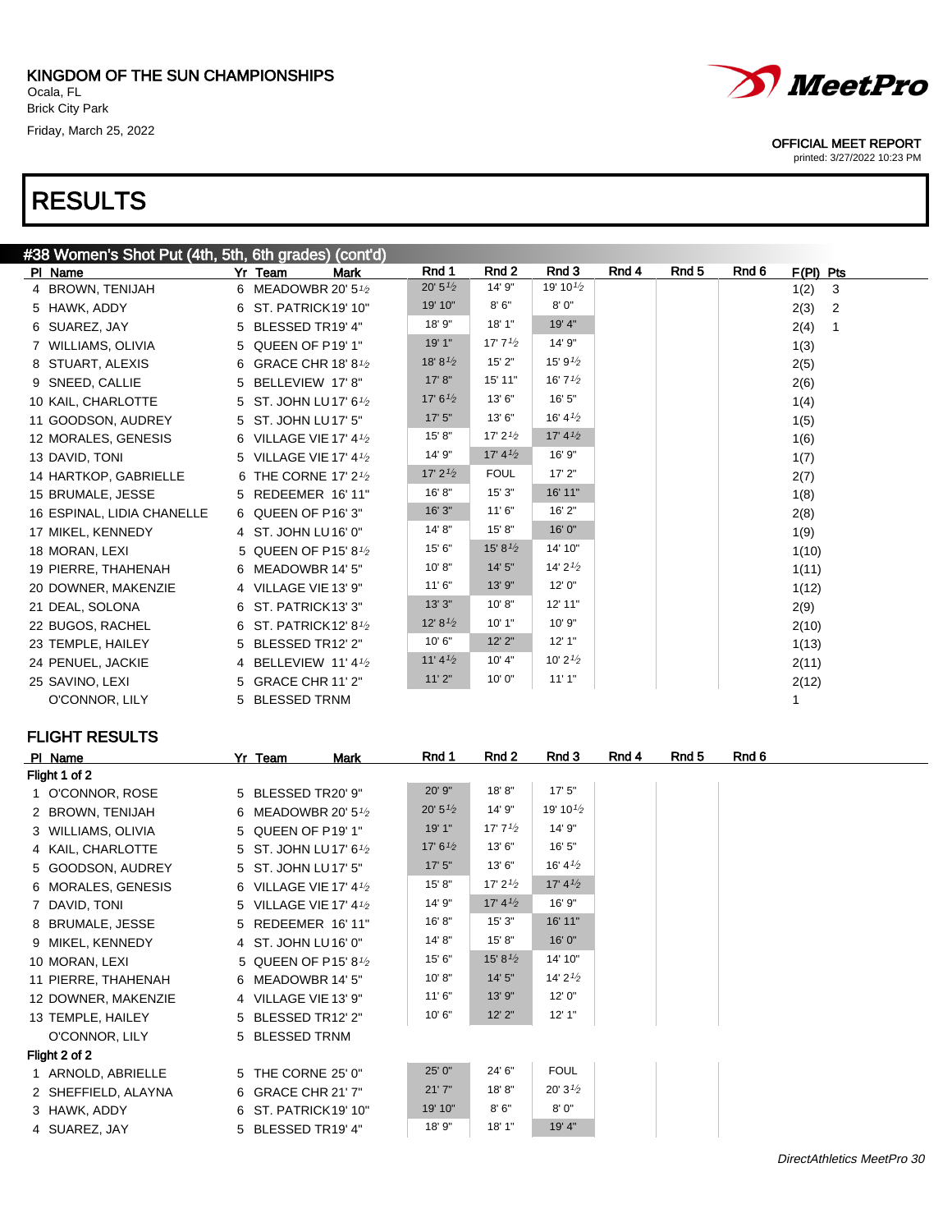KINGDOM OF THE SUN CHAMPIONSHIPS
Ocala, FL
Brick City Park
Friday, March 25, 2022

OFFICIAL MEET REPORT
printed: 3/27/2022 10:23 PM

# RESULTS

## #38 Women's Shot Put (4th, 5th, 6th grades) (cont'd)

| Pl | Name | Yr | Team | Mark | Rnd 1 | Rnd 2 | Rnd 3 | Rnd 4 | Rnd 5 | Rnd 6 | F(Pl) | Pts |
|---|---|---|---|---|---|---|---|---|---|---|---|---|
| 4 | BROWN, TENIJAH | 6 | MEADOWBR | 20' 5½ | 20' 5½ | 14' 9" | 19' 10½ | | | | 1(2) | 3 |
| 5 | HAWK, ADDY | 6 | ST. PATRICK | 19' 10" | 19' 10" | 8' 6" | 8' 0" | | | | 2(3) | 2 |
| 6 | SUAREZ, JAY | 5 | BLESSED TR | 19' 4" | 18' 9" | 18' 1" | 19' 4" | | | | 2(4) | 1 |
| 7 | WILLIAMS, OLIVIA | 5 | QUEEN OF P | 19' 1" | 19' 1" | 17' 7½ | 14' 9" | | | | 1(3) | |
| 8 | STUART, ALEXIS | 6 | GRACE CHR | 18' 8½ | 18' 8½ | 15' 2" | 15' 9½ | | | | 2(5) | |
| 9 | SNEED, CALLIE | 5 | BELLEVIEW | 17' 8" | 17' 8" | 15' 11" | 16' 7½ | | | | 2(6) | |
| 10 | KAIL, CHARLOTTE | 5 | ST. JOHN LU | 17' 6½ | 17' 6½ | 13' 6" | 16' 5" | | | | 1(4) | |
| 11 | GOODSON, AUDREY | 5 | ST. JOHN LU | 17' 5" | 17' 5" | 13' 6" | 16' 4½ | | | | 1(5) | |
| 12 | MORALES, GENESIS | 6 | VILLAGE VIE | 17' 4½ | 15' 8" | 17' 2½ | 17' 4½ | | | | 1(6) | |
| 13 | DAVID, TONI | 5 | VILLAGE VIE | 17' 4½ | 14' 9" | 17' 4½ | 16' 9" | | | | 1(7) | |
| 14 | HARTKOP, GABRIELLE | 6 | THE CORNE | 17' 2½ | 17' 2½ | FOUL | 17' 2" | | | | 2(7) | |
| 15 | BRUMALE, JESSE | 5 | REDEEMER | 16' 11" | 16' 8" | 15' 3" | 16' 11" | | | | 1(8) | |
| 16 | ESPINAL, LIDIA CHANELLE | 6 | QUEEN OF P | 16' 3" | 16' 3" | 11' 6" | 16' 2" | | | | 2(8) | |
| 17 | MIKEL, KENNEDY | 4 | ST. JOHN LU | 16' 0" | 14' 8" | 15' 8" | 16' 0" | | | | 1(9) | |
| 18 | MORAN, LEXI | 5 | QUEEN OF P | 15' 8½ | 15' 6" | 15' 8½ | 14' 10" | | | | 1(10) | |
| 19 | PIERRE, THAHENAH | 6 | MEADOWBR | 14' 5" | 10' 8" | 14' 5" | 14' 2½ | | | | 1(11) | |
| 20 | DOWNER, MAKENZIE | 4 | VILLAGE VIE | 13' 9" | 11' 6" | 13' 9" | 12' 0" | | | | 1(12) | |
| 21 | DEAL, SOLONA | 6 | ST. PATRICK | 13' 3" | 13' 3" | 10' 8" | 12' 11" | | | | 2(9) | |
| 22 | BUGOS, RACHEL | 6 | ST. PATRICK | 12' 8½ | 12' 8½ | 10' 1" | 10' 9" | | | | 2(10) | |
| 23 | TEMPLE, HAILEY | 5 | BLESSED TR | 12' 2" | 10' 6" | 12' 2" | 12' 1" | | | | 1(13) | |
| 24 | PENUEL, JACKIE | 4 | BELLEVIEW | 11' 4½ | 11' 4½ | 10' 4" | 10' 2½ | | | | 2(11) | |
| 25 | SAVINO, LEXI | 5 | GRACE CHR | 11' 2" | 11' 2" | 10' 0" | 11' 1" | | | | 2(12) | |
| | O'CONNOR, LILY | 5 | BLESSED TR | NM | | | | | | | 1 | |

## FLIGHT RESULTS

| Pl | Name | Yr | Team | Mark | Rnd 1 | Rnd 2 | Rnd 3 | Rnd 4 | Rnd 5 | Rnd 6 |
|---|---|---|---|---|---|---|---|---|---|---|
| **Flight 1 of 2** | | | | | | | | | | |
| 1 | O'CONNOR, ROSE | 5 | BLESSED TR | 20' 9" | 20' 9" | 18' 8" | 17' 5" | | | |
| 2 | BROWN, TENIJAH | 6 | MEADOWBR | 20' 5½ | 20' 5½ | 14' 9" | 19' 10½ | | | |
| 3 | WILLIAMS, OLIVIA | 5 | QUEEN OF P | 19' 1" | 19' 1" | 17' 7½ | 14' 9" | | | |
| 4 | KAIL, CHARLOTTE | 5 | ST. JOHN LU | 17' 6½ | 17' 6½ | 13' 6" | 16' 5" | | | |
| 5 | GOODSON, AUDREY | 5 | ST. JOHN LU | 17' 5" | 17' 5" | 13' 6" | 16' 4½ | | | |
| 6 | MORALES, GENESIS | 6 | VILLAGE VIE | 17' 4½ | 15' 8" | 17' 2½ | 17' 4½ | | | |
| 7 | DAVID, TONI | 5 | VILLAGE VIE | 17' 4½ | 14' 9" | 17' 4½ | 16' 9" | | | |
| 8 | BRUMALE, JESSE | 5 | REDEEMER | 16' 11" | 16' 8" | 15' 3" | 16' 11" | | | |
| 9 | MIKEL, KENNEDY | 4 | ST. JOHN LU | 16' 0" | 14' 8" | 15' 8" | 16' 0" | | | |
| 10 | MORAN, LEXI | 5 | QUEEN OF P | 15' 8½ | 15' 6" | 15' 8½ | 14' 10" | | | |
| 11 | PIERRE, THAHENAH | 6 | MEADOWBR | 14' 5" | 10' 8" | 14' 5" | 14' 2½ | | | |
| 12 | DOWNER, MAKENZIE | 4 | VILLAGE VIE | 13' 9" | 11' 6" | 13' 9" | 12' 0" | | | |
| 13 | TEMPLE, HAILEY | 5 | BLESSED TR | 12' 2" | 10' 6" | 12' 2" | 12' 1" | | | |
| | O'CONNOR, LILY | 5 | BLESSED TR | NM | | | | | | |
| **Flight 2 of 2** | | | | | | | | | | |
| 1 | ARNOLD, ABRIELLE | 5 | THE CORNE | 25' 0" | 25' 0" | 24' 6" | FOUL | | | |
| 2 | SHEFFIELD, ALAYNA | 6 | GRACE CHR | 21' 7" | 21' 7" | 18' 8" | 20' 3½ | | | |
| 3 | HAWK, ADDY | 6 | ST. PATRICK | 19' 10" | 19' 10" | 8' 6" | 8' 0" | | | |
| 4 | SUAREZ, JAY | 5 | BLESSED TR | 19' 4" | 18' 9" | 18' 1" | 19' 4" | | | |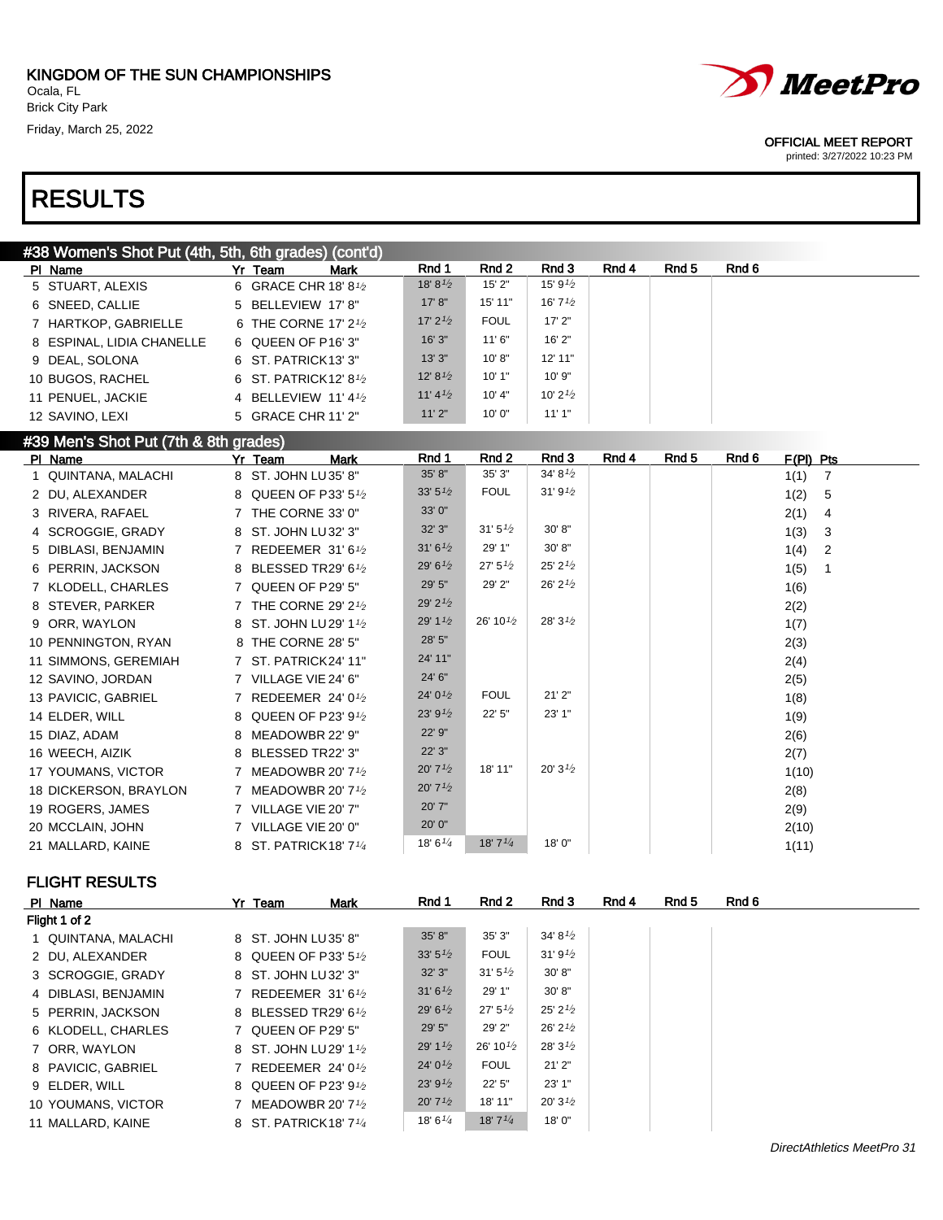KINGDOM OF THE SUN CHAMPIONSHIPS
Ocala, FL
Brick City Park
Friday, March 25, 2022

OFFICIAL MEET REPORT
printed: 3/27/2022 10:23 PM

# RESULTS

## #38 Women's Shot Put (4th, 5th, 6th grades) (cont'd)

| Pl | Name | Yr | Team | Mark | Rnd 1 | Rnd 2 | Rnd 3 | Rnd 4 | Rnd 5 | Rnd 6 |
|---|---|---|---|---|---|---|---|---|---|---|
| 5 | STUART, ALEXIS | 6 | GRACE CHR | 18' 8½ | 18' 8½ | 15' 2" | 15' 9½ | | | |
| 6 | SNEED, CALLIE | 5 | BELLEVIEW | 17' 8" | 17' 8" | 15' 11" | 16' 7½ | | | |
| 7 | HARTKOP, GABRIELLE | 6 | THE CORNE | 17' 2½ | 17' 2½ | FOUL | 17' 2" | | | |
| 8 | ESPINAL, LIDIA CHANELLE | 6 | QUEEN OF P | 16' 3" | 16' 3" | 11' 6" | 16' 2" | | | |
| 9 | DEAL, SOLONA | 6 | ST. PATRICK | 13' 3" | 13' 3" | 10' 8" | 12' 11" | | | |
| 10 | BUGOS, RACHEL | 6 | ST. PATRICK | 12' 8½ | 12' 8½ | 10' 1" | 10' 9" | | | |
| 11 | PENUEL, JACKIE | 4 | BELLEVIEW | 11' 4½ | 11' 4½ | 10' 4" | 10' 2½ | | | |
| 12 | SAVINO, LEXI | 5 | GRACE CHR | 11' 2" | 11' 2" | 10' 0" | 11' 1" | | | |

## #39 Men's Shot Put (7th & 8th grades)

| Pl | Name | Yr | Team | Mark | Rnd 1 | Rnd 2 | Rnd 3 | Rnd 4 | Rnd 5 | Rnd 6 | F(Pl) | Pts |
|---|---|---|---|---|---|---|---|---|---|---|---|---|
| 1 | QUINTANA, MALACHI | 8 | ST. JOHN LU | 35' 8" | 35' 8" | 35' 3" | 34' 8½ | | | | 1(1) | 7 |
| 2 | DU, ALEXANDER | 8 | QUEEN OF P | 33' 5½ | 33' 5½ | FOUL | 31' 9½ | | | | 1(2) | 5 |
| 3 | RIVERA, RAFAEL | 7 | THE CORNE | 33' 0" | 33' 0" | | | | | | 2(1) | 4 |
| 4 | SCROGGIE, GRADY | 8 | ST. JOHN LU | 32' 3" | 32' 3" | 31' 5½ | 30' 8" | | | | 1(3) | 3 |
| 5 | DIBLASI, BENJAMIN | 7 | REDEEMER | 31' 6½ | 31' 6½ | 29' 1" | 30' 8" | | | | 1(4) | 2 |
| 6 | PERRIN, JACKSON | 8 | BLESSED TR | 29' 6½ | 29' 6½ | 27' 5½ | 25' 2½ | | | | 1(5) | 1 |
| 7 | KLODELL, CHARLES | 7 | QUEEN OF P | 29' 5" | 29' 5" | 29' 2" | 26' 2½ | | | | 1(6) | |
| 8 | STEVER, PARKER | 7 | THE CORNE | 29' 2½ | 29' 2½ | | | | | | 2(2) | |
| 9 | ORR, WAYLON | 8 | ST. JOHN LU | 29' 1½ | 29' 1½ | 26' 10½ | 28' 3½ | | | | 1(7) | |
| 10 | PENNINGTON, RYAN | 8 | THE CORNE | 28' 5" | 28' 5" | | | | | | 2(3) | |
| 11 | SIMMONS, GEREMIAH | 7 | ST. PATRICK | 24' 11" | 24' 11" | | | | | | 2(4) | |
| 12 | SAVINO, JORDAN | 7 | VILLAGE VIE | 24' 6" | 24' 6" | | | | | | 2(5) | |
| 13 | PAVICIC, GABRIEL | 7 | REDEEMER | 24' 0½ | 24' 0½ | FOUL | 21' 2" | | | | 1(8) | |
| 14 | ELDER, WILL | 8 | QUEEN OF P | 23' 9½ | 23' 9½ | 22' 5" | 23' 1" | | | | 1(9) | |
| 15 | DIAZ, ADAM | 8 | MEADOWBR | 22' 9" | 22' 9" | | | | | | 2(6) | |
| 16 | WEECH, AIZIK | 8 | BLESSED TR | 22' 3" | 22' 3" | | | | | | 2(7) | |
| 17 | YOUMANS, VICTOR | 7 | MEADOWBR | 20' 7½ | 20' 7½ | 18' 11" | 20' 3½ | | | | 1(10) | |
| 18 | DICKERSON, BRAYLON | 7 | MEADOWBR | 20' 7½ | 20' 7½ | | | | | | 2(8) | |
| 19 | ROGERS, JAMES | 7 | VILLAGE VIE | 20' 7" | 20' 7" | | | | | | 2(9) | |
| 20 | MCCLAIN, JOHN | 7 | VILLAGE VIE | 20' 0" | 20' 0" | | | | | | 2(10) | |
| 21 | MALLARD, KAINE | 8 | ST. PATRICK | 18' 7¼ | 18' 6¼ | 18' 7¼ | 18' 0" | | | | 1(11) | |

### FLIGHT RESULTS

| Pl | Name | Yr | Team | Mark | Rnd 1 | Rnd 2 | Rnd 3 | Rnd 4 | Rnd 5 | Rnd 6 |
|---|---|---|---|---|---|---|---|---|---|---|
| Flight 1 of 2 | | | | | | | | | | |
| 1 | QUINTANA, MALACHI | 8 | ST. JOHN LU | 35' 8" | 35' 8" | 35' 3" | 34' 8½ | | | |
| 2 | DU, ALEXANDER | 8 | QUEEN OF P | 33' 5½ | 33' 5½ | FOUL | 31' 9½ | | | |
| 3 | SCROGGIE, GRADY | 8 | ST. JOHN LU | 32' 3" | 32' 3" | 31' 5½ | 30' 8" | | | |
| 4 | DIBLASI, BENJAMIN | 7 | REDEEMER | 31' 6½ | 31' 6½ | 29' 1" | 30' 8" | | | |
| 5 | PERRIN, JACKSON | 8 | BLESSED TR | 29' 6½ | 29' 6½ | 27' 5½ | 25' 2½ | | | |
| 6 | KLODELL, CHARLES | 7 | QUEEN OF P | 29' 5" | 29' 5" | 29' 2" | 26' 2½ | | | |
| 7 | ORR, WAYLON | 8 | ST. JOHN LU | 29' 1½ | 29' 1½ | 26' 10½ | 28' 3½ | | | |
| 8 | PAVICIC, GABRIEL | 7 | REDEEMER | 24' 0½ | 24' 0½ | FOUL | 21' 2" | | | |
| 9 | ELDER, WILL | 8 | QUEEN OF P | 23' 9½ | 23' 9½ | 22' 5" | 23' 1" | | | |
| 10 | YOUMANS, VICTOR | 7 | MEADOWBR | 20' 7½ | 20' 7½ | 18' 11" | 20' 3½ | | | |
| 11 | MALLARD, KAINE | 8 | ST. PATRICK | 18' 7¼ | 18' 6¼ | 18' 7¼ | 18' 0" | | | |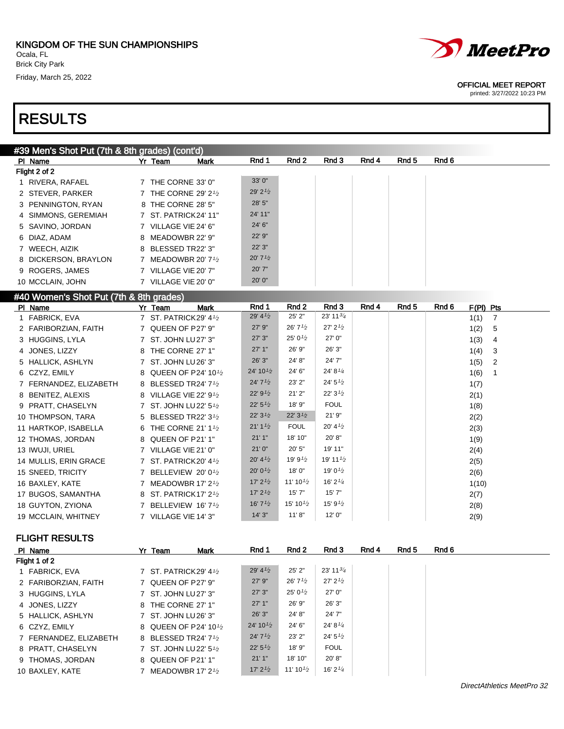KINGDOM OF THE SUN CHAMPIONSHIPS
Ocala, FL
Brick City Park
Friday, March 25, 2022

OFFICIAL MEET REPORT
printed: 3/27/2022 10:23 PM

# RESULTS

## #39 Men's Shot Put (7th & 8th grades) (cont'd)

| Pl | Name | Yr | Team | Mark | Rnd 1 | Rnd 2 | Rnd 3 | Rnd 4 | Rnd 5 | Rnd 6 |
|---|---|---|---|---|---|---|---|---|---|---|
| **Flight 2 of 2** | | | | | | | | | | |
| 1 | RIVERA, RAFAEL | 7 | THE CORNE | 33' 0" | 33' 0" | | | | | |
| 2 | STEVER, PARKER | 7 | THE CORNE | 29' 2½ | 29' 2½ | | | | | |
| 3 | PENNINGTON, RYAN | 8 | THE CORNE | 28' 5" | 28' 5" | | | | | |
| 4 | SIMMONS, GEREMIAH | 7 | ST. PATRICK | 24' 11" | 24' 11" | | | | | |
| 5 | SAVINO, JORDAN | 7 | VILLAGE VIE | 24' 6" | 24' 6" | | | | | |
| 6 | DIAZ, ADAM | 8 | MEADOWBR | 22' 9" | 22' 9" | | | | | |
| 7 | WEECH, AIZIK | 8 | BLESSED TR | 22' 3" | 22' 3" | | | | | |
| 8 | DICKERSON, BRAYLON | 7 | MEADOWBR | 20' 7½ | 20' 7½ | | | | | |
| 9 | ROGERS, JAMES | 7 | VILLAGE VIE | 20' 7" | 20' 7" | | | | | |
| 10 | MCCLAIN, JOHN | 7 | VILLAGE VIE | 20' 0" | 20' 0" | | | | | |

## #40 Women's Shot Put (7th & 8th grades)

| Pl | Name | Yr | Team | Mark | Rnd 1 | Rnd 2 | Rnd 3 | Rnd 4 | Rnd 5 | Rnd 6 | F(Pl) | Pts |
|---|---|---|---|---|---|---|---|---|---|---|---|---|
| 1 | FABRICK, EVA | 7 | ST. PATRICK | 29' 4½ | 29' 4½ | 25' 2" | 23' 11¾ | | | | 1(1) | 7 |
| 2 | FARIBORZIAN, FAITH | 7 | QUEEN OF P | 27' 9" | 27' 9" | 26' 7½ | 27' 2½ | | | | 1(2) | 5 |
| 3 | HUGGINS, LYLA | 7 | ST. JOHN LU | 27' 3" | 27' 3" | 25' 0½ | 27' 0" | | | | 1(3) | 4 |
| 4 | JONES, LIZZY | 8 | THE CORNE | 27' 1" | 27' 1" | 26' 9" | 26' 3" | | | | 1(4) | 3 |
| 5 | HALLICK, ASHLYN | 7 | ST. JOHN LU | 26' 3" | 26' 3" | 24' 8" | 24' 7" | | | | 1(5) | 2 |
| 6 | CZYZ, EMILY | 8 | QUEEN OF P | 24' 10½ | 24' 10½ | 24' 6" | 24' 8¼ | | | | 1(6) | 1 |
| 7 | FERNANDEZ, ELIZABETH | 8 | BLESSED TR | 24' 7½ | 24' 7½ | 23' 2" | 24' 5½ | | | | 1(7) | |
| 8 | BENITEZ, ALEXIS | 8 | VILLAGE VIE | 22' 9½ | 22' 9½ | 21' 2" | 22' 3½ | | | | 2(1) | |
| 9 | PRATT, CHASELYN | 7 | ST. JOHN LU | 22' 5½ | 22' 5½ | 18' 9" | FOUL | | | | 1(8) | |
| 10 | THOMPSON, TARA | 5 | BLESSED TR | 22' 3½ | 22' 3½ | 22' 3½ | 21' 9" | | | | 2(2) | |
| 11 | HARTKOP, ISABELLA | 6 | THE CORNE | 21' 1½ | 21' 1½ | FOUL | 20' 4½ | | | | 2(3) | |
| 12 | THOMAS, JORDAN | 8 | QUEEN OF P | 21' 1" | 21' 1" | 18' 10" | 20' 8" | | | | 1(9) | |
| 13 | IWUJI, URIEL | 7 | VILLAGE VIE | 21' 0" | 21' 0" | 20' 5" | 19' 11" | | | | 2(4) | |
| 14 | MULLIS, ERIN GRACE | 7 | ST. PATRICK | 20' 4½ | 20' 4½ | 19' 9½ | 19' 11½ | | | | 2(5) | |
| 15 | SNEED, TRICITY | 7 | BELLEVIEW | 20' 0½ | 20' 0½ | 18' 0" | 19' 0½ | | | | 2(6) | |
| 16 | BAXLEY, KATE | 7 | MEADOWBR | 17' 2½ | 17' 2½ | 11' 10½ | 16' 2¼ | | | | 1(10) | |
| 17 | BUGOS, SAMANTHA | 8 | ST. PATRICK | 17' 2½ | 17' 2½ | 15' 7" | 15' 7" | | | | 2(7) | |
| 18 | GUYTON, ZYIONA | 7 | BELLEVIEW | 16' 7½ | 16' 7½ | 15' 10½ | 15' 9½ | | | | 2(8) | |
| 19 | MCCLAIN, WHITNEY | 7 | VILLAGE VIE | 14' 3" | 14' 3" | 11' 8" | 12' 0" | | | | 2(9) | |

### FLIGHT RESULTS

| Pl | Name | Yr | Team | Mark | Rnd 1 | Rnd 2 | Rnd 3 | Rnd 4 | Rnd 5 | Rnd 6 |
|---|---|---|---|---|---|---|---|---|---|---|
| **Flight 1 of 2** | | | | | | | | | | |
| 1 | FABRICK, EVA | 7 | ST. PATRICK | 29' 4½ | 29' 4½ | 25' 2" | 23' 11¾ | | | |
| 2 | FARIBORZIAN, FAITH | 7 | QUEEN OF P | 27' 9" | 27' 9" | 26' 7½ | 27' 2½ | | | |
| 3 | HUGGINS, LYLA | 7 | ST. JOHN LU | 27' 3" | 27' 3" | 25' 0½ | 27' 0" | | | |
| 4 | JONES, LIZZY | 8 | THE CORNE | 27' 1" | 27' 1" | 26' 9" | 26' 3" | | | |
| 5 | HALLICK, ASHLYN | 7 | ST. JOHN LU | 26' 3" | 26' 3" | 24' 8" | 24' 7" | | | |
| 6 | CZYZ, EMILY | 8 | QUEEN OF P | 24' 10½ | 24' 10½ | 24' 6" | 24' 8¼ | | | |
| 7 | FERNANDEZ, ELIZABETH | 8 | BLESSED TR | 24' 7½ | 24' 7½ | 23' 2" | 24' 5½ | | | |
| 8 | PRATT, CHASELYN | 7 | ST. JOHN LU | 22' 5½ | 22' 5½ | 18' 9" | FOUL | | | |
| 9 | THOMAS, JORDAN | 8 | QUEEN OF P | 21' 1" | 21' 1" | 18' 10" | 20' 8" | | | |
| 10 | BAXLEY, KATE | 7 | MEADOWBR | 17' 2½ | 17' 2½ | 11' 10½ | 16' 2¼ | | | |

*DirectAthletics MeetPro 32*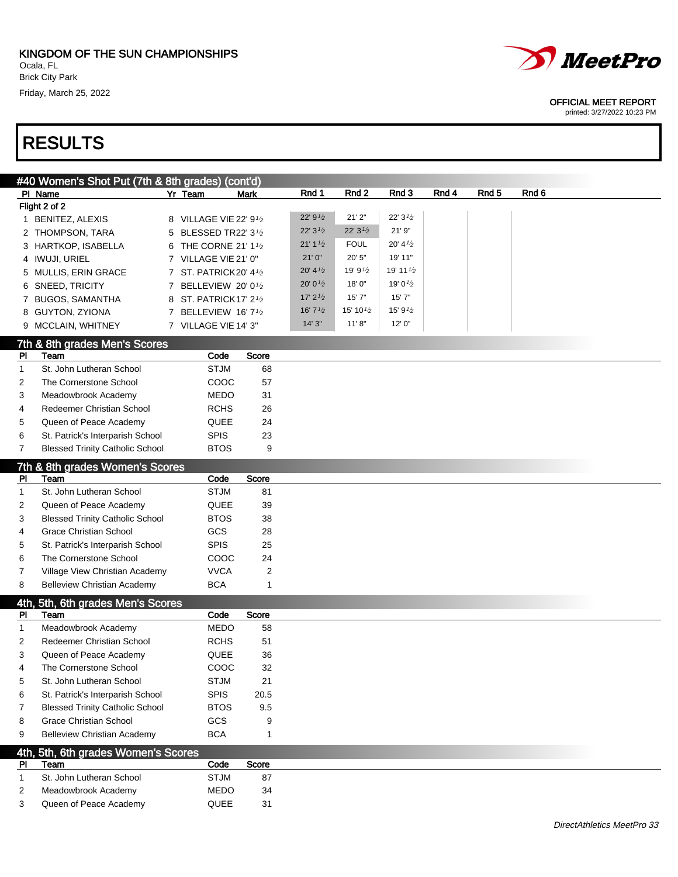KINGDOM OF THE SUN CHAMPIONSHIPS
Ocala, FL
Brick City Park
Friday, March 25, 2022

OFFICIAL MEET REPORT
printed: 3/27/2022 10:23 PM

# RESULTS

## #40 Women's Shot Put (7th & 8th grades) (cont'd)

Flight 2 of 2

| Pl | Name | Yr | Team | Mark | Rnd 1 | Rnd 2 | Rnd 3 | Rnd 4 | Rnd 5 | Rnd 6 |
|---|---|---|---|---|---|---|---|---|---|---|
| 1 | BENITEZ, ALEXIS | 8 | VILLAGE VIE | 22' 9½ | 22' 9½ | 21' 2" | 22' 3½ | | | |
| 2 | THOMPSON, TARA | 5 | BLESSED TR | 22' 3½ | 22' 3½ | 22' 3½ | 21' 9" | | | |
| 3 | HARTKOP, ISABELLA | 6 | THE CORNE | 21' 1½ | 21' 1½ | FOUL | 20' 4½ | | | |
| 4 | IWUJI, URIEL | 7 | VILLAGE VIE | 21' 0" | 21' 0" | 20' 5" | 19' 11" | | | |
| 5 | MULLIS, ERIN GRACE | 7 | ST. PATRICK | 20' 4½ | 20' 4½ | 19' 9½ | 19' 11½ | | | |
| 6 | SNEED, TRICITY | 7 | BELLEVIEW | 20' 0½ | 20' 0½ | 18' 0" | 19' 0½ | | | |
| 7 | BUGOS, SAMANTHA | 8 | ST. PATRICK | 17' 2½ | 17' 2½ | 15' 7" | 15' 7" | | | |
| 8 | GUYTON, ZYIONA | 7 | BELLEVIEW | 16' 7½ | 16' 7½ | 15' 10½ | 15' 9½ | | | |
| 9 | MCCLAIN, WHITNEY | 7 | VILLAGE VIE | 14' 3" | 14' 3" | 11' 8" | 12' 0" | | | |

## 7th & 8th grades Men's Scores

| Pl | Team | Code | Score |
|---|---|---|---|
| 1 | St. John Lutheran School | STJM | 68 |
| 2 | The Cornerstone School | COOC | 57 |
| 3 | Meadowbrook Academy | MEDO | 31 |
| 4 | Redeemer Christian School | RCHS | 26 |
| 5 | Queen of Peace Academy | QUEE | 24 |
| 6 | St. Patrick's Interparish School | SPIS | 23 |
| 7 | Blessed Trinity Catholic School | BTOS | 9 |

## 7th & 8th grades Women's Scores

| Pl | Team | Code | Score |
|---|---|---|---|
| 1 | St. John Lutheran School | STJM | 81 |
| 2 | Queen of Peace Academy | QUEE | 39 |
| 3 | Blessed Trinity Catholic School | BTOS | 38 |
| 4 | Grace Christian School | GCS | 28 |
| 5 | St. Patrick's Interparish School | SPIS | 25 |
| 6 | The Cornerstone School | COOC | 24 |
| 7 | Village View Christian Academy | VVCA | 2 |
| 8 | Belleview Christian Academy | BCA | 1 |

## 4th, 5th, 6th grades Men's Scores

| Pl | Team | Code | Score |
|---|---|---|---|
| 1 | Meadowbrook Academy | MEDO | 58 |
| 2 | Redeemer Christian School | RCHS | 51 |
| 3 | Queen of Peace Academy | QUEE | 36 |
| 4 | The Cornerstone School | COOC | 32 |
| 5 | St. John Lutheran School | STJM | 21 |
| 6 | St. Patrick's Interparish School | SPIS | 20.5 |
| 7 | Blessed Trinity Catholic School | BTOS | 9.5 |
| 8 | Grace Christian School | GCS | 9 |
| 9 | Belleview Christian Academy | BCA | 1 |

## 4th, 5th, 6th grades Women's Scores

| Pl | Team | Code | Score |
|---|---|---|---|
| 1 | St. John Lutheran School | STJM | 87 |
| 2 | Meadowbrook Academy | MEDO | 34 |
| 3 | Queen of Peace Academy | QUEE | 31 |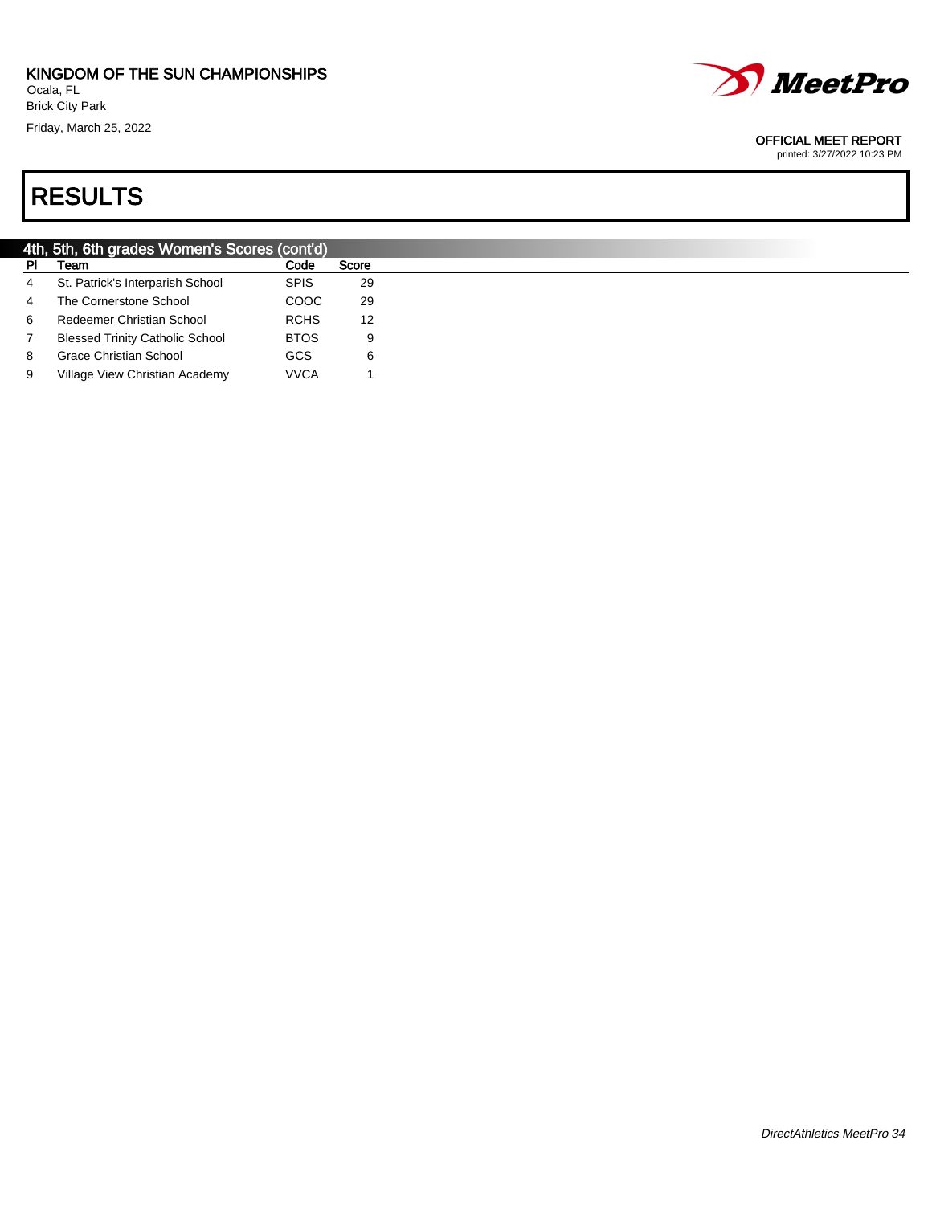KINGDOM OF THE SUN CHAMPIONSHIPS
Ocala, FL
Brick City Park
Friday, March 25, 2022

OFFICIAL MEET REPORT
printed: 3/27/2022 10:23 PM

# RESULTS

## 4th, 5th, 6th grades Women's Scores (cont'd)

| Pl | Team | Code | Score |
|---|---|---|---|
| 4 | St. Patrick's Interparish School | SPIS | 29 |
| 4 | The Cornerstone School | COOC | 29 |
| 6 | Redeemer Christian School | RCHS | 12 |
| 7 | Blessed Trinity Catholic School | BTOS | 9 |
| 8 | Grace Christian School | GCS | 6 |
| 9 | Village View Christian Academy | VVCA | 1 |